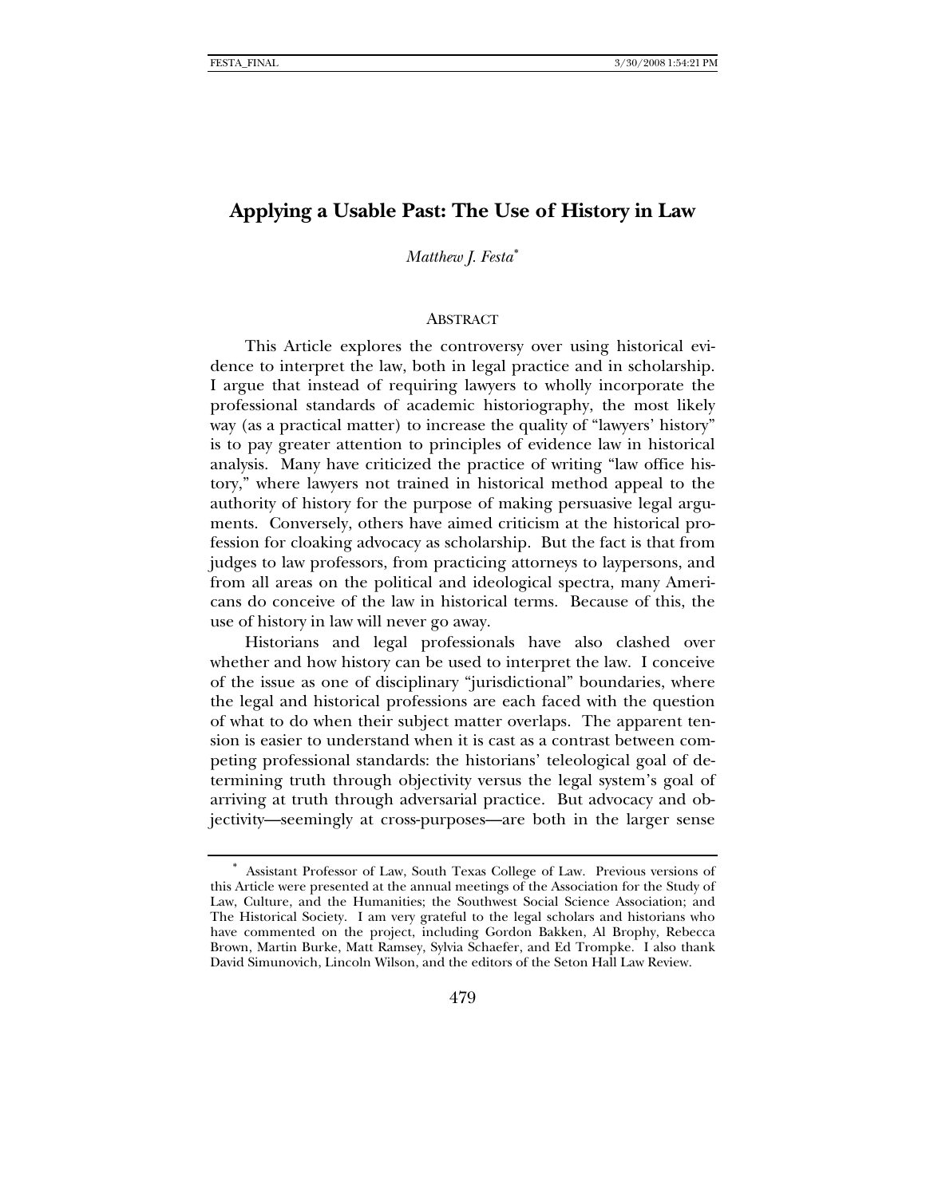# Applying a Usable Past: The Use of History in Law

*Matthew J. Festa*[*]

## ABSTRACT

This Article explores the controversy over using historical evidence to interpret the law, both in legal practice and in scholarship. I argue that instead of requiring lawyers to wholly incorporate the professional standards of academic historiography, the most likely way (as a practical matter) to increase the quality of "lawyers' history" is to pay greater attention to principles of evidence law in historical analysis. Many have criticized the practice of writing "law office history," where lawyers not trained in historical method appeal to the authority of history for the purpose of making persuasive legal arguments. Conversely, others have aimed criticism at the historical profession for cloaking advocacy as scholarship. But the fact is that from judges to law professors, from practicing attorneys to laypersons, and from all areas on the political and ideological spectra, many Americans do conceive of the law in historical terms. Because of this, the use of history in law will never go away.

Historians and legal professionals have also clashed over whether and how history can be used to interpret the law. I conceive of the issue as one of disciplinary "jurisdictional" boundaries, where the legal and historical professions are each faced with the question of what to do when their subject matter overlaps. The apparent tension is easier to understand when it is cast as a contrast between competing professional standards: the historians' teleological goal of determining truth through objectivity versus the legal system's goal of arriving at truth through adversarial practice. But advocacy and objectivity—seemingly at cross-purposes—are both in the larger sense

---

[*] Assistant Professor of Law, South Texas College of Law. Previous versions of this Article were presented at the annual meetings of the Association for the Study of Law, Culture, and the Humanities; the Southwest Social Science Association; and The Historical Society. I am very grateful to the legal scholars and historians who have commented on the project, including Gordon Bakken, Al Brophy, Rebecca Brown, Martin Burke, Matt Ramsey, Sylvia Schaefer, and Ed Trompke. I also thank David Simunovich, Lincoln Wilson, and the editors of the Seton Hall Law Review.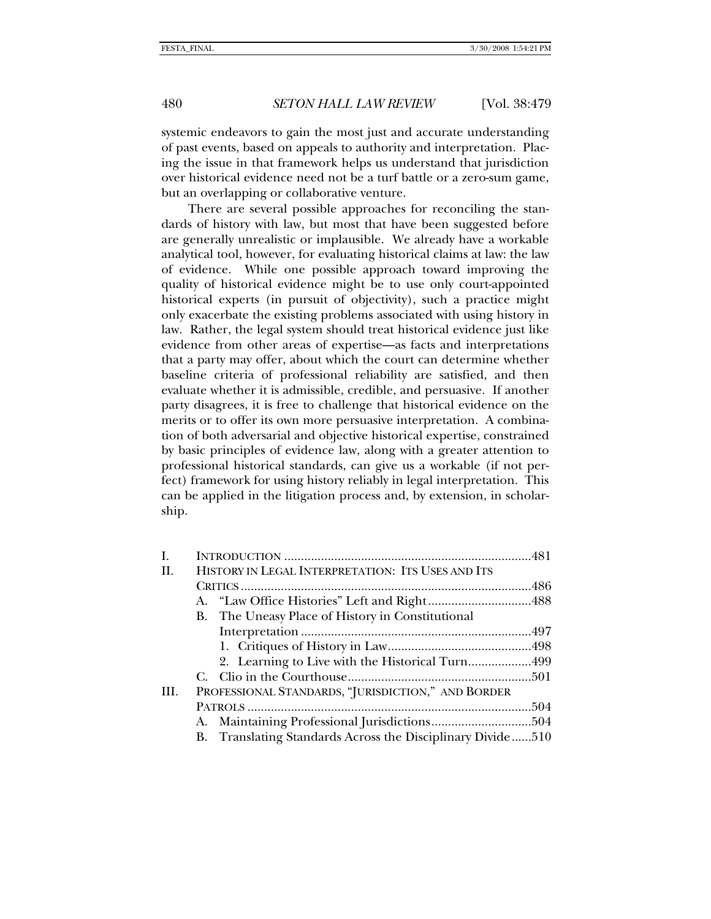systemic endeavors to gain the most just and accurate understanding of past events, based on appeals to authority and interpretation. Placing the issue in that framework helps us understand that jurisdiction over historical evidence need not be a turf battle or a zero-sum game, but an overlapping or collaborative venture.

There are several possible approaches for reconciling the standards of history with law, but most that have been suggested before are generally unrealistic or implausible. We already have a workable analytical tool, however, for evaluating historical claims at law: the law of evidence. While one possible approach toward improving the quality of historical evidence might be to use only court-appointed historical experts (in pursuit of objectivity), such a practice might only exacerbate the existing problems associated with using history in law. Rather, the legal system should treat historical evidence just like evidence from other areas of expertise—as facts and interpretations that a party may offer, about which the court can determine whether baseline criteria of professional reliability are satisfied, and then evaluate whether it is admissible, credible, and persuasive. If another party disagrees, it is free to challenge that historical evidence on the merits or to offer its own more persuasive interpretation. A combination of both adversarial and objective historical expertise, constrained by basic principles of evidence law, along with a greater attention to professional historical standards, can give us a workable (if not perfect) framework for using history reliably in legal interpretation. This can be applied in the litigation process and, by extension, in scholarship.

- I. INTRODUCTION ..... 481
- II. HISTORY IN LEGAL INTERPRETATION: ITS USES AND ITS CRITICS ..... 486
  - A. "Law Office Histories" Left and Right ..... 488
  - B. The Uneasy Place of History in Constitutional Interpretation ..... 497
    - 1. Critiques of History in Law ..... 498
    - 2. Learning to Live with the Historical Turn ..... 499
  - C. Clio in the Courthouse ..... 501
- III. PROFESSIONAL STANDARDS, "JURISDICTION," AND BORDER PATROLS ..... 504
  - A. Maintaining Professional Jurisdictions ..... 504
  - B. Translating Standards Across the Disciplinary Divide ..... 510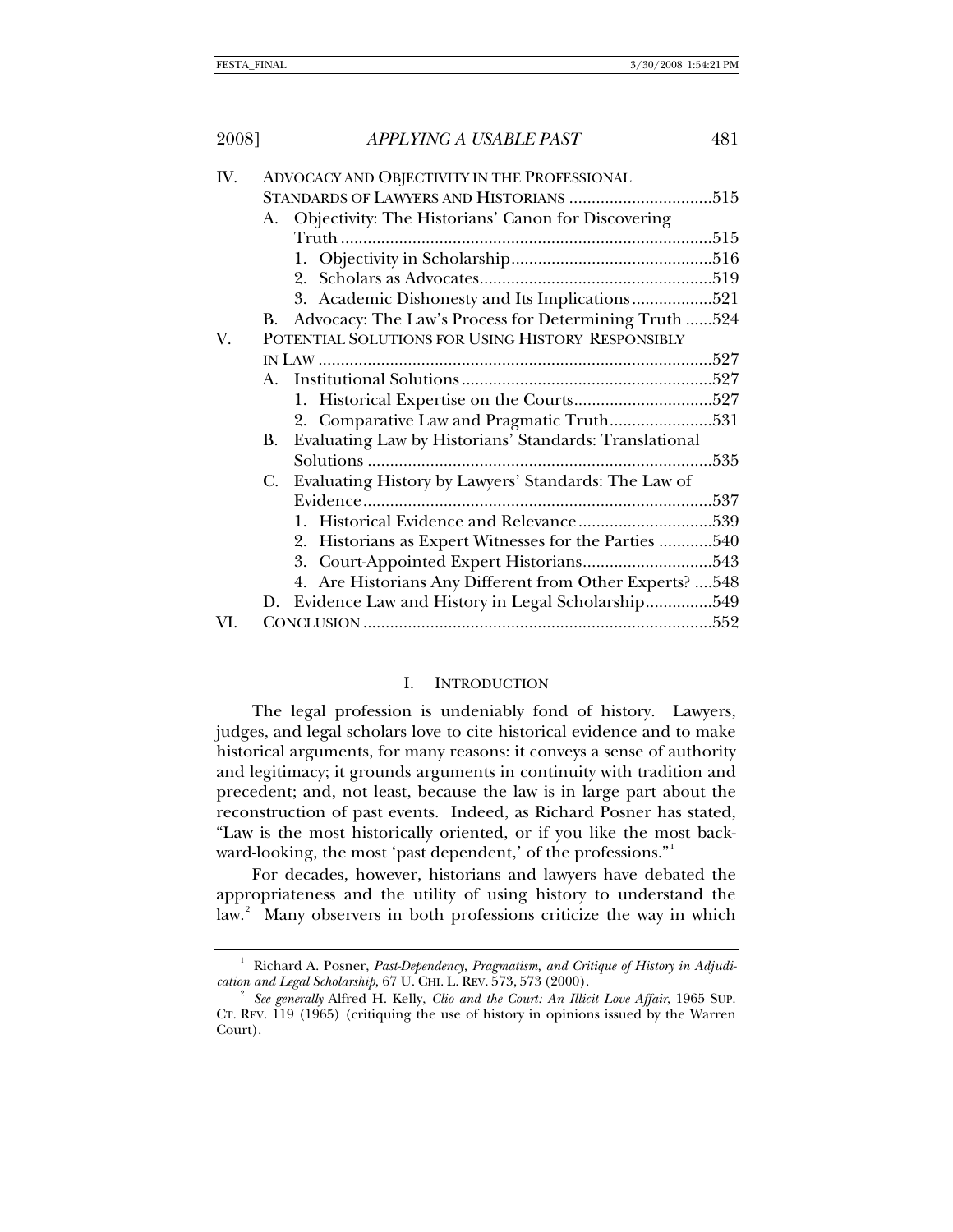IV. ADVOCACY AND OBJECTIVITY IN THE PROFESSIONAL STANDARDS OF LAWYERS AND HISTORIANS ................................515
- A. Objectivity: The Historians' Canon for Discovering Truth ...................................................................................515
  - 1. Objectivity in Scholarship.............................................516
  - 2. Scholars as Advocates....................................................519
  - 3. Academic Dishonesty and Its Implications..................521
- B. Advocacy: The Law's Process for Determining Truth ......524

V. POTENTIAL SOLUTIONS FOR USING HISTORY RESPONSIBLY IN LAW ........................................................................................527
- A. Institutional Solutions........................................................527
  - 1. Historical Expertise on the Courts...............................527
  - 2. Comparative Law and Pragmatic Truth.......................531
- B. Evaluating Law by Historians' Standards: Translational Solutions .............................................................................535
- C. Evaluating History by Lawyers' Standards: The Law of Evidence.............................................................................537
  - 1. Historical Evidence and Relevance..............................539
  - 2. Historians as Expert Witnesses for the Parties ............540
  - 3. Court-Appointed Expert Historians.............................543
  - 4. Are Historians Any Different from Other Experts? ....548
- D. Evidence Law and History in Legal Scholarship...............549

VI. CONCLUSION .............................................................................552

## I. INTRODUCTION

The legal profession is undeniably fond of history. Lawyers, judges, and legal scholars love to cite historical evidence and to make historical arguments, for many reasons: it conveys a sense of authority and legitimacy; it grounds arguments in continuity with tradition and precedent; and, not least, because the law is in large part about the reconstruction of past events. Indeed, as Richard Posner has stated, "Law is the most historically oriented, or if you like the most backward-looking, the most 'past dependent,' of the professions."[1]

For decades, however, historians and lawyers have debated the appropriateness and the utility of using history to understand the law.[2] Many observers in both professions criticize the way in which

---

[1] Richard A. Posner, *Past-Dependency, Pragmatism, and Critique of History in Adjudication and Legal Scholarship*, 67 U. CHI. L. REV. 573, 573 (2000).

[2] *See generally* Alfred H. Kelly, *Clio and the Court: An Illicit Love Affair*, 1965 SUP. CT. REV. 119 (1965) (critiquing the use of history in opinions issued by the Warren Court).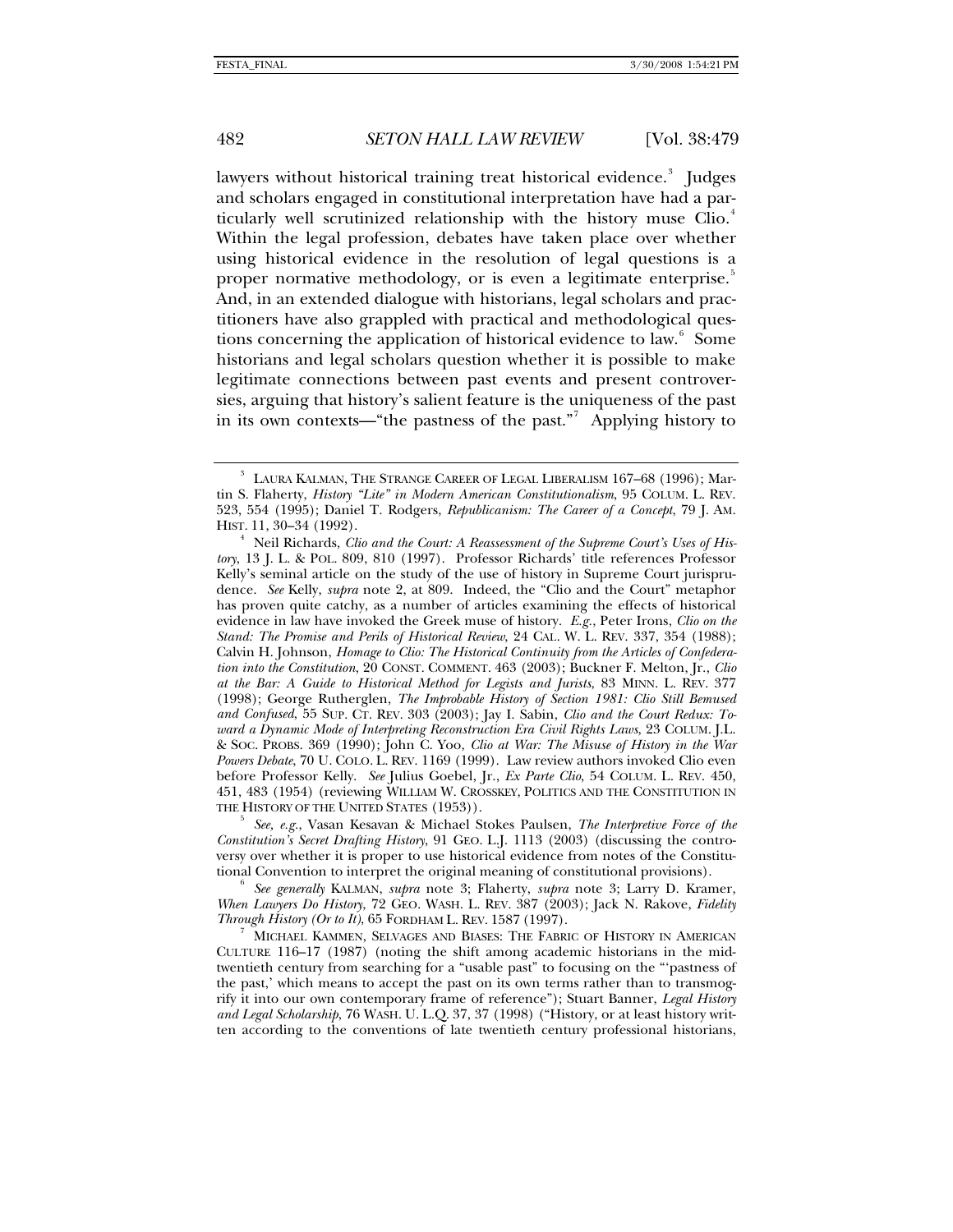lawyers without historical training treat historical evidence.[3] Judges and scholars engaged in constitutional interpretation have had a particularly well scrutinized relationship with the history muse Clio.[4] Within the legal profession, debates have taken place over whether using historical evidence in the resolution of legal questions is a proper normative methodology, or is even a legitimate enterprise.[5] And, in an extended dialogue with historians, legal scholars and practitioners have also grappled with practical and methodological questions concerning the application of historical evidence to law.[6] Some historians and legal scholars question whether it is possible to make legitimate connections between past events and present controversies, arguing that history's salient feature is the uniqueness of the past in its own contexts—"the pastness of the past."[7] Applying history to

---

[3] LAURA KALMAN, THE STRANGE CAREER OF LEGAL LIBERALISM 167–68 (1996); Martin S. Flaherty, *History "Lite" in Modern American Constitutionalism*, 95 COLUM. L. REV. 523, 554 (1995); Daniel T. Rodgers, *Republicanism: The Career of a Concept*, 79 J. AM. HIST. 11, 30–34 (1992).

[4] Neil Richards, *Clio and the Court: A Reassessment of the Supreme Court's Uses of History*, 13 J. L. & POL. 809, 810 (1997). Professor Richards' title references Professor Kelly's seminal article on the study of the use of history in Supreme Court jurisprudence. *See* Kelly, *supra* note 2, at 809. Indeed, the "Clio and the Court" metaphor has proven quite catchy, as a number of articles examining the effects of historical evidence in law have invoked the Greek muse of history. *E.g.*, Peter Irons, *Clio on the Stand: The Promise and Perils of Historical Review*, 24 CAL. W. L. REV. 337, 354 (1988); Calvin H. Johnson, *Homage to Clio: The Historical Continuity from the Articles of Confederation into the Constitution*, 20 CONST. COMMENT. 463 (2003); Buckner F. Melton, Jr., *Clio at the Bar: A Guide to Historical Method for Legists and Jurists*, 83 MINN. L. REV. 377 (1998); George Rutherglen, *The Improbable History of Section 1981: Clio Still Bemused and Confused*, 55 SUP. CT. REV. 303 (2003); Jay I. Sabin, *Clio and the Court Redux: Toward a Dynamic Mode of Interpreting Reconstruction Era Civil Rights Laws*, 23 COLUM. J.L. & SOC. PROBS. 369 (1990); John C. Yoo, *Clio at War: The Misuse of History in the War Powers Debate*, 70 U. COLO. L. REV. 1169 (1999). Law review authors invoked Clio even before Professor Kelly. *See* Julius Goebel, Jr., *Ex Parte Clio*, 54 COLUM. L. REV. 450, 451, 483 (1954) (reviewing WILLIAM W. CROSSKEY, POLITICS AND THE CONSTITUTION IN THE HISTORY OF THE UNITED STATES (1953)).

[5] *See, e.g.*, Vasan Kesavan & Michael Stokes Paulsen, *The Interpretive Force of the Constitution's Secret Drafting History*, 91 GEO. L.J. 1113 (2003) (discussing the controversy over whether it is proper to use historical evidence from notes of the Constitutional Convention to interpret the original meaning of constitutional provisions).

[6] *See generally* KALMAN, *supra* note 3; Flaherty, *supra* note 3; Larry D. Kramer, *When Lawyers Do History*, 72 GEO. WASH. L. REV. 387 (2003); Jack N. Rakove, *Fidelity Through History (Or to It)*, 65 FORDHAM L. REV. 1587 (1997).

[7] MICHAEL KAMMEN, SELVAGES AND BIASES: THE FABRIC OF HISTORY IN AMERICAN CULTURE 116–17 (1987) (noting the shift among academic historians in the mid-twentieth century from searching for a "usable past" to focusing on the "'pastness of the past,' which means to accept the past on its own terms rather than to transmogrify it into our own contemporary frame of reference"); Stuart Banner, *Legal History and Legal Scholarship*, 76 WASH. U. L.Q. 37, 37 (1998) ("History, or at least history written according to the conventions of late twentieth century professional historians,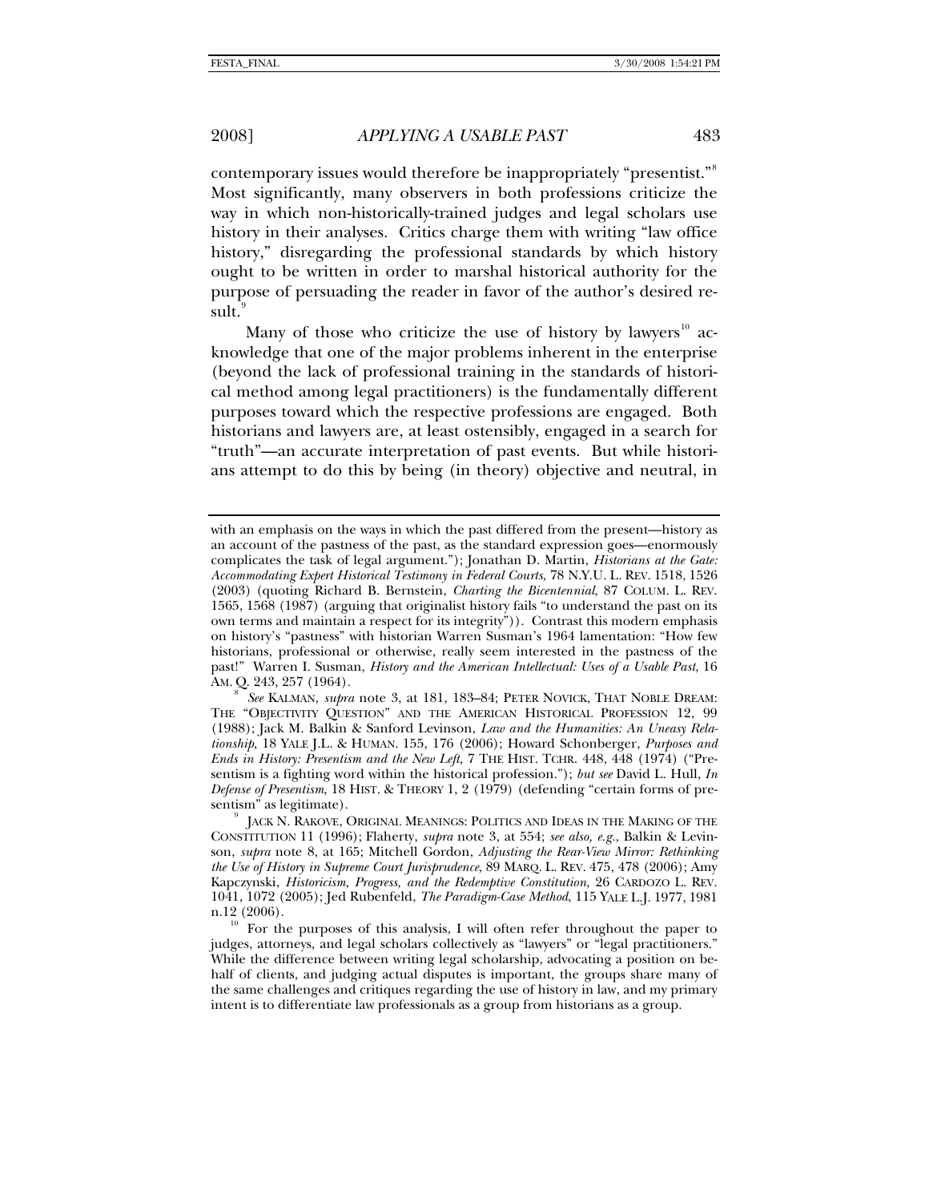contemporary issues would therefore be inappropriately "presentist."[8] Most significantly, many observers in both professions criticize the way in which non-historically-trained judges and legal scholars use history in their analyses. Critics charge them with writing "law office history," disregarding the professional standards by which history ought to be written in order to marshal historical authority for the purpose of persuading the reader in favor of the author's desired result.[9]

Many of those who criticize the use of history by lawyers[10] acknowledge that one of the major problems inherent in the enterprise (beyond the lack of professional training in the standards of historical method among legal practitioners) is the fundamentally different purposes toward which the respective professions are engaged. Both historians and lawyers are, at least ostensibly, engaged in a search for "truth"—an accurate interpretation of past events. But while historians attempt to do this by being (in theory) objective and neutral, in

---

with an emphasis on the ways in which the past differed from the present—history as an account of the pastness of the past, as the standard expression goes—enormously complicates the task of legal argument."); Jonathan D. Martin, *Historians at the Gate: Accommodating Expert Historical Testimony in Federal Courts*, 78 N.Y.U. L. REV. 1518, 1526 (2003) (quoting Richard B. Bernstein, *Charting the Bicentennial*, 87 COLUM. L. REV. 1565, 1568 (1987) (arguing that originalist history fails "to understand the past on its own terms and maintain a respect for its integrity")). Contrast this modern emphasis on history's "pastness" with historian Warren Susman's 1964 lamentation: "How few historians, professional or otherwise, really seem interested in the pastness of the past!" Warren I. Susman, *History and the American Intellectual: Uses of a Usable Past*, 16 AM. Q. 243, 257 (1964).

[8] *See* KALMAN, *supra* note 3, at 181, 183–84; PETER NOVICK, THAT NOBLE DREAM: THE "OBJECTIVITY QUESTION" AND THE AMERICAN HISTORICAL PROFESSION 12, 99 (1988); Jack M. Balkin & Sanford Levinson, *Law and the Humanities: An Uneasy Relationship*, 18 YALE J.L. & HUMAN. 155, 176 (2006); Howard Schonberger, *Purposes and Ends in History: Presentism and the New Left*, 7 THE HIST. TCHR. 448, 448 (1974) ("Presentism is a fighting word within the historical profession."); *but see* David L. Hull, *In Defense of Presentism*, 18 HIST. & THEORY 1, 2 (1979) (defending "certain forms of presentism" as legitimate).

[9] JACK N. RAKOVE, ORIGINAL MEANINGS: POLITICS AND IDEAS IN THE MAKING OF THE CONSTITUTION 11 (1996); Flaherty, *supra* note 3, at 554; *see also, e.g.*, Balkin & Levinson, *supra* note 8, at 165; Mitchell Gordon, *Adjusting the Rear-View Mirror: Rethinking the Use of History in Supreme Court Jurisprudence*, 89 MARQ. L. REV. 475, 478 (2006); Amy Kapczynski, *Historicism, Progress, and the Redemptive Constitution*, 26 CARDOZO L. REV. 1041, 1072 (2005); Jed Rubenfeld, *The Paradigm-Case Method*, 115 YALE L.J. 1977, 1981 n.12 (2006).

[10] For the purposes of this analysis, I will often refer throughout the paper to judges, attorneys, and legal scholars collectively as "lawyers" or "legal practitioners." While the difference between writing legal scholarship, advocating a position on behalf of clients, and judging actual disputes is important, the groups share many of the same challenges and critiques regarding the use of history in law, and my primary intent is to differentiate law professionals as a group from historians as a group.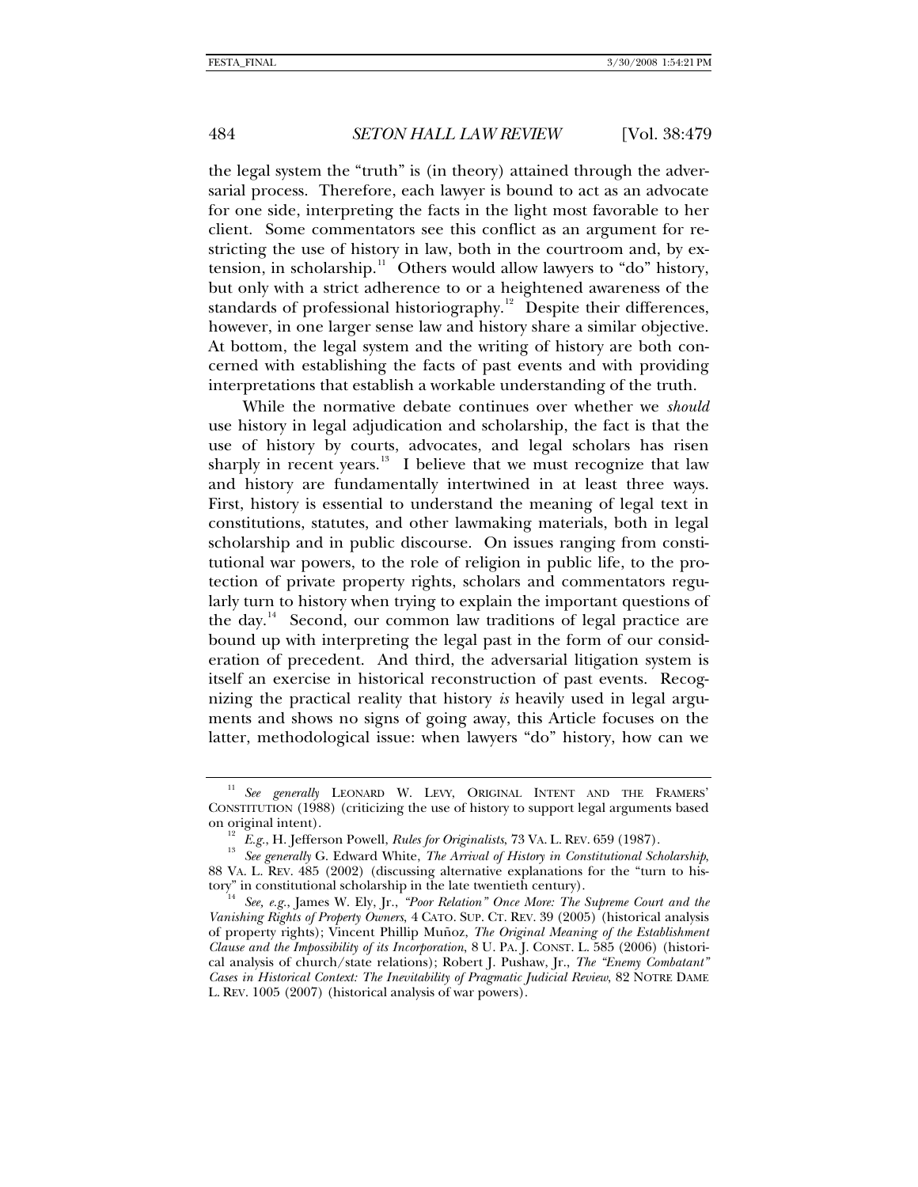the legal system the "truth" is (in theory) attained through the adversarial process. Therefore, each lawyer is bound to act as an advocate for one side, interpreting the facts in the light most favorable to her client. Some commentators see this conflict as an argument for restricting the use of history in law, both in the courtroom and, by extension, in scholarship.[11] Others would allow lawyers to "do" history, but only with a strict adherence to or a heightened awareness of the standards of professional historiography.[12] Despite their differences, however, in one larger sense law and history share a similar objective. At bottom, the legal system and the writing of history are both concerned with establishing the facts of past events and with providing interpretations that establish a workable understanding of the truth.

While the normative debate continues over whether we *should* use history in legal adjudication and scholarship, the fact is that the use of history by courts, advocates, and legal scholars has risen sharply in recent years.[13] I believe that we must recognize that law and history are fundamentally intertwined in at least three ways. First, history is essential to understand the meaning of legal text in constitutions, statutes, and other lawmaking materials, both in legal scholarship and in public discourse. On issues ranging from constitutional war powers, to the role of religion in public life, to the protection of private property rights, scholars and commentators regularly turn to history when trying to explain the important questions of the day.[14] Second, our common law traditions of legal practice are bound up with interpreting the legal past in the form of our consideration of precedent. And third, the adversarial litigation system is itself an exercise in historical reconstruction of past events. Recognizing the practical reality that history *is* heavily used in legal arguments and shows no signs of going away, this Article focuses on the latter, methodological issue: when lawyers "do" history, how can we

---

[11] *See generally* LEONARD W. LEVY, ORIGINAL INTENT AND THE FRAMERS' CONSTITUTION (1988) (criticizing the use of history to support legal arguments based on original intent).

[12] *E.g.*, H. Jefferson Powell, *Rules for Originalists*, 73 VA. L. REV. 659 (1987).

[13] *See generally* G. Edward White, *The Arrival of History in Constitutional Scholarship*, 88 VA. L. REV. 485 (2002) (discussing alternative explanations for the "turn to history" in constitutional scholarship in the late twentieth century).

[14] *See, e.g.*, James W. Ely, Jr., *"Poor Relation" Once More: The Supreme Court and the Vanishing Rights of Property Owners*, 4 CATO. SUP. CT. REV. 39 (2005) (historical analysis of property rights); Vincent Phillip Muñoz, *The Original Meaning of the Establishment Clause and the Impossibility of its Incorporation*, 8 U. PA. J. CONST. L. 585 (2006) (historical analysis of church/state relations); Robert J. Pushaw, Jr., *The "Enemy Combatant" Cases in Historical Context: The Inevitability of Pragmatic Judicial Review*, 82 NOTRE DAME L. REV. 1005 (2007) (historical analysis of war powers).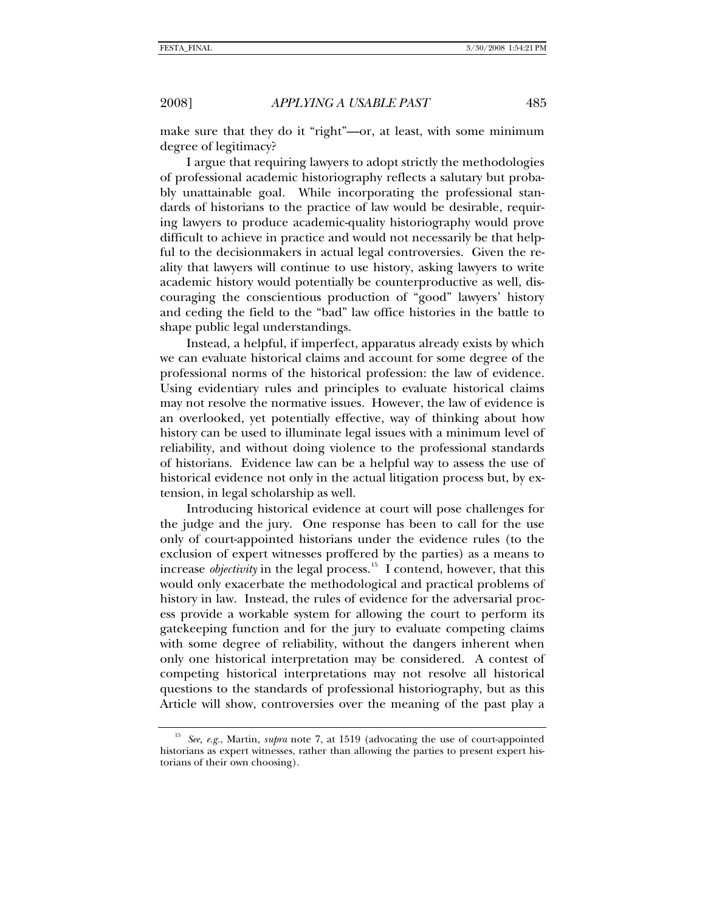make sure that they do it "right"—or, at least, with some minimum degree of legitimacy?

I argue that requiring lawyers to adopt strictly the methodologies of professional academic historiography reflects a salutary but probably unattainable goal. While incorporating the professional standards of historians to the practice of law would be desirable, requiring lawyers to produce academic-quality historiography would prove difficult to achieve in practice and would not necessarily be that helpful to the decisionmakers in actual legal controversies. Given the reality that lawyers will continue to use history, asking lawyers to write academic history would potentially be counterproductive as well, discouraging the conscientious production of "good" lawyers' history and ceding the field to the "bad" law office histories in the battle to shape public legal understandings.

Instead, a helpful, if imperfect, apparatus already exists by which we can evaluate historical claims and account for some degree of the professional norms of the historical profession: the law of evidence. Using evidentiary rules and principles to evaluate historical claims may not resolve the normative issues. However, the law of evidence is an overlooked, yet potentially effective, way of thinking about how history can be used to illuminate legal issues with a minimum level of reliability, and without doing violence to the professional standards of historians. Evidence law can be a helpful way to assess the use of historical evidence not only in the actual litigation process but, by extension, in legal scholarship as well.

Introducing historical evidence at court will pose challenges for the judge and the jury. One response has been to call for the use only of court-appointed historians under the evidence rules (to the exclusion of expert witnesses proffered by the parties) as a means to increase *objectivity* in the legal process.[15] I contend, however, that this would only exacerbate the methodological and practical problems of history in law. Instead, the rules of evidence for the adversarial process provide a workable system for allowing the court to perform its gatekeeping function and for the jury to evaluate competing claims with some degree of reliability, without the dangers inherent when only one historical interpretation may be considered. A contest of competing historical interpretations may not resolve all historical questions to the standards of professional historiography, but as this Article will show, controversies over the meaning of the past play a

---

[15] *See, e.g.*, Martin, *supra* note 7, at 1519 (advocating the use of court-appointed historians as expert witnesses, rather than allowing the parties to present expert historians of their own choosing).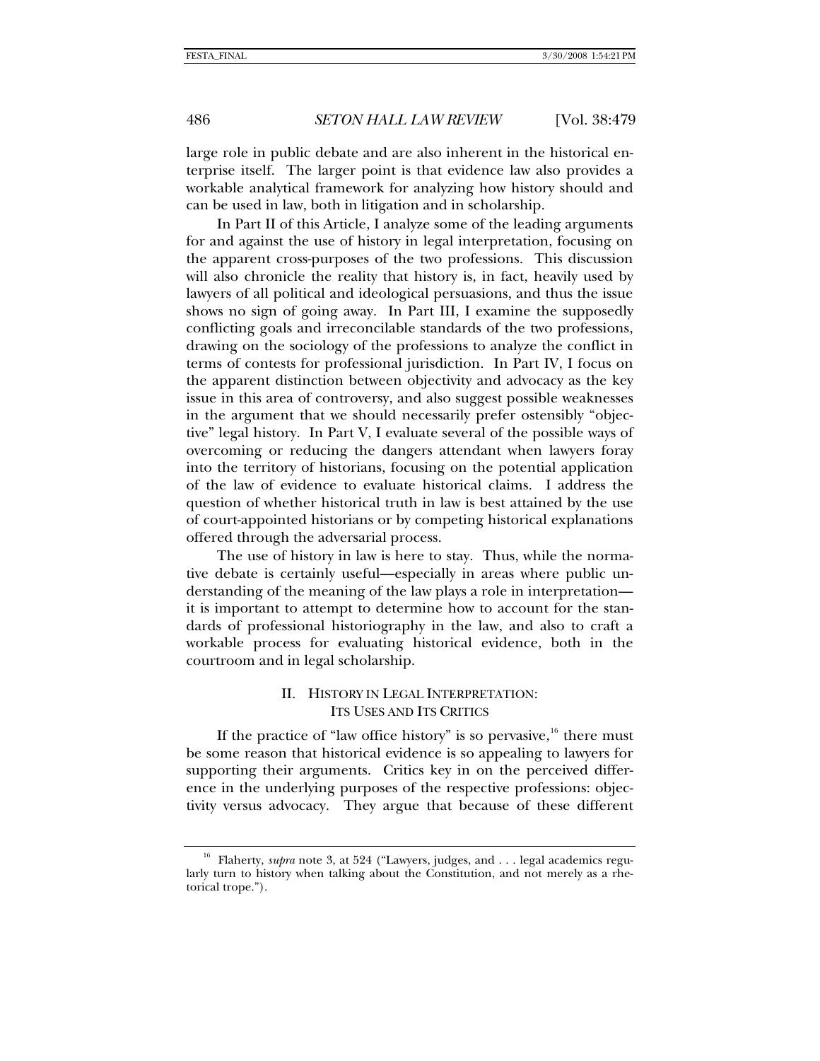large role in public debate and are also inherent in the historical enterprise itself. The larger point is that evidence law also provides a workable analytical framework for analyzing how history should and can be used in law, both in litigation and in scholarship.

In Part II of this Article, I analyze some of the leading arguments for and against the use of history in legal interpretation, focusing on the apparent cross-purposes of the two professions. This discussion will also chronicle the reality that history is, in fact, heavily used by lawyers of all political and ideological persuasions, and thus the issue shows no sign of going away. In Part III, I examine the supposedly conflicting goals and irreconcilable standards of the two professions, drawing on the sociology of the professions to analyze the conflict in terms of contests for professional jurisdiction. In Part IV, I focus on the apparent distinction between objectivity and advocacy as the key issue in this area of controversy, and also suggest possible weaknesses in the argument that we should necessarily prefer ostensibly "objective" legal history. In Part V, I evaluate several of the possible ways of overcoming or reducing the dangers attendant when lawyers foray into the territory of historians, focusing on the potential application of the law of evidence to evaluate historical claims. I address the question of whether historical truth in law is best attained by the use of court-appointed historians or by competing historical explanations offered through the adversarial process.

The use of history in law is here to stay. Thus, while the normative debate is certainly useful—especially in areas where public understanding of the meaning of the law plays a role in interpretation—it is important to attempt to determine how to account for the standards of professional historiography in the law, and also to craft a workable process for evaluating historical evidence, both in the courtroom and in legal scholarship.

## II. History in Legal Interpretation: Its Uses and Its Critics

If the practice of "law office history" is so pervasive,[16] there must be some reason that historical evidence is so appealing to lawyers for supporting their arguments. Critics key in on the perceived difference in the underlying purposes of the respective professions: objectivity versus advocacy. They argue that because of these different

---

[16] Flaherty, *supra* note 3, at 524 ("Lawyers, judges, and . . . legal academics regularly turn to history when talking about the Constitution, and not merely as a rhetorical trope.").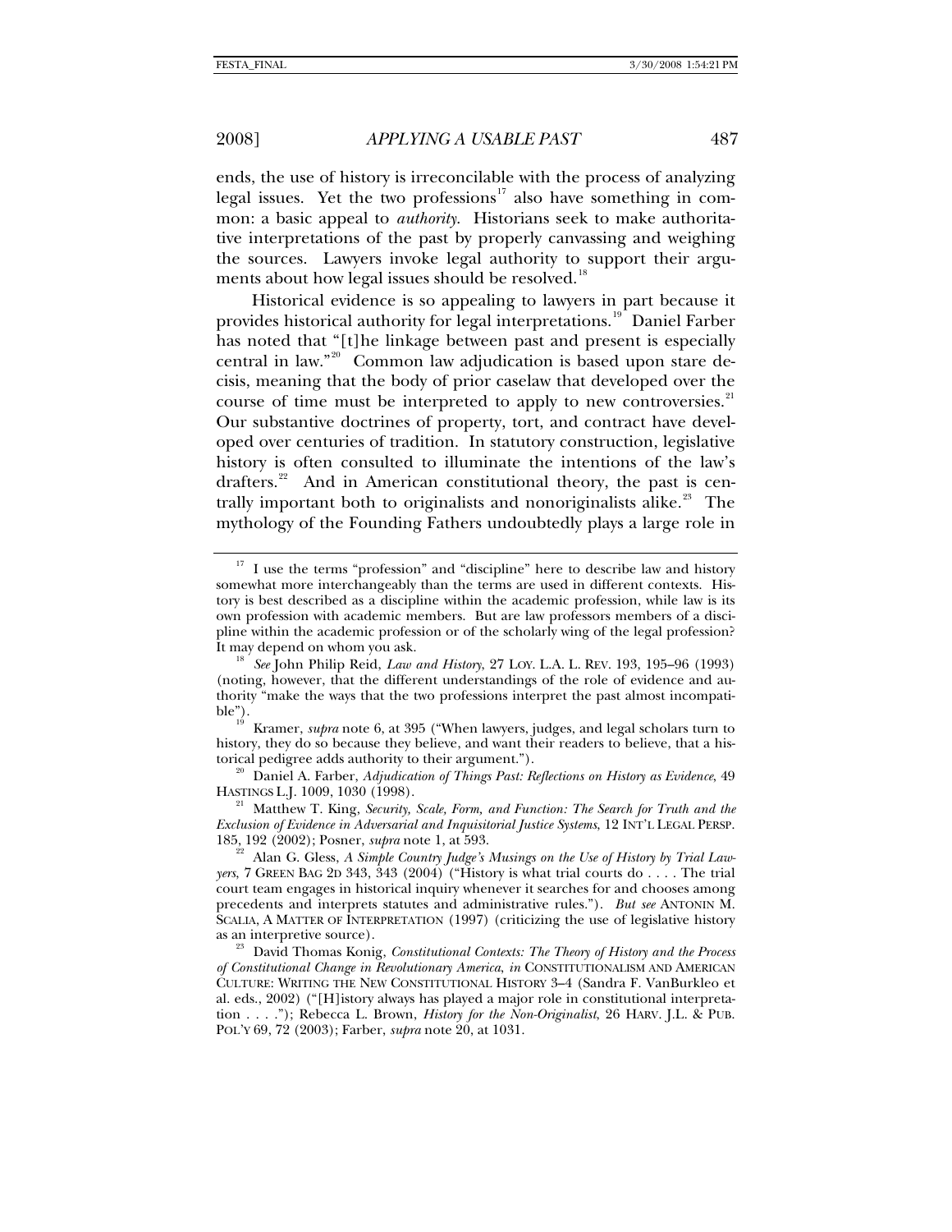ends, the use of history is irreconcilable with the process of analyzing legal issues. Yet the two professions[17] also have something in common: a basic appeal to *authority*. Historians seek to make authoritative interpretations of the past by properly canvassing and weighing the sources. Lawyers invoke legal authority to support their arguments about how legal issues should be resolved.[18]

Historical evidence is so appealing to lawyers in part because it provides historical authority for legal interpretations.[19] Daniel Farber has noted that "[t]he linkage between past and present is especially central in law."[20] Common law adjudication is based upon stare decisis, meaning that the body of prior caselaw that developed over the course of time must be interpreted to apply to new controversies.[21] Our substantive doctrines of property, tort, and contract have developed over centuries of tradition. In statutory construction, legislative history is often consulted to illuminate the intentions of the law's drafters.[22] And in American constitutional theory, the past is centrally important both to originalists and nonoriginalists alike.[23] The mythology of the Founding Fathers undoubtedly plays a large role in

---

[17] I use the terms "profession" and "discipline" here to describe law and history somewhat more interchangeably than the terms are used in different contexts. History is best described as a discipline within the academic profession, while law is its own profession with academic members. But are law professors members of a discipline within the academic profession or of the scholarly wing of the legal profession? It may depend on whom you ask.

[18] *See* John Philip Reid, *Law and History*, 27 LOY. L.A. L. REV. 193, 195–96 (1993) (noting, however, that the different understandings of the role of evidence and authority "make the ways that the two professions interpret the past almost incompatible").

[19] Kramer, *supra* note 6, at 395 ("When lawyers, judges, and legal scholars turn to history, they do so because they believe, and want their readers to believe, that a historical pedigree adds authority to their argument.").

[20] Daniel A. Farber, *Adjudication of Things Past: Reflections on History as Evidence*, 49 HASTINGS L.J. 1009, 1030 (1998).

[21] Matthew T. King, *Security, Scale, Form, and Function: The Search for Truth and the Exclusion of Evidence in Adversarial and Inquisitorial Justice Systems*, 12 INT'L LEGAL PERSP. 185, 192 (2002); Posner, *supra* note 1, at 593.

[22] Alan G. Gless, *A Simple Country Judge's Musings on the Use of History by Trial Lawyers*, 7 GREEN BAG 2D 343, 343 (2004) ("History is what trial courts do . . . . The trial court team engages in historical inquiry whenever it searches for and chooses among precedents and interprets statutes and administrative rules."). *But see* ANTONIN M. SCALIA, A MATTER OF INTERPRETATION (1997) (criticizing the use of legislative history as an interpretive source).

[23] David Thomas Konig, *Constitutional Contexts: The Theory of History and the Process of Constitutional Change in Revolutionary America*, *in* CONSTITUTIONALISM AND AMERICAN CULTURE: WRITING THE NEW CONSTITUTIONAL HISTORY 3–4 (Sandra F. VanBurkleo et al. eds., 2002) ("[H]istory always has played a major role in constitutional interpretation . . . ."); Rebecca L. Brown, *History for the Non-Originalist*, 26 HARV. J.L. & PUB. POL'Y 69, 72 (2003); Farber, *supra* note 20, at 1031.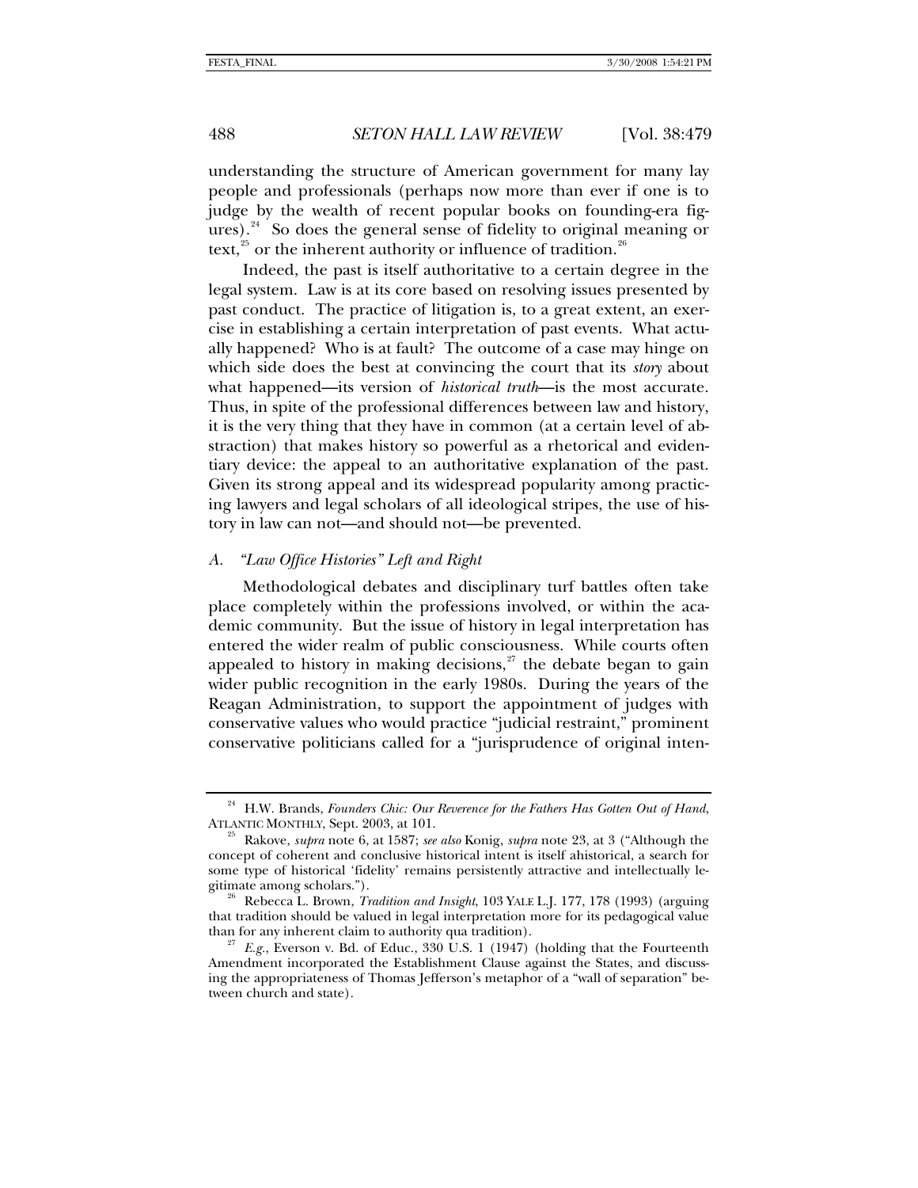understanding the structure of American government for many lay people and professionals (perhaps now more than ever if one is to judge by the wealth of recent popular books on founding-era figures).[24] So does the general sense of fidelity to original meaning or text,[25] or the inherent authority or influence of tradition.[26]

Indeed, the past is itself authoritative to a certain degree in the legal system. Law is at its core based on resolving issues presented by past conduct. The practice of litigation is, to a great extent, an exercise in establishing a certain interpretation of past events. What actually happened? Who is at fault? The outcome of a case may hinge on which side does the best at convincing the court that its *story* about what happened—its version of *historical truth*—is the most accurate. Thus, in spite of the professional differences between law and history, it is the very thing that they have in common (at a certain level of abstraction) that makes history so powerful as a rhetorical and evidentiary device: the appeal to an authoritative explanation of the past. Given its strong appeal and its widespread popularity among practicing lawyers and legal scholars of all ideological stripes, the use of history in law can not—and should not—be prevented.

### A. *"Law Office Histories" Left and Right*

Methodological debates and disciplinary turf battles often take place completely within the professions involved, or within the academic community. But the issue of history in legal interpretation has entered the wider realm of public consciousness. While courts often appealed to history in making decisions,[27] the debate began to gain wider public recognition in the early 1980s. During the years of the Reagan Administration, to support the appointment of judges with conservative values who would practice "judicial restraint," prominent conservative politicians called for a "jurisprudence of original inten-

---

[24] H.W. Brands, *Founders Chic: Our Reverence for the Fathers Has Gotten Out of Hand*, ATLANTIC MONTHLY, Sept. 2003, at 101.

[25] Rakove, *supra* note 6, at 1587; *see also* Konig, *supra* note 23, at 3 ("Although the concept of coherent and conclusive historical intent is itself ahistorical, a search for some type of historical 'fidelity' remains persistently attractive and intellectually legitimate among scholars.").

[26] Rebecca L. Brown, *Tradition and Insight*, 103 YALE L.J. 177, 178 (1993) (arguing that tradition should be valued in legal interpretation more for its pedagogical value than for any inherent claim to authority qua tradition).

[27] *E.g.*, Everson v. Bd. of Educ., 330 U.S. 1 (1947) (holding that the Fourteenth Amendment incorporated the Establishment Clause against the States, and discussing the appropriateness of Thomas Jefferson's metaphor of a "wall of separation" between church and state).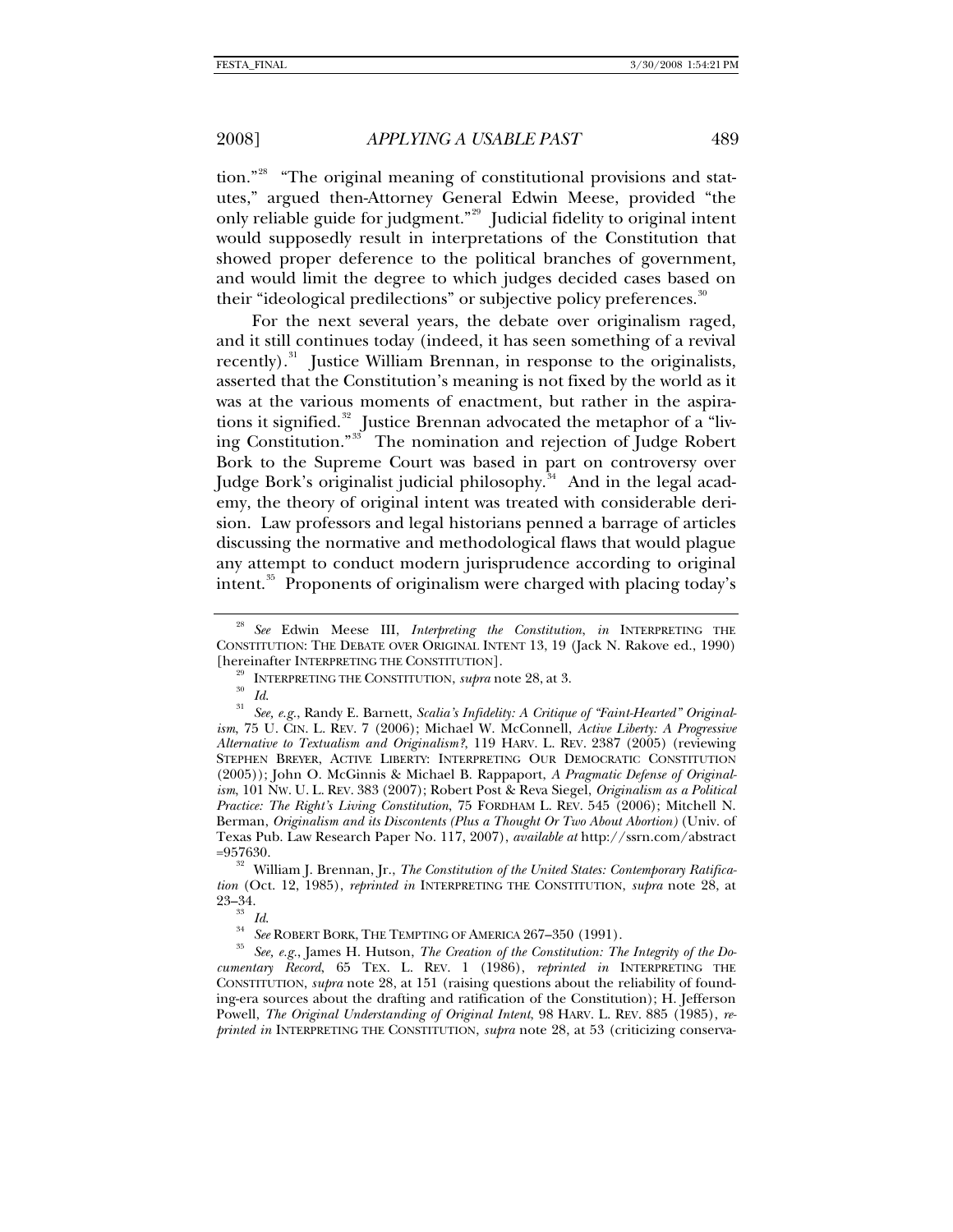tion."[28] "The original meaning of constitutional provisions and statutes," argued then-Attorney General Edwin Meese, provided "the only reliable guide for judgment."[29] Judicial fidelity to original intent would supposedly result in interpretations of the Constitution that showed proper deference to the political branches of government, and would limit the degree to which judges decided cases based on their "ideological predilections" or subjective policy preferences.[30]

For the next several years, the debate over originalism raged, and it still continues today (indeed, it has seen something of a revival recently).[31] Justice William Brennan, in response to the originalists, asserted that the Constitution's meaning is not fixed by the world as it was at the various moments of enactment, but rather in the aspirations it signified.[32] Justice Brennan advocated the metaphor of a "living Constitution."[33] The nomination and rejection of Judge Robert Bork to the Supreme Court was based in part on controversy over Judge Bork's originalist judicial philosophy.[34] And in the legal academy, the theory of original intent was treated with considerable derision. Law professors and legal historians penned a barrage of articles discussing the normative and methodological flaws that would plague any attempt to conduct modern jurisprudence according to original intent.[35] Proponents of originalism were charged with placing today's

---

[28] *See* Edwin Meese III, *Interpreting the Constitution*, *in* INTERPRETING THE CONSTITUTION: THE DEBATE OVER ORIGINAL INTENT 13, 19 (Jack N. Rakove ed., 1990) [hereinafter INTERPRETING THE CONSTITUTION].

[29] INTERPRETING THE CONSTITUTION, *supra* note 28, at 3.

[30] *Id.*

[31] *See, e.g.*, Randy E. Barnett, *Scalia's Infidelity: A Critique of "Faint-Hearted" Originalism*, 75 U. CIN. L. REV. 7 (2006); Michael W. McConnell, *Active Liberty: A Progressive Alternative to Textualism and Originalism?*, 119 HARV. L. REV. 2387 (2005) (reviewing STEPHEN BREYER, ACTIVE LIBERTY: INTERPRETING OUR DEMOCRATIC CONSTITUTION (2005)); John O. McGinnis & Michael B. Rappaport, *A Pragmatic Defense of Originalism*, 101 NW. U. L. REV. 383 (2007); Robert Post & Reva Siegel, *Originalism as a Political Practice: The Right's Living Constitution*, 75 FORDHAM L. REV. 545 (2006); Mitchell N. Berman, *Originalism and its Discontents (Plus a Thought Or Two About Abortion)* (Univ. of Texas Pub. Law Research Paper No. 117, 2007), *available at* http://ssrn.com/abstract=957630.

[32] William J. Brennan, Jr., *The Constitution of the United States: Contemporary Ratification* (Oct. 12, 1985), *reprinted in* INTERPRETING THE CONSTITUTION, *supra* note 28, at 23–34.

[33] *Id.*

[34] *See* ROBERT BORK, THE TEMPTING OF AMERICA 267–350 (1991).

[35] *See, e.g.*, James H. Hutson, *The Creation of the Constitution: The Integrity of the Documentary Record*, 65 TEX. L. REV. 1 (1986), *reprinted in* INTERPRETING THE CONSTITUTION, *supra* note 28, at 151 (raising questions about the reliability of founding-era sources about the drafting and ratification of the Constitution); H. Jefferson Powell, *The Original Understanding of Original Intent*, 98 HARV. L. REV. 885 (1985), *reprinted in* INTERPRETING THE CONSTITUTION, *supra* note 28, at 53 (criticizing conserva-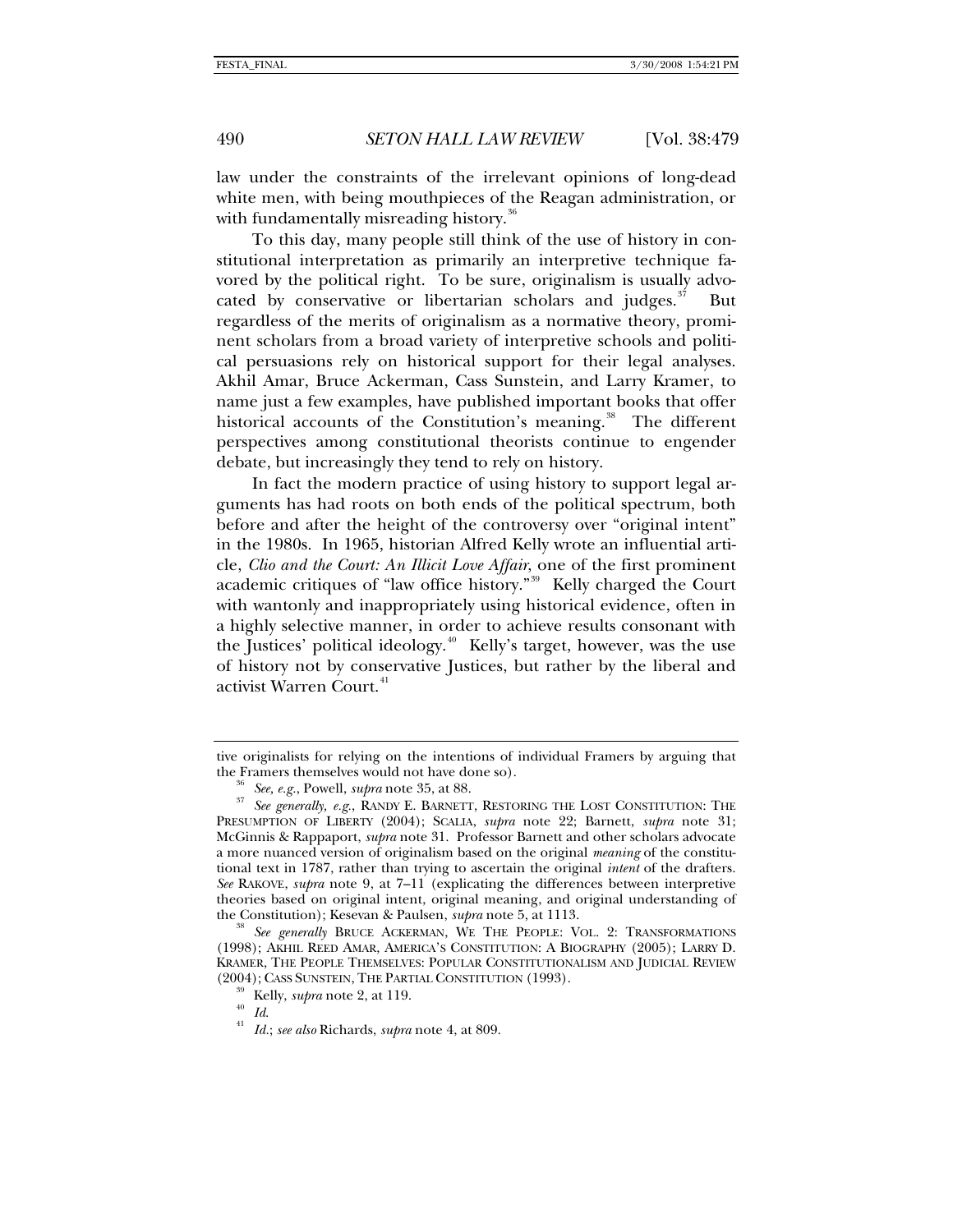law under the constraints of the irrelevant opinions of long-dead white men, with being mouthpieces of the Reagan administration, or with fundamentally misreading history.[36]

To this day, many people still think of the use of history in constitutional interpretation as primarily an interpretive technique favored by the political right. To be sure, originalism is usually advocated by conservative or libertarian scholars and judges.[37] But regardless of the merits of originalism as a normative theory, prominent scholars from a broad variety of interpretive schools and political persuasions rely on historical support for their legal analyses. Akhil Amar, Bruce Ackerman, Cass Sunstein, and Larry Kramer, to name just a few examples, have published important books that offer historical accounts of the Constitution's meaning.[38] The different perspectives among constitutional theorists continue to engender debate, but increasingly they tend to rely on history.

In fact the modern practice of using history to support legal arguments has had roots on both ends of the political spectrum, both before and after the height of the controversy over "original intent" in the 1980s. In 1965, historian Alfred Kelly wrote an influential article, *Clio and the Court: An Illicit Love Affair*, one of the first prominent academic critiques of "law office history."[39] Kelly charged the Court with wantonly and inappropriately using historical evidence, often in a highly selective manner, in order to achieve results consonant with the Justices' political ideology.[40] Kelly's target, however, was the use of history not by conservative Justices, but rather by the liberal and activist Warren Court.[41]

---

tive originalists for relying on the intentions of individual Framers by arguing that the Framers themselves would not have done so).

[36] *See, e.g.*, Powell, *supra* note 35, at 88.

[37] *See generally, e.g.*, RANDY E. BARNETT, RESTORING THE LOST CONSTITUTION: THE PRESUMPTION OF LIBERTY (2004); SCALIA, *supra* note 22; Barnett, *supra* note 31; McGinnis & Rappaport, *supra* note 31. Professor Barnett and other scholars advocate a more nuanced version of originalism based on the original *meaning* of the constitutional text in 1787, rather than trying to ascertain the original *intent* of the drafters. *See* RAKOVE, *supra* note 9, at 7–11 (explicating the differences between interpretive theories based on original intent, original meaning, and original understanding of the Constitution); Kesevan & Paulsen, *supra* note 5, at 1113.

[38] *See generally* BRUCE ACKERMAN, WE THE PEOPLE: VOL. 2: TRANSFORMATIONS (1998); AKHIL REED AMAR, AMERICA'S CONSTITUTION: A BIOGRAPHY (2005); LARRY D. KRAMER, THE PEOPLE THEMSELVES: POPULAR CONSTITUTIONALISM AND JUDICIAL REVIEW (2004); CASS SUNSTEIN, THE PARTIAL CONSTITUTION (1993).

[39] Kelly, *supra* note 2, at 119.

[40] *Id.*

[41] *Id.*; *see also* Richards, *supra* note 4, at 809.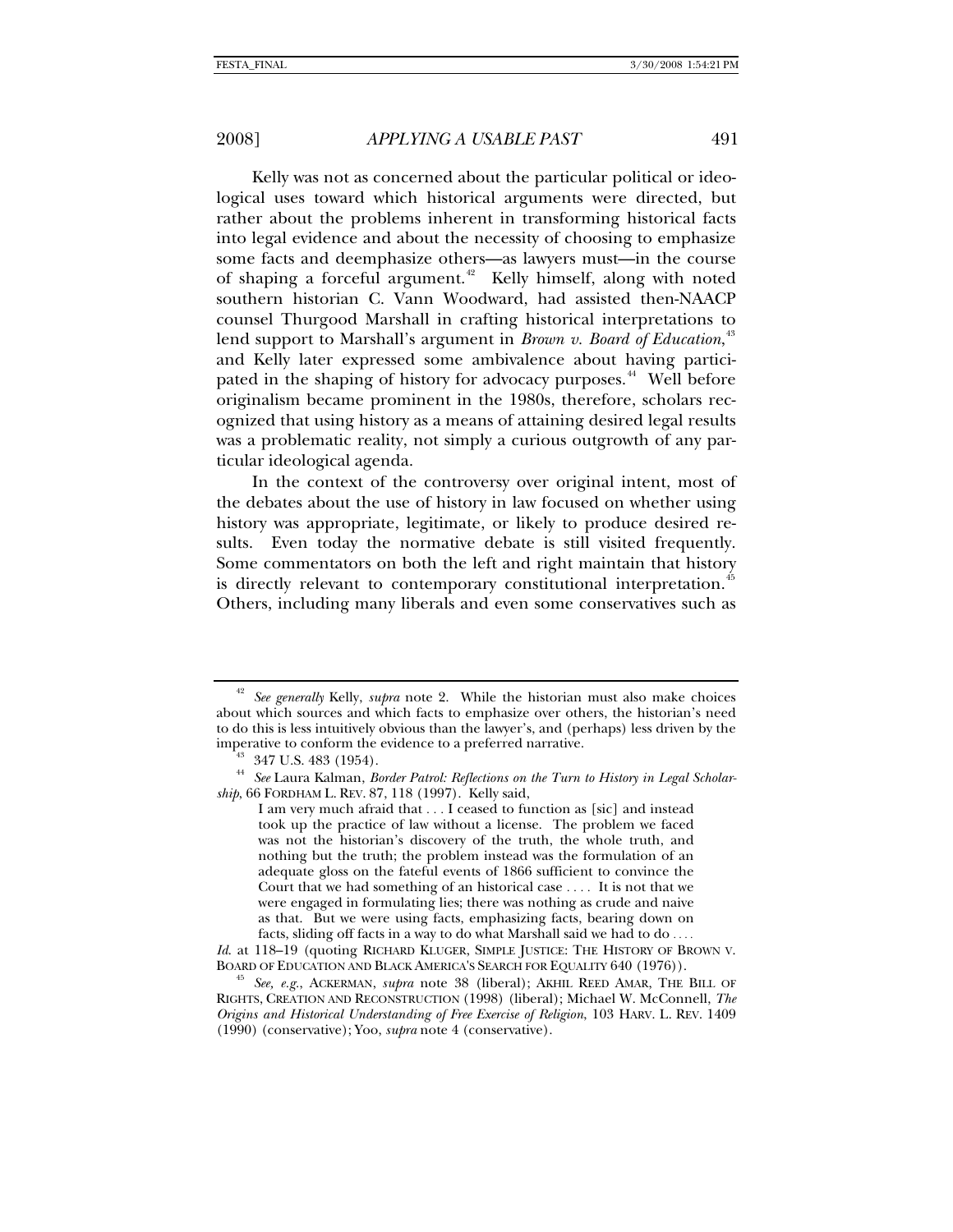Kelly was not as concerned about the particular political or ideological uses toward which historical arguments were directed, but rather about the problems inherent in transforming historical facts into legal evidence and about the necessity of choosing to emphasize some facts and deemphasize others—as lawyers must—in the course of shaping a forceful argument.[42] Kelly himself, along with noted southern historian C. Vann Woodward, had assisted then-NAACP counsel Thurgood Marshall in crafting historical interpretations to lend support to Marshall's argument in *Brown v. Board of Education*,[43] and Kelly later expressed some ambivalence about having participated in the shaping of history for advocacy purposes.[44] Well before originalism became prominent in the 1980s, therefore, scholars recognized that using history as a means of attaining desired legal results was a problematic reality, not simply a curious outgrowth of any particular ideological agenda.

In the context of the controversy over original intent, most of the debates about the use of history in law focused on whether using history was appropriate, legitimate, or likely to produce desired results. Even today the normative debate is still visited frequently. Some commentators on both the left and right maintain that history is directly relevant to contemporary constitutional interpretation.[45] Others, including many liberals and even some conservatives such as

---

[42] *See generally* Kelly, *supra* note 2. While the historian must also make choices about which sources and which facts to emphasize over others, the historian's need to do this is less intuitively obvious than the lawyer's, and (perhaps) less driven by the imperative to conform the evidence to a preferred narrative.

[43] 347 U.S. 483 (1954).

[44] *See* Laura Kalman, *Border Patrol: Reflections on the Turn to History in Legal Scholarship*, 66 FORDHAM L. REV. 87, 118 (1997). Kelly said,

> I am very much afraid that . . . I ceased to function as [sic] and instead took up the practice of law without a license. The problem we faced was not the historian's discovery of the truth, the whole truth, and nothing but the truth; the problem instead was the formulation of an adequate gloss on the fateful events of 1866 sufficient to convince the Court that we had something of an historical case . . . . It is not that we were engaged in formulating lies; there was nothing as crude and naive as that. But we were using facts, emphasizing facts, bearing down on facts, sliding off facts in a way to do what Marshall said we had to do . . . .

*Id.* at 118–19 (quoting RICHARD KLUGER, SIMPLE JUSTICE: THE HISTORY OF BROWN V. BOARD OF EDUCATION AND BLACK AMERICA'S SEARCH FOR EQUALITY 640 (1976)).

[45] *See, e.g.*, ACKERMAN, *supra* note 38 (liberal); AKHIL REED AMAR, THE BILL OF RIGHTS, CREATION AND RECONSTRUCTION (1998) (liberal); Michael W. McConnell, *The Origins and Historical Understanding of Free Exercise of Religion*, 103 HARV. L. REV. 1409 (1990) (conservative); Yoo, *supra* note 4 (conservative).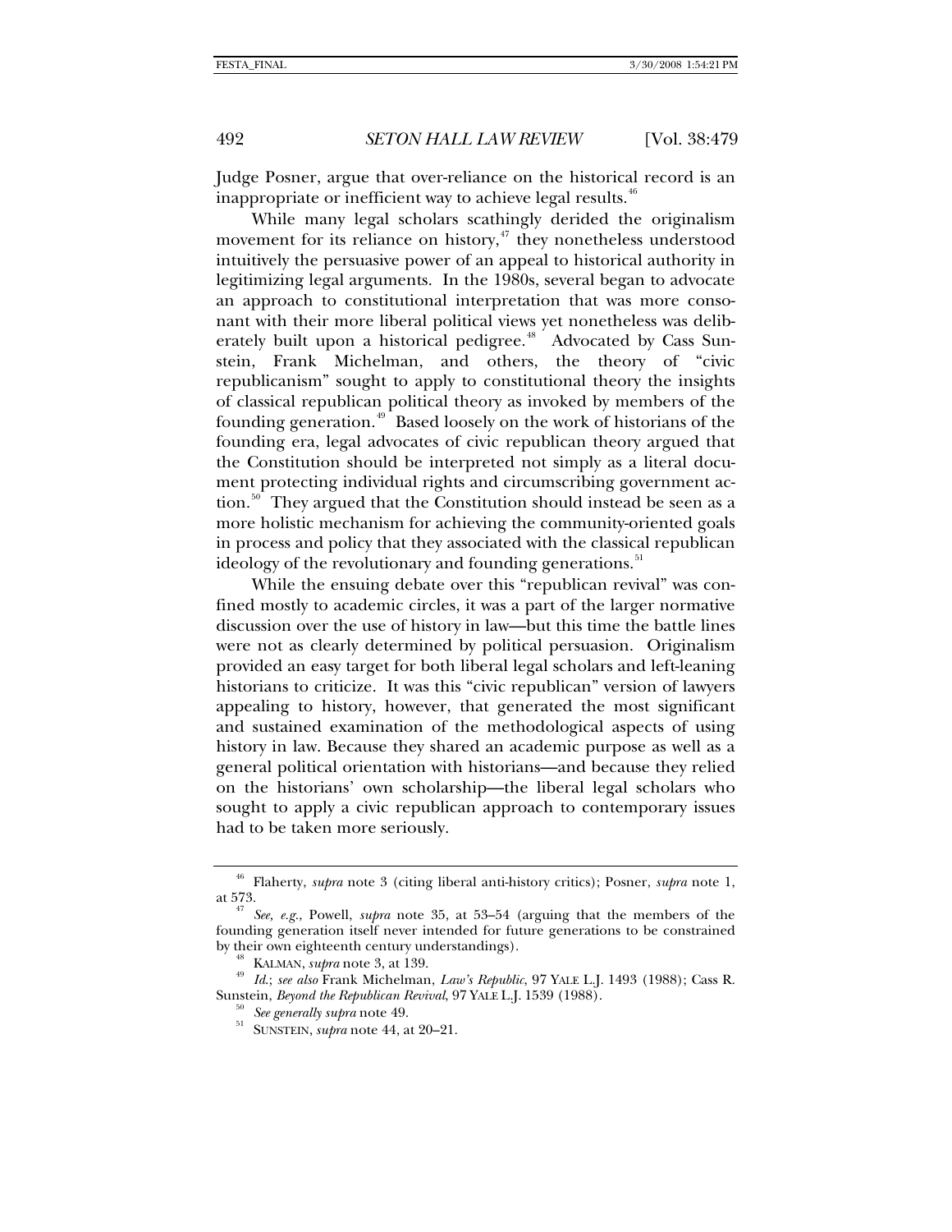Judge Posner, argue that over-reliance on the historical record is an inappropriate or inefficient way to achieve legal results.[46]

While many legal scholars scathingly derided the originalism movement for its reliance on history,[47] they nonetheless understood intuitively the persuasive power of an appeal to historical authority in legitimizing legal arguments. In the 1980s, several began to advocate an approach to constitutional interpretation that was more consonant with their more liberal political views yet nonetheless was deliberately built upon a historical pedigree.[48] Advocated by Cass Sunstein, Frank Michelman, and others, the theory of "civic republicanism" sought to apply to constitutional theory the insights of classical republican political theory as invoked by members of the founding generation.[49] Based loosely on the work of historians of the founding era, legal advocates of civic republican theory argued that the Constitution should be interpreted not simply as a literal document protecting individual rights and circumscribing government action.[50] They argued that the Constitution should instead be seen as a more holistic mechanism for achieving the community-oriented goals in process and policy that they associated with the classical republican ideology of the revolutionary and founding generations.[51]

While the ensuing debate over this "republican revival" was confined mostly to academic circles, it was a part of the larger normative discussion over the use of history in law—but this time the battle lines were not as clearly determined by political persuasion. Originalism provided an easy target for both liberal legal scholars and left-leaning historians to criticize. It was this "civic republican" version of lawyers appealing to history, however, that generated the most significant and sustained examination of the methodological aspects of using history in law. Because they shared an academic purpose as well as a general political orientation with historians—and because they relied on the historians' own scholarship—the liberal legal scholars who sought to apply a civic republican approach to contemporary issues had to be taken more seriously.

---

[46] Flaherty, *supra* note 3 (citing liberal anti-history critics); Posner, *supra* note 1, at 573.

[47] *See, e.g.*, Powell, *supra* note 35, at 53–54 (arguing that the members of the founding generation itself never intended for future generations to be constrained by their own eighteenth century understandings).

[48] KALMAN, *supra* note 3, at 139.

[49] *Id.*; *see also* Frank Michelman, *Law's Republic*, 97 YALE L.J. 1493 (1988); Cass R. Sunstein, *Beyond the Republican Revival*, 97 YALE L.J. 1539 (1988).

[50] *See generally supra* note 49.

[51] SUNSTEIN, *supra* note 44, at 20–21.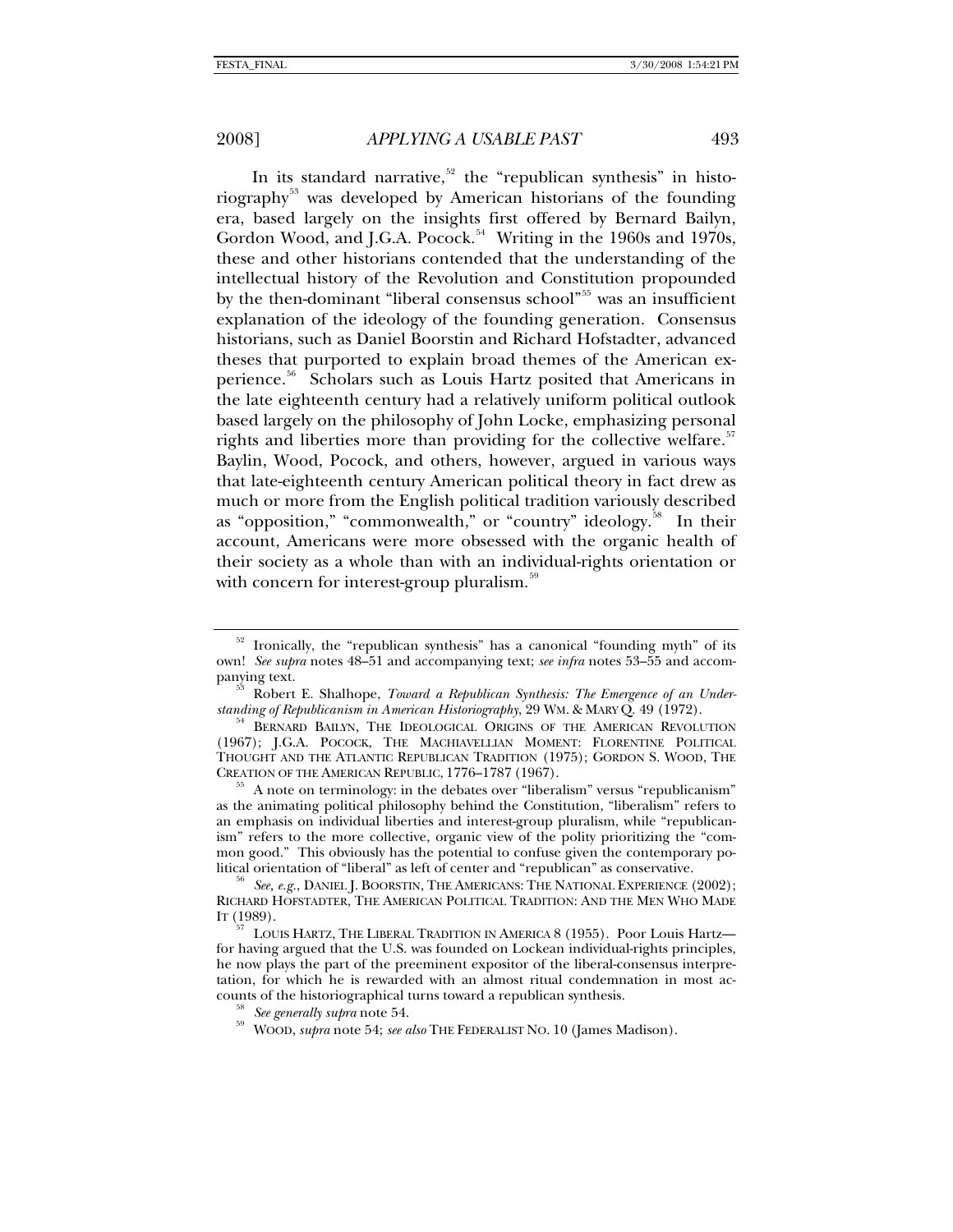In its standard narrative,[52] the "republican synthesis" in historiography[53] was developed by American historians of the founding era, based largely on the insights first offered by Bernard Bailyn, Gordon Wood, and J.G.A. Pocock.[54] Writing in the 1960s and 1970s, these and other historians contended that the understanding of the intellectual history of the Revolution and Constitution propounded by the then-dominant "liberal consensus school"[55] was an insufficient explanation of the ideology of the founding generation. Consensus historians, such as Daniel Boorstin and Richard Hofstadter, advanced theses that purported to explain broad themes of the American experience.[56] Scholars such as Louis Hartz posited that Americans in the late eighteenth century had a relatively uniform political outlook based largely on the philosophy of John Locke, emphasizing personal rights and liberties more than providing for the collective welfare.[57] Baylin, Wood, Pocock, and others, however, argued in various ways that late-eighteenth century American political theory in fact drew as much or more from the English political tradition variously described as "opposition," "commonwealth," or "country" ideology.[58] In their account, Americans were more obsessed with the organic health of their society as a whole than with an individual-rights orientation or with concern for interest-group pluralism.[59]

---

[52] Ironically, the "republican synthesis" has a canonical "founding myth" of its own! *See supra* notes 48–51 and accompanying text; *see infra* notes 53–55 and accompanying text.

[53] Robert E. Shalhope, *Toward a Republican Synthesis: The Emergence of an Understanding of Republicanism in American Historiography*, 29 WM. & MARY Q. 49 (1972).

[54] BERNARD BAILYN, THE IDEOLOGICAL ORIGINS OF THE AMERICAN REVOLUTION (1967); J.G.A. POCOCK, THE MACHIAVELLIAN MOMENT: FLORENTINE POLITICAL THOUGHT AND THE ATLANTIC REPUBLICAN TRADITION (1975); GORDON S. WOOD, THE CREATION OF THE AMERICAN REPUBLIC, 1776–1787 (1967).

[55] A note on terminology: in the debates over "liberalism" versus "republicanism" as the animating political philosophy behind the Constitution, "liberalism" refers to an emphasis on individual liberties and interest-group pluralism, while "republicanism" refers to the more collective, organic view of the polity prioritizing the "common good." This obviously has the potential to confuse given the contemporary political orientation of "liberal" as left of center and "republican" as conservative.

[56] *See, e.g.*, DANIEL J. BOORSTIN, THE AMERICANS: THE NATIONAL EXPERIENCE (2002); RICHARD HOFSTADTER, THE AMERICAN POLITICAL TRADITION: AND THE MEN WHO MADE IT (1989).

[57] LOUIS HARTZ, THE LIBERAL TRADITION IN AMERICA 8 (1955). Poor Louis Hartz—for having argued that the U.S. was founded on Lockean individual-rights principles, he now plays the part of the preeminent expositor of the liberal-consensus interpretation, for which he is rewarded with an almost ritual condemnation in most accounts of the historiographical turns toward a republican synthesis.

[58] *See generally supra* note 54.

[59] WOOD, *supra* note 54; *see also* THE FEDERALIST NO. 10 (James Madison).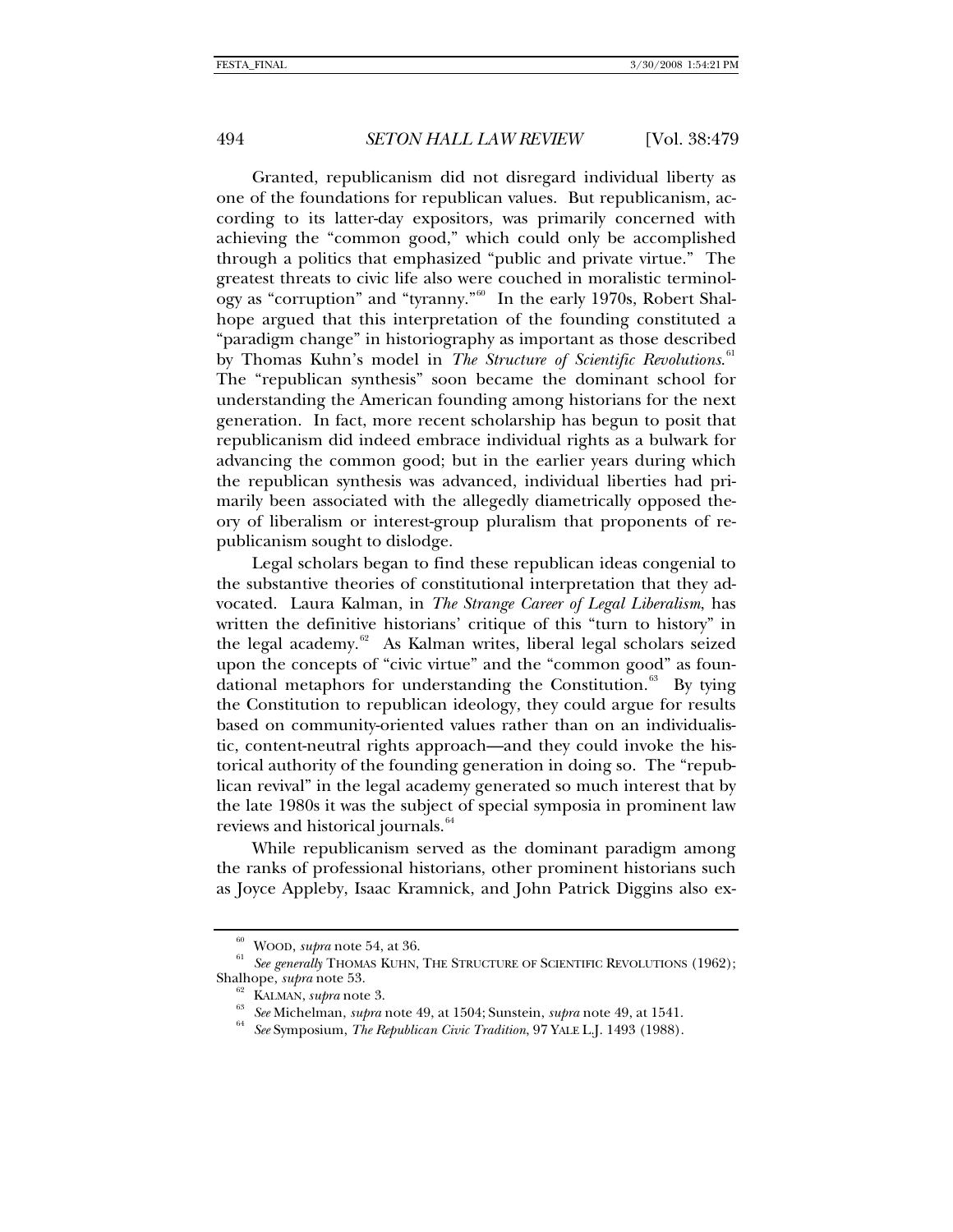Granted, republicanism did not disregard individual liberty as one of the foundations for republican values. But republicanism, according to its latter-day expositors, was primarily concerned with achieving the "common good," which could only be accomplished through a politics that emphasized "public and private virtue." The greatest threats to civic life also were couched in moralistic terminology as "corruption" and "tyranny."[60] In the early 1970s, Robert Shalhope argued that this interpretation of the founding constituted a "paradigm change" in historiography as important as those described by Thomas Kuhn's model in *The Structure of Scientific Revolutions*.[61] The "republican synthesis" soon became the dominant school for understanding the American founding among historians for the next generation. In fact, more recent scholarship has begun to posit that republicanism did indeed embrace individual rights as a bulwark for advancing the common good; but in the earlier years during which the republican synthesis was advanced, individual liberties had primarily been associated with the allegedly diametrically opposed theory of liberalism or interest-group pluralism that proponents of republicanism sought to dislodge.

Legal scholars began to find these republican ideas congenial to the substantive theories of constitutional interpretation that they advocated. Laura Kalman, in *The Strange Career of Legal Liberalism*, has written the definitive historians' critique of this "turn to history" in the legal academy.[62] As Kalman writes, liberal legal scholars seized upon the concepts of "civic virtue" and the "common good" as foundational metaphors for understanding the Constitution.[63] By tying the Constitution to republican ideology, they could argue for results based on community-oriented values rather than on an individualistic, content-neutral rights approach—and they could invoke the historical authority of the founding generation in doing so. The "republican revival" in the legal academy generated so much interest that by the late 1980s it was the subject of special symposia in prominent law reviews and historical journals.[64]

While republicanism served as the dominant paradigm among the ranks of professional historians, other prominent historians such as Joyce Appleby, Isaac Kramnick, and John Patrick Diggins also ex-

---

[60] WOOD, *supra* note 54, at 36.

[61] *See generally* THOMAS KUHN, THE STRUCTURE OF SCIENTIFIC REVOLUTIONS (1962); Shalhope, *supra* note 53.

[62] KALMAN, *supra* note 3.

[63] *See* Michelman, *supra* note 49, at 1504; Sunstein, *supra* note 49, at 1541.

[64] *See* Symposium, *The Republican Civic Tradition*, 97 YALE L.J. 1493 (1988).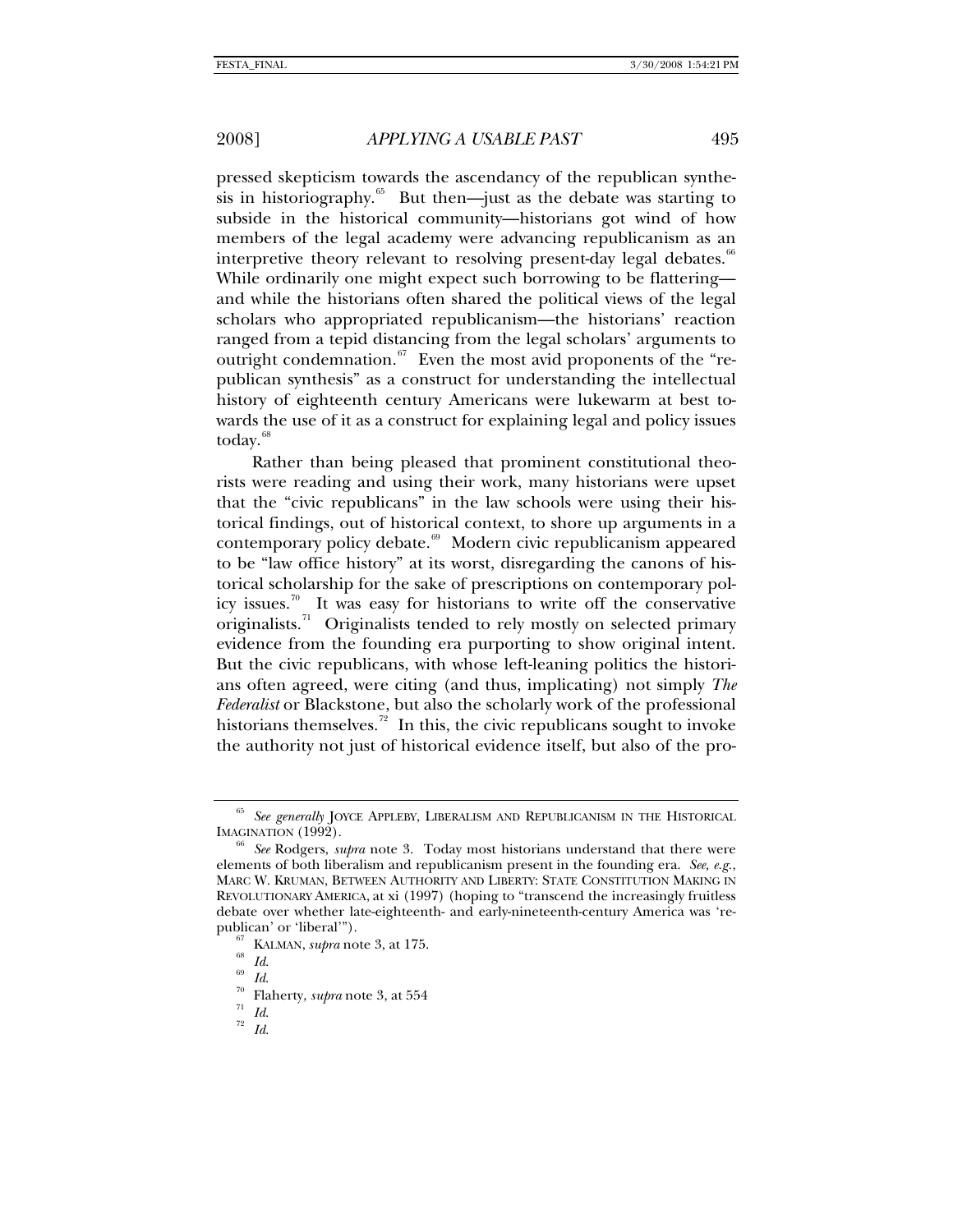pressed skepticism towards the ascendancy of the republican synthesis in historiography.[65] But then—just as the debate was starting to subside in the historical community—historians got wind of how members of the legal academy were advancing republicanism as an interpretive theory relevant to resolving present-day legal debates.[66] While ordinarily one might expect such borrowing to be flattering—and while the historians often shared the political views of the legal scholars who appropriated republicanism—the historians' reaction ranged from a tepid distancing from the legal scholars' arguments to outright condemnation.[67] Even the most avid proponents of the "republican synthesis" as a construct for understanding the intellectual history of eighteenth century Americans were lukewarm at best towards the use of it as a construct for explaining legal and policy issues today.[68]

Rather than being pleased that prominent constitutional theorists were reading and using their work, many historians were upset that the "civic republicans" in the law schools were using their historical findings, out of historical context, to shore up arguments in a contemporary policy debate.[69] Modern civic republicanism appeared to be "law office history" at its worst, disregarding the canons of historical scholarship for the sake of prescriptions on contemporary policy issues.[70] It was easy for historians to write off the conservative originalists.[71] Originalists tended to rely mostly on selected primary evidence from the founding era purporting to show original intent. But the civic republicans, with whose left-leaning politics the historians often agreed, were citing (and thus, implicating) not simply *The Federalist* or Blackstone, but also the scholarly work of the professional historians themselves.[72] In this, the civic republicans sought to invoke the authority not just of historical evidence itself, but also of the pro-

---

[65] *See generally* JOYCE APPLEBY, LIBERALISM AND REPUBLICANISM IN THE HISTORICAL IMAGINATION (1992).

[66] *See* Rodgers, *supra* note 3. Today most historians understand that there were elements of both liberalism and republicanism present in the founding era. *See, e.g.*, MARC W. KRUMAN, BETWEEN AUTHORITY AND LIBERTY: STATE CONSTITUTION MAKING IN REVOLUTIONARY AMERICA, at xi (1997) (hoping to "transcend the increasingly fruitless debate over whether late-eighteenth- and early-nineteenth-century America was 'republican' or 'liberal'").

[67] KALMAN, *supra* note 3, at 175.

[68] *Id.*

[69] *Id.*

[70] Flaherty, *supra* note 3, at 554

[71] *Id.*

[72] *Id.*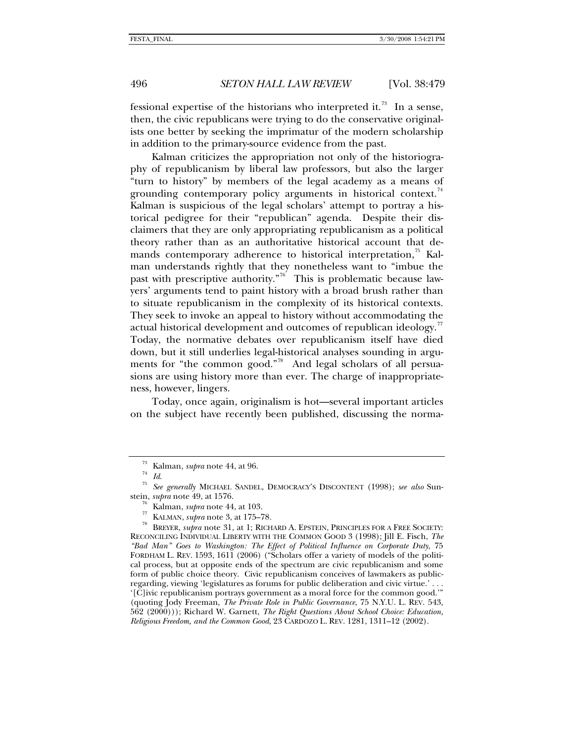fessional expertise of the historians who interpreted it.[73] In a sense, then, the civic republicans were trying to do the conservative originalists one better by seeking the imprimatur of the modern scholarship in addition to the primary-source evidence from the past.

Kalman criticizes the appropriation not only of the historiography of republicanism by liberal law professors, but also the larger "turn to history" by members of the legal academy as a means of grounding contemporary policy arguments in historical context.[74] Kalman is suspicious of the legal scholars' attempt to portray a historical pedigree for their "republican" agenda. Despite their disclaimers that they are only appropriating republicanism as a political theory rather than as an authoritative historical account that demands contemporary adherence to historical interpretation,[75] Kalman understands rightly that they nonetheless want to "imbue the past with prescriptive authority."[76] This is problematic because lawyers' arguments tend to paint history with a broad brush rather than to situate republicanism in the complexity of its historical contexts. They seek to invoke an appeal to history without accommodating the actual historical development and outcomes of republican ideology.[77] Today, the normative debates over republicanism itself have died down, but it still underlies legal-historical analyses sounding in arguments for "the common good."[78] And legal scholars of all persuasions are using history more than ever. The charge of inappropriateness, however, lingers.

Today, once again, originalism is hot—several important articles on the subject have recently been published, discussing the norma-

---

[73] Kalman, *supra* note 44, at 96.

[74] *Id.*

[75] *See generally* MICHAEL SANDEL, DEMOCRACY'S DISCONTENT (1998); *see also* Sunstein, *supra* note 49, at 1576.

[76] Kalman, *supra* note 44, at 103.

[77] KALMAN, *supra* note 3, at 175–78.

[78] BREYER, *supra* note 31, at 1; RICHARD A. EPSTEIN, PRINCIPLES FOR A FREE SOCIETY: RECONCILING INDIVIDUAL LIBERTY WITH THE COMMON GOOD 3 (1998); Jill E. Fisch, *The "Bad Man" Goes to Washington: The Effect of Political Influence on Corporate Duty*, 75 FORDHAM L. REV. 1593, 1611 (2006) ("Scholars offer a variety of models of the political process, but at opposite ends of the spectrum are civic republicanism and some form of public choice theory. Civic republicanism conceives of lawmakers as public-regarding, viewing 'legislatures as forums for public deliberation and civic virtue.' . . . '[C]ivic republicanism portrays government as a moral force for the common good.'" (quoting Jody Freeman, *The Private Role in Public Governance*, 75 N.Y.U. L. REV. 543, 562 (2000))); Richard W. Garnett, *The Right Questions About School Choice: Education, Religious Freedom, and the Common Good*, 23 CARDOZO L. REV. 1281, 1311–12 (2002).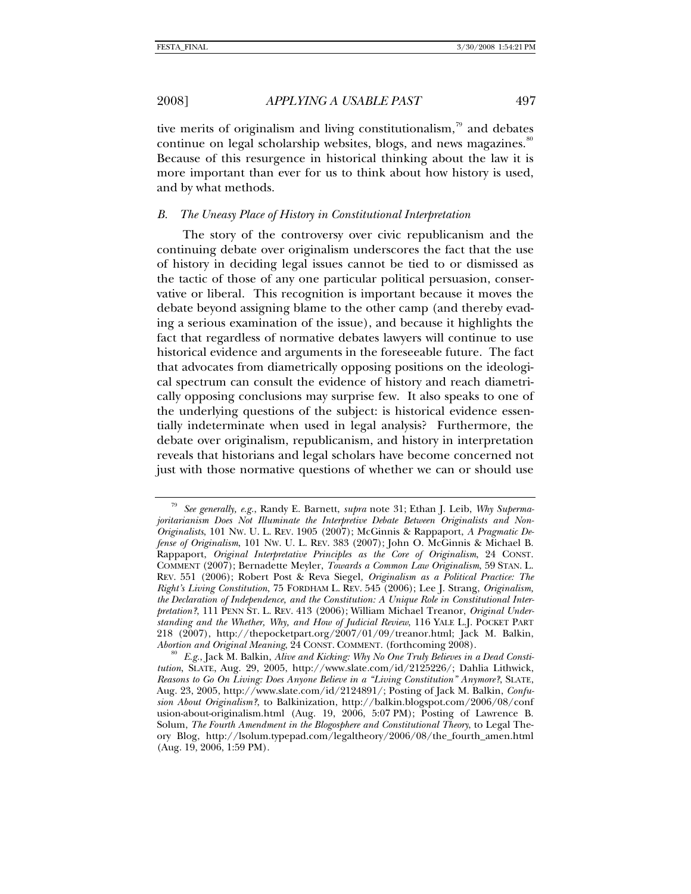tive merits of originalism and living constitutionalism,[79] and debates continue on legal scholarship websites, blogs, and news magazines.[80] Because of this resurgence in historical thinking about the law it is more important than ever for us to think about how history is used, and by what methods.

### *B. The Uneasy Place of History in Constitutional Interpretation*

The story of the controversy over civic republicanism and the continuing debate over originalism underscores the fact that the use of history in deciding legal issues cannot be tied to or dismissed as the tactic of those of any one particular political persuasion, conservative or liberal. This recognition is important because it moves the debate beyond assigning blame to the other camp (and thereby evading a serious examination of the issue), and because it highlights the fact that regardless of normative debates lawyers will continue to use historical evidence and arguments in the foreseeable future. The fact that advocates from diametrically opposing positions on the ideological spectrum can consult the evidence of history and reach diametrically opposing conclusions may surprise few. It also speaks to one of the underlying questions of the subject: is historical evidence essentially indeterminate when used in legal analysis? Furthermore, the debate over originalism, republicanism, and history in interpretation reveals that historians and legal scholars have become concerned not just with those normative questions of whether we can or should use

---

[79] *See generally, e.g.*, Randy E. Barnett, *supra* note 31; Ethan J. Leib, *Why Supermajoritarianism Does Not Illuminate the Interpretive Debate Between Originalists and Non-Originalists*, 101 NW. U. L. REV. 1905 (2007); McGinnis & Rappaport, *A Pragmatic Defense of Originalism*, 101 NW. U. L. REV. 383 (2007); John O. McGinnis & Michael B. Rappaport, *Original Interpretative Principles as the Core of Originalism*, 24 CONST. COMMENT (2007); Bernadette Meyler, *Towards a Common Law Originalism*, 59 STAN. L. REV. 551 (2006); Robert Post & Reva Siegel, *Originalism as a Political Practice: The Right's Living Constitution*, 75 FORDHAM L. REV. 545 (2006); Lee J. Strang, *Originalism, the Declaration of Independence, and the Constitution: A Unique Role in Constitutional Interpretation?*, 111 PENN ST. L. REV. 413 (2006); William Michael Treanor, *Original Understanding and the Whether, Why, and How of Judicial Review*, 116 YALE L.J. POCKET PART 218 (2007), http://thepocketpart.org/2007/01/09/treanor.html; Jack M. Balkin, *Abortion and Original Meaning*, 24 CONST. COMMENT. (forthcoming 2008).

[80] *E.g.*, Jack M. Balkin, *Alive and Kicking: Why No One Truly Believes in a Dead Constitution*, SLATE, Aug. 29, 2005, http://www.slate.com/id/2125226/; Dahlia Lithwick, *Reasons to Go On Living: Does Anyone Believe in a "Living Constitution" Anymore?*, SLATE, Aug. 23, 2005, http://www.slate.com/id/2124891/; Posting of Jack M. Balkin, *Confusion About Originalism?*, to Balkinization, http://balkin.blogspot.com/2006/08/confusion-about-originalism.html (Aug. 19, 2006, 5:07 PM); Posting of Lawrence B. Solum, *The Fourth Amendment in the Blogosphere and Constitutional Theory*, to Legal Theory Blog, http://lsolum.typepad.com/legaltheory/2006/08/the_fourth_amen.html (Aug. 19, 2006, 1:59 PM).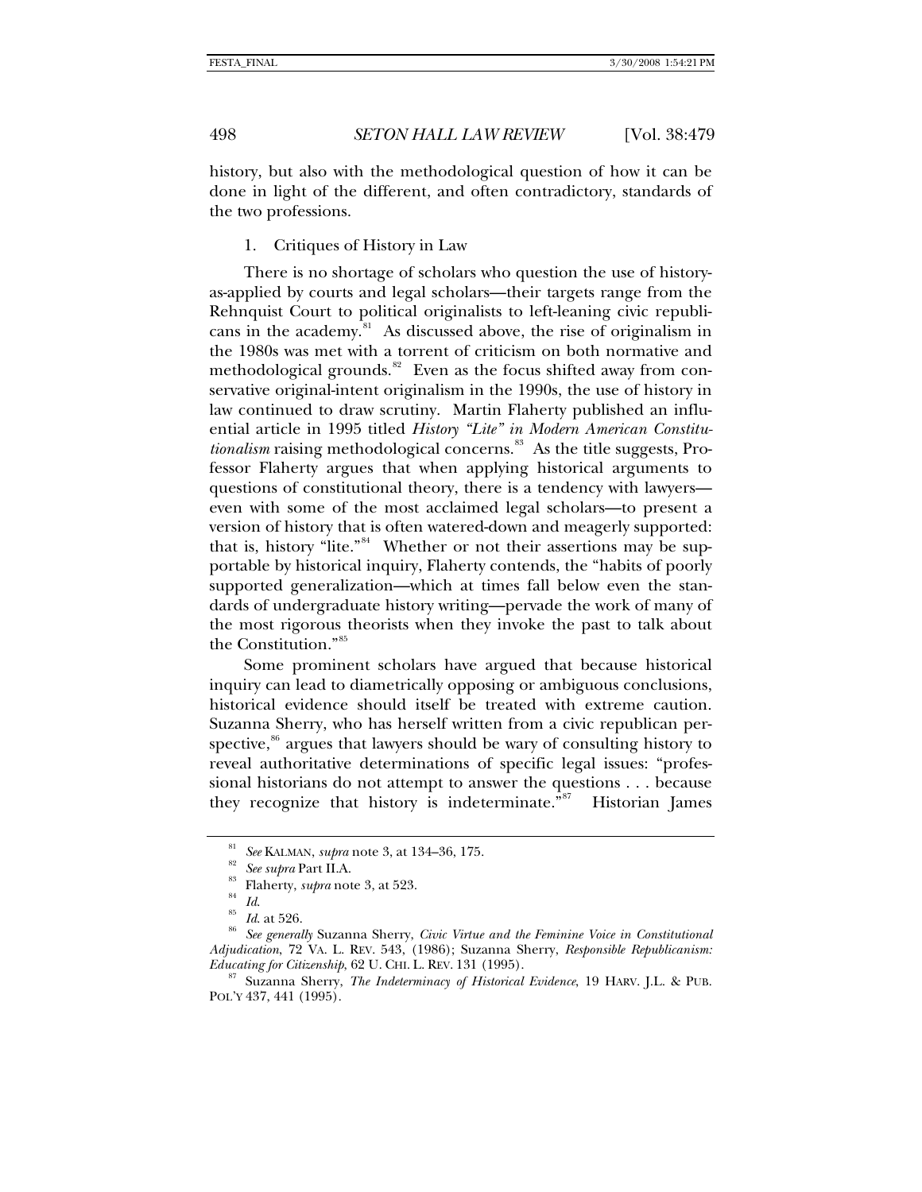history, but also with the methodological question of how it can be done in light of the different, and often contradictory, standards of the two professions.

### 1. Critiques of History in Law

There is no shortage of scholars who question the use of history-as-applied by courts and legal scholars—their targets range from the Rehnquist Court to political originalists to left-leaning civic republicans in the academy.[81] As discussed above, the rise of originalism in the 1980s was met with a torrent of criticism on both normative and methodological grounds.[82] Even as the focus shifted away from conservative original-intent originalism in the 1990s, the use of history in law continued to draw scrutiny. Martin Flaherty published an influential article in 1995 titled *History "Lite" in Modern American Constitutionalism* raising methodological concerns.[83] As the title suggests, Professor Flaherty argues that when applying historical arguments to questions of constitutional theory, there is a tendency with lawyers—even with some of the most acclaimed legal scholars—to present a version of history that is often watered-down and meagerly supported: that is, history "lite."[84] Whether or not their assertions may be supportable by historical inquiry, Flaherty contends, the "habits of poorly supported generalization—which at times fall below even the standards of undergraduate history writing—pervade the work of many of the most rigorous theorists when they invoke the past to talk about the Constitution."[85]

Some prominent scholars have argued that because historical inquiry can lead to diametrically opposing or ambiguous conclusions, historical evidence should itself be treated with extreme caution. Suzanna Sherry, who has herself written from a civic republican perspective,[86] argues that lawyers should be wary of consulting history to reveal authoritative determinations of specific legal issues: "professional historians do not attempt to answer the questions . . . because they recognize that history is indeterminate."[87] Historian James

---

[81] *See* KALMAN, *supra* note 3, at 134–36, 175.

[82] *See supra* Part II.A.

[83] Flaherty, *supra* note 3, at 523.

[84] *Id.*

[85] *Id.* at 526.

[86] *See generally* Suzanna Sherry, *Civic Virtue and the Feminine Voice in Constitutional Adjudication*, 72 VA. L. REV. 543, (1986); Suzanna Sherry, *Responsible Republicanism: Educating for Citizenship*, 62 U. CHI. L. REV. 131 (1995).

[87] Suzanna Sherry, *The Indeterminacy of Historical Evidence*, 19 HARV. J.L. & PUB. POL'Y 437, 441 (1995).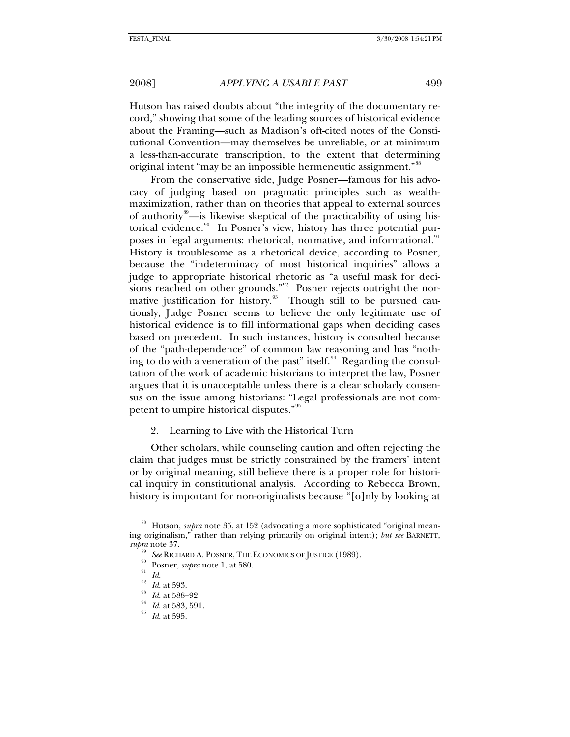Hutson has raised doubts about "the integrity of the documentary record," showing that some of the leading sources of historical evidence about the Framing—such as Madison's oft-cited notes of the Constitutional Convention—may themselves be unreliable, or at minimum a less-than-accurate transcription, to the extent that determining original intent "may be an impossible hermeneutic assignment."[88]

From the conservative side, Judge Posner—famous for his advocacy of judging based on pragmatic principles such as wealth-maximization, rather than on theories that appeal to external sources of authority[89]—is likewise skeptical of the practicability of using historical evidence.[90] In Posner's view, history has three potential purposes in legal arguments: rhetorical, normative, and informational.[91] History is troublesome as a rhetorical device, according to Posner, because the "indeterminacy of most historical inquiries" allows a judge to appropriate historical rhetoric as "a useful mask for decisions reached on other grounds."[92] Posner rejects outright the normative justification for history.[93] Though still to be pursued cautiously, Judge Posner seems to believe the only legitimate use of historical evidence is to fill informational gaps when deciding cases based on precedent. In such instances, history is consulted because of the "path-dependence" of common law reasoning and has "nothing to do with a veneration of the past" itself.[94] Regarding the consultation of the work of academic historians to interpret the law, Posner argues that it is unacceptable unless there is a clear scholarly consensus on the issue among historians: "Legal professionals are not competent to umpire historical disputes."[95]

### 2. Learning to Live with the Historical Turn

Other scholars, while counseling caution and often rejecting the claim that judges must be strictly constrained by the framers' intent or by original meaning, still believe there is a proper role for historical inquiry in constitutional analysis. According to Rebecca Brown, history is important for non-originalists because "[o]nly by looking at

---

[88] Hutson, *supra* note 35, at 152 (advocating a more sophisticated "original meaning originalism," rather than relying primarily on original intent); *but see* BARNETT, *supra* note 37.

[89] *See* RICHARD A. POSNER, THE ECONOMICS OF JUSTICE (1989).

[90] Posner, *supra* note 1, at 580.

[91] *Id.*

[92] *Id.* at 593.

[93] *Id.* at 588–92.

[94] *Id.* at 583, 591.

[95] *Id.* at 595.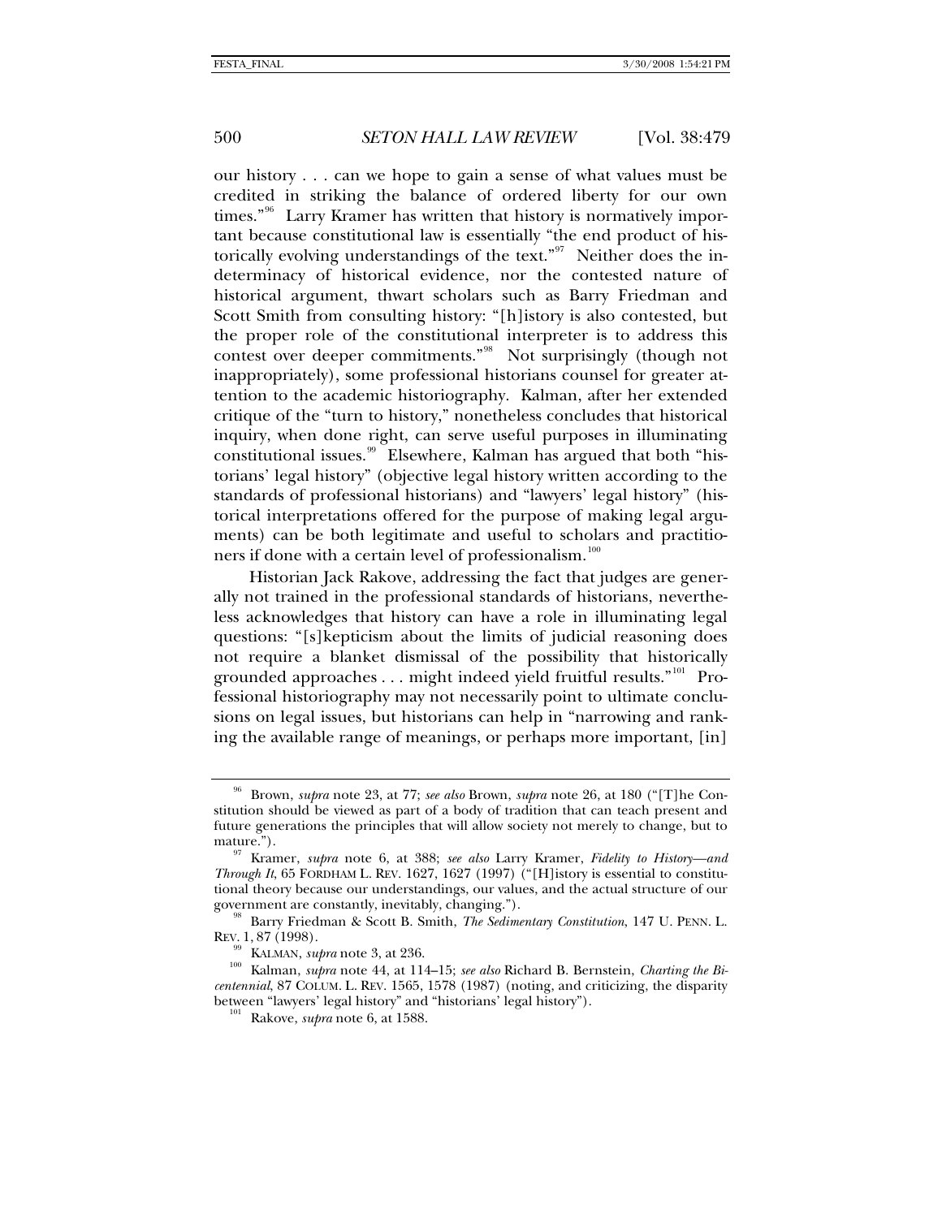our history . . . can we hope to gain a sense of what values must be credited in striking the balance of ordered liberty for our own times."[96] Larry Kramer has written that history is normatively important because constitutional law is essentially "the end product of historically evolving understandings of the text."[97] Neither does the indeterminacy of historical evidence, nor the contested nature of historical argument, thwart scholars such as Barry Friedman and Scott Smith from consulting history: "[h]istory is also contested, but the proper role of the constitutional interpreter is to address this contest over deeper commitments."[98] Not surprisingly (though not inappropriately), some professional historians counsel for greater attention to the academic historiography. Kalman, after her extended critique of the "turn to history," nonetheless concludes that historical inquiry, when done right, can serve useful purposes in illuminating constitutional issues.[99] Elsewhere, Kalman has argued that both "historians' legal history" (objective legal history written according to the standards of professional historians) and "lawyers' legal history" (historical interpretations offered for the purpose of making legal arguments) can be both legitimate and useful to scholars and practitioners if done with a certain level of professionalism.[100]

Historian Jack Rakove, addressing the fact that judges are generally not trained in the professional standards of historians, nevertheless acknowledges that history can have a role in illuminating legal questions: "[s]kepticism about the limits of judicial reasoning does not require a blanket dismissal of the possibility that historically grounded approaches . . . might indeed yield fruitful results."[101] Professional historiography may not necessarily point to ultimate conclusions on legal issues, but historians can help in "narrowing and ranking the available range of meanings, or perhaps more important, [in]

---

[96] Brown, *supra* note 23, at 77; *see also* Brown, *supra* note 26, at 180 ("[T]he Constitution should be viewed as part of a body of tradition that can teach present and future generations the principles that will allow society not merely to change, but to mature.").

[97] Kramer, *supra* note 6, at 388; *see also* Larry Kramer, *Fidelity to History—and Through It*, 65 FORDHAM L. REV. 1627, 1627 (1997) ("[H]istory is essential to constitutional theory because our understandings, our values, and the actual structure of our government are constantly, inevitably, changing.").

[98] Barry Friedman & Scott B. Smith, *The Sedimentary Constitution*, 147 U. PENN. L. REV. 1, 87 (1998).

[99] KALMAN, *supra* note 3, at 236.

[100] Kalman, *supra* note 44, at 114–15; *see also* Richard B. Bernstein, *Charting the Bicentennial*, 87 COLUM. L. REV. 1565, 1578 (1987) (noting, and criticizing, the disparity between "lawyers' legal history" and "historians' legal history").

[101] Rakove, *supra* note 6, at 1588.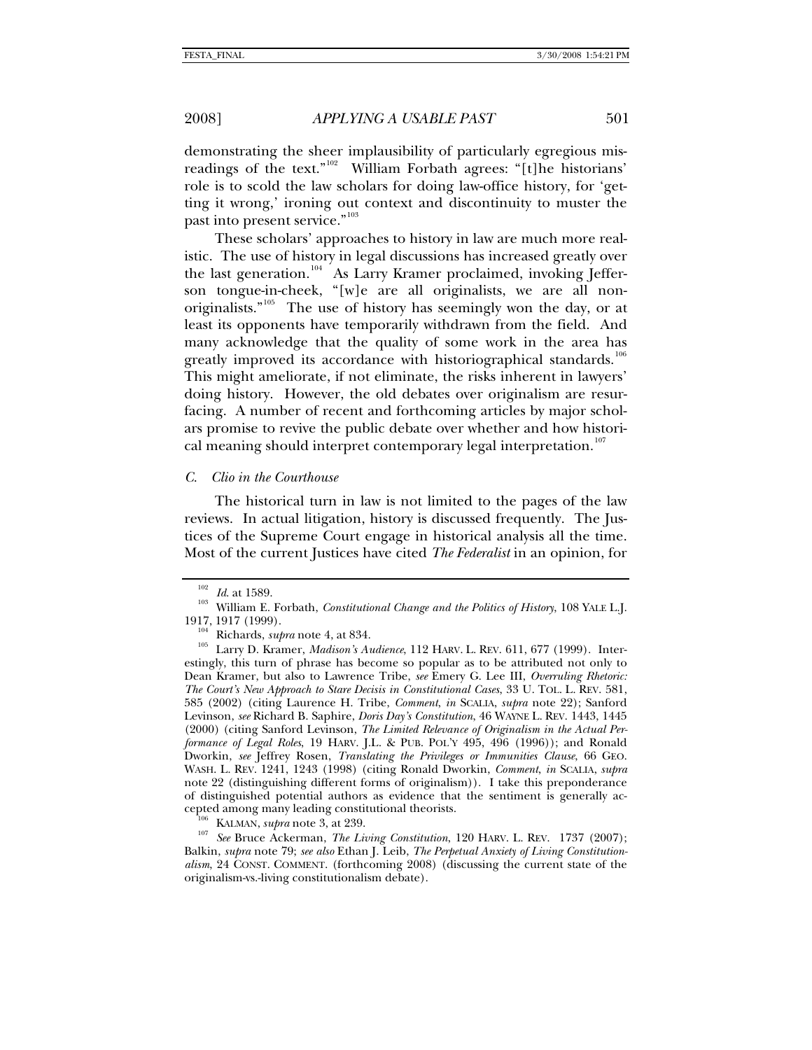demonstrating the sheer implausibility of particularly egregious misreadings of the text."[102] William Forbath agrees: "[t]he historians' role is to scold the law scholars for doing law-office history, for 'getting it wrong,' ironing out context and discontinuity to muster the past into present service."[103]

These scholars' approaches to history in law are much more realistic. The use of history in legal discussions has increased greatly over the last generation.[104] As Larry Kramer proclaimed, invoking Jefferson tongue-in-cheek, "[w]e are all originalists, we are all nonoriginalists."[105] The use of history has seemingly won the day, or at least its opponents have temporarily withdrawn from the field. And many acknowledge that the quality of some work in the area has greatly improved its accordance with historiographical standards.[106] This might ameliorate, if not eliminate, the risks inherent in lawyers' doing history. However, the old debates over originalism are resurfacing. A number of recent and forthcoming articles by major scholars promise to revive the public debate over whether and how historical meaning should interpret contemporary legal interpretation.[107]

### C. *Clio in the Courthouse*

The historical turn in law is not limited to the pages of the law reviews. In actual litigation, history is discussed frequently. The Justices of the Supreme Court engage in historical analysis all the time. Most of the current Justices have cited *The Federalist* in an opinion, for

---

[102] *Id.* at 1589.

[103] William E. Forbath, *Constitutional Change and the Politics of History*, 108 YALE L.J. 1917, 1917 (1999).

[104] Richards, *supra* note 4, at 834.

[105] Larry D. Kramer, *Madison's Audience*, 112 HARV. L. REV. 611, 677 (1999). Interestingly, this turn of phrase has become so popular as to be attributed not only to Dean Kramer, but also to Lawrence Tribe, *see* Emery G. Lee III, *Overruling Rhetoric: The Court's New Approach to Stare Decisis in Constitutional Cases*, 33 U. TOL. L. REV. 581, 585 (2002) (citing Laurence H. Tribe, *Comment*, *in* SCALIA, *supra* note 22); Sanford Levinson, *see* Richard B. Saphire, *Doris Day's Constitution*, 46 WAYNE L. REV. 1443, 1445 (2000) (citing Sanford Levinson, *The Limited Relevance of Originalism in the Actual Performance of Legal Roles*, 19 HARV. J.L. & PUB. POL'Y 495, 496 (1996)); and Ronald Dworkin, *see* Jeffrey Rosen, *Translating the Privileges or Immunities Clause*, 66 GEO. WASH. L. REV. 1241, 1243 (1998) (citing Ronald Dworkin, *Comment*, *in* SCALIA, *supra* note 22 (distinguishing different forms of originalism)). I take this preponderance of distinguished potential authors as evidence that the sentiment is generally accepted among many leading constitutional theorists.

[106] KALMAN, *supra* note 3, at 239.

[107] *See* Bruce Ackerman, *The Living Constitution*, 120 HARV. L. REV. 1737 (2007); Balkin, *supra* note 79; *see also* Ethan J. Leib, *The Perpetual Anxiety of Living Constitutionalism*, 24 CONST. COMMENT. (forthcoming 2008) (discussing the current state of the originalism-vs.-living constitutionalism debate).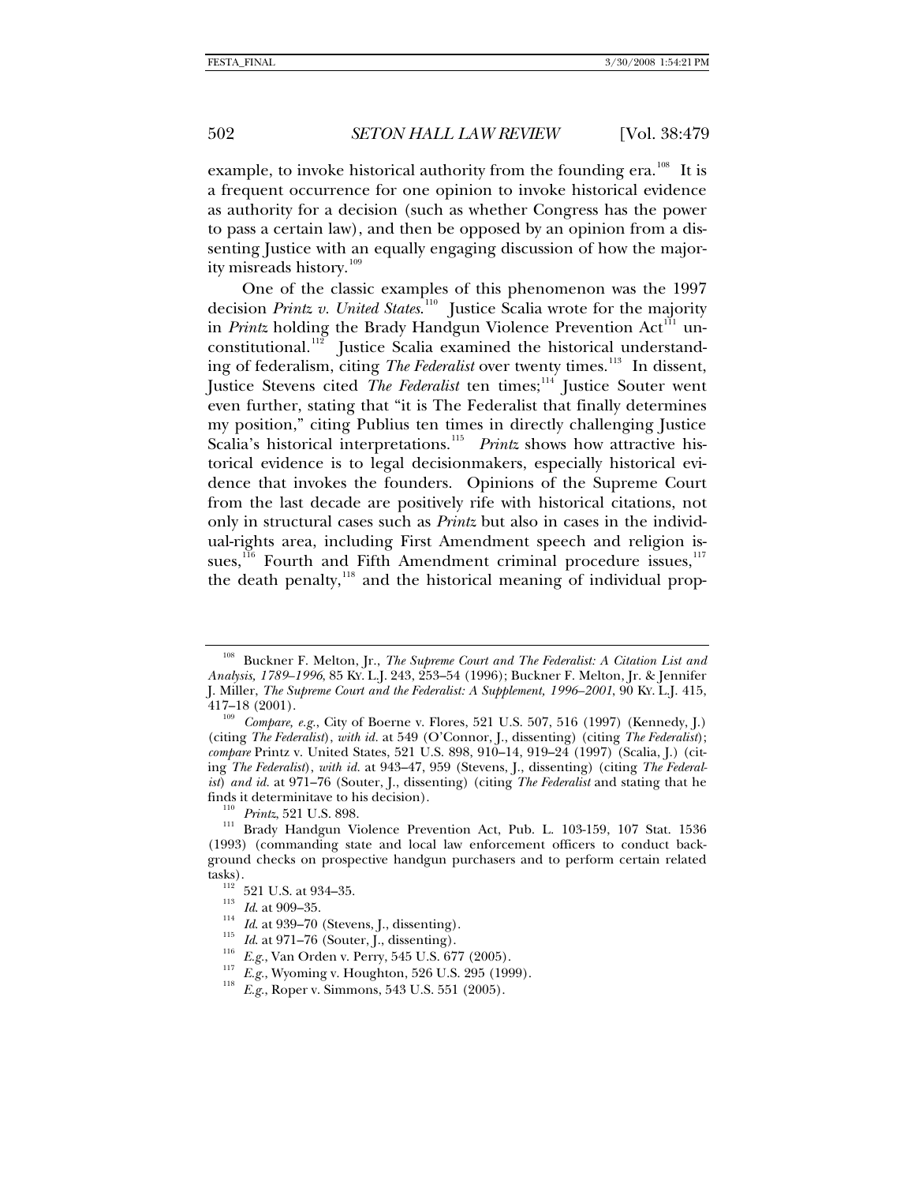example, to invoke historical authority from the founding era.[108] It is a frequent occurrence for one opinion to invoke historical evidence as authority for a decision (such as whether Congress has the power to pass a certain law), and then be opposed by an opinion from a dissenting Justice with an equally engaging discussion of how the majority misreads history.[109]

One of the classic examples of this phenomenon was the 1997 decision *Printz v. United States*.[110] Justice Scalia wrote for the majority in *Printz* holding the Brady Handgun Violence Prevention Act[111] unconstitutional.[112] Justice Scalia examined the historical understanding of federalism, citing *The Federalist* over twenty times.[113] In dissent, Justice Stevens cited *The Federalist* ten times;[114] Justice Souter went even further, stating that "it is The Federalist that finally determines my position," citing Publius ten times in directly challenging Justice Scalia's historical interpretations.[115] *Printz* shows how attractive historical evidence is to legal decisionmakers, especially historical evidence that invokes the founders. Opinions of the Supreme Court from the last decade are positively rife with historical citations, not only in structural cases such as *Printz* but also in cases in the individual-rights area, including First Amendment speech and religion issues,[116] Fourth and Fifth Amendment criminal procedure issues,[117] the death penalty,[118] and the historical meaning of individual prop-

---

[108] Buckner F. Melton, Jr., *The Supreme Court and The Federalist: A Citation List and Analysis, 1789–1996*, 85 KY. L.J. 243, 253–54 (1996); Buckner F. Melton, Jr. & Jennifer J. Miller, *The Supreme Court and the Federalist: A Supplement, 1996–2001*, 90 KY. L.J. 415, 417–18 (2001).

[109] *Compare, e.g.*, City of Boerne v. Flores, 521 U.S. 507, 516 (1997) (Kennedy, J.) (citing *The Federalist*), *with id.* at 549 (O'Connor, J., dissenting) (citing *The Federalist*); *compare* Printz v. United States, 521 U.S. 898, 910–14, 919–24 (1997) (Scalia, J.) (citing *The Federalist*), *with id.* at 943–47, 959 (Stevens, J., dissenting) (citing *The Federalist*) *and id.* at 971–76 (Souter, J., dissenting) (citing *The Federalist* and stating that he finds it determinitave to his decision).

[110] *Printz*, 521 U.S. 898.

[111] Brady Handgun Violence Prevention Act, Pub. L. 103-159, 107 Stat. 1536 (1993) (commanding state and local law enforcement officers to conduct background checks on prospective handgun purchasers and to perform certain related tasks).

[112] 521 U.S. at 934–35.

[113] *Id*. at 909–35.

[114] *Id*. at 939–70 (Stevens, J., dissenting).

[115] *Id*. at 971–76 (Souter, J., dissenting).

[116] *E.g.*, Van Orden v. Perry, 545 U.S. 677 (2005).

[117] *E.g.*, Wyoming v. Houghton, 526 U.S. 295 (1999).

[118] *E.g.*, Roper v. Simmons, 543 U.S. 551 (2005).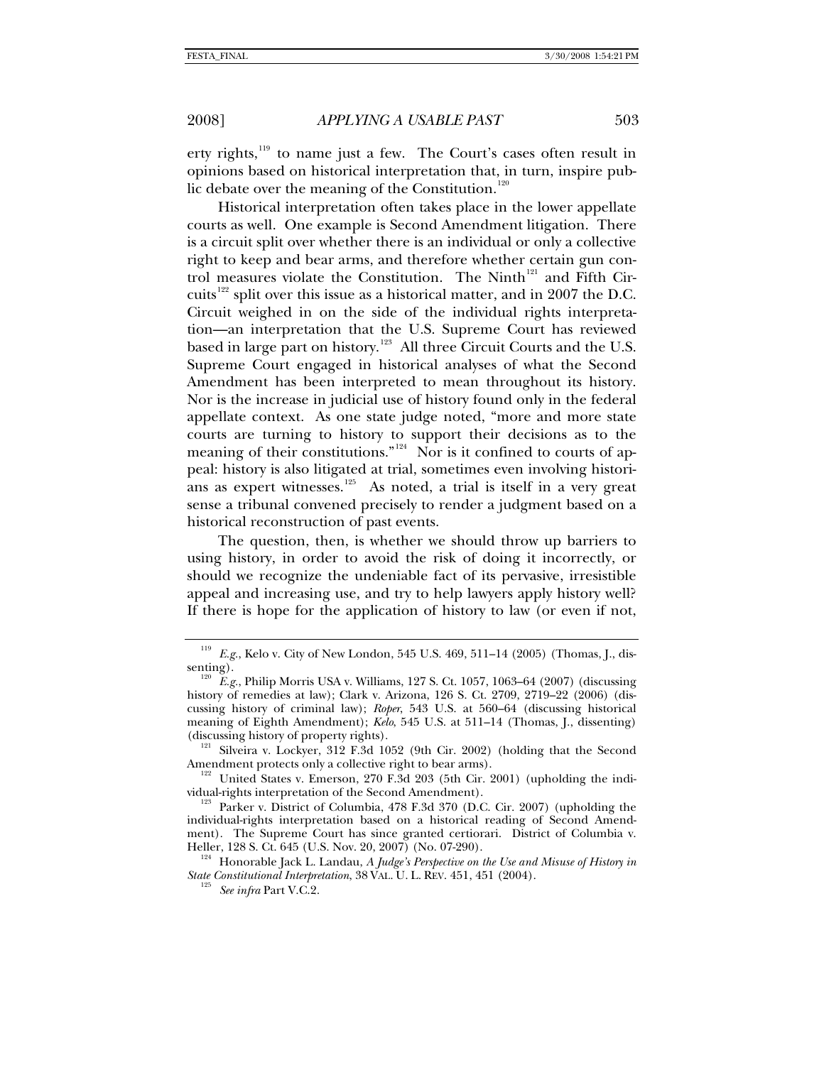erty rights,[119] to name just a few. The Court's cases often result in opinions based on historical interpretation that, in turn, inspire public debate over the meaning of the Constitution.[120]

Historical interpretation often takes place in the lower appellate courts as well. One example is Second Amendment litigation. There is a circuit split over whether there is an individual or only a collective right to keep and bear arms, and therefore whether certain gun control measures violate the Constitution. The Ninth[121] and Fifth Circuits[122] split over this issue as a historical matter, and in 2007 the D.C. Circuit weighed in on the side of the individual rights interpretation—an interpretation that the U.S. Supreme Court has reviewed based in large part on history.[123] All three Circuit Courts and the U.S. Supreme Court engaged in historical analyses of what the Second Amendment has been interpreted to mean throughout its history. Nor is the increase in judicial use of history found only in the federal appellate context. As one state judge noted, "more and more state courts are turning to history to support their decisions as to the meaning of their constitutions."[124] Nor is it confined to courts of appeal: history is also litigated at trial, sometimes even involving historians as expert witnesses.[125] As noted, a trial is itself in a very great sense a tribunal convened precisely to render a judgment based on a historical reconstruction of past events.

The question, then, is whether we should throw up barriers to using history, in order to avoid the risk of doing it incorrectly, or should we recognize the undeniable fact of its pervasive, irresistible appeal and increasing use, and try to help lawyers apply history well? If there is hope for the application of history to law (or even if not,

---

[119] *E.g.*, Kelo v. City of New London, 545 U.S. 469, 511–14 (2005) (Thomas, J., dissenting).

[120] *E.g.*, Philip Morris USA v. Williams, 127 S. Ct. 1057, 1063–64 (2007) (discussing history of remedies at law); Clark v. Arizona, 126 S. Ct. 2709, 2719–22 (2006) (discussing history of criminal law); *Roper*, 543 U.S. at 560–64 (discussing historical meaning of Eighth Amendment); *Kelo*, 545 U.S. at 511–14 (Thomas, J., dissenting) (discussing history of property rights).

[121] Silveira v. Lockyer, 312 F.3d 1052 (9th Cir. 2002) (holding that the Second Amendment protects only a collective right to bear arms).

[122] United States v. Emerson, 270 F.3d 203 (5th Cir. 2001) (upholding the individual-rights interpretation of the Second Amendment).

[123] Parker v. District of Columbia, 478 F.3d 370 (D.C. Cir. 2007) (upholding the individual-rights interpretation based on a historical reading of Second Amendment). The Supreme Court has since granted certiorari. District of Columbia v. Heller, 128 S. Ct. 645 (U.S. Nov. 20, 2007) (No. 07-290).

[124] Honorable Jack L. Landau, *A Judge's Perspective on the Use and Misuse of History in State Constitutional Interpretation*, 38 VAL. U. L. REV. 451, 451 (2004).

[125] *See infra* Part V.C.2.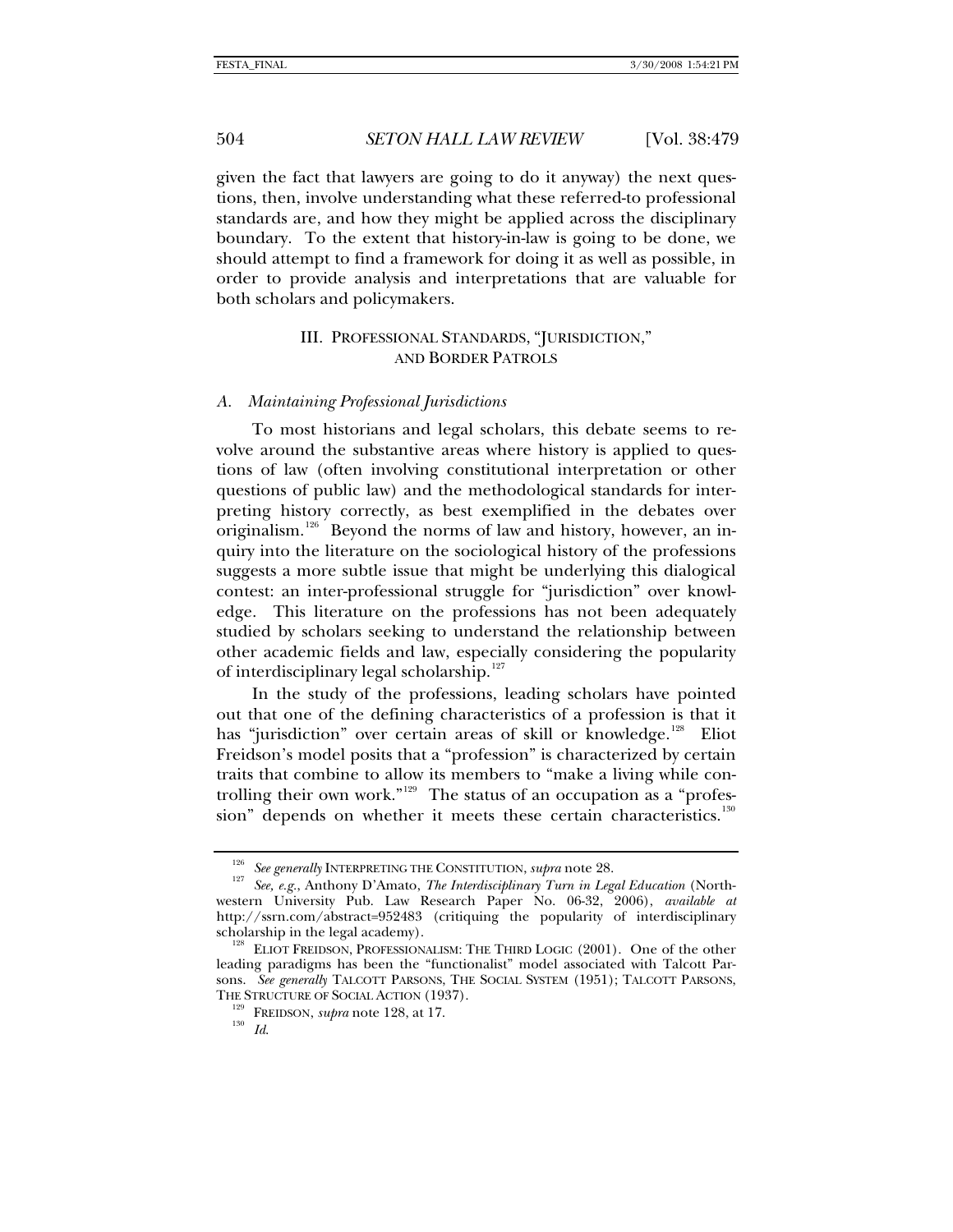given the fact that lawyers are going to do it anyway) the next questions, then, involve understanding what these referred-to professional standards are, and how they might be applied across the disciplinary boundary. To the extent that history-in-law is going to be done, we should attempt to find a framework for doing it as well as possible, in order to provide analysis and interpretations that are valuable for both scholars and policymakers.

## III. PROFESSIONAL STANDARDS, "JURISDICTION," AND BORDER PATROLS

### *A. Maintaining Professional Jurisdictions*

To most historians and legal scholars, this debate seems to revolve around the substantive areas where history is applied to questions of law (often involving constitutional interpretation or other questions of public law) and the methodological standards for interpreting history correctly, as best exemplified in the debates over originalism.[126] Beyond the norms of law and history, however, an inquiry into the literature on the sociological history of the professions suggests a more subtle issue that might be underlying this dialogical contest: an inter-professional struggle for "jurisdiction" over knowledge. This literature on the professions has not been adequately studied by scholars seeking to understand the relationship between other academic fields and law, especially considering the popularity of interdisciplinary legal scholarship.[127]

In the study of the professions, leading scholars have pointed out that one of the defining characteristics of a profession is that it has "jurisdiction" over certain areas of skill or knowledge.[128] Eliot Freidson's model posits that a "profession" is characterized by certain traits that combine to allow its members to "make a living while controlling their own work."[129] The status of an occupation as a "profession" depends on whether it meets these certain characteristics.[130]

---

[126] *See generally* INTERPRETING THE CONSTITUTION, *supra* note 28.

[127] *See, e.g.*, Anthony D'Amato, *The Interdisciplinary Turn in Legal Education* (Northwestern University Pub. Law Research Paper No. 06-32, 2006), *available at* http://ssrn.com/abstract=952483 (critiquing the popularity of interdisciplinary scholarship in the legal academy).

[128] ELIOT FREIDSON, PROFESSIONALISM: THE THIRD LOGIC (2001). One of the other leading paradigms has been the "functionalist" model associated with Talcott Parsons. *See generally* TALCOTT PARSONS, THE SOCIAL SYSTEM (1951); TALCOTT PARSONS, THE STRUCTURE OF SOCIAL ACTION (1937).

[129] FREIDSON, *supra* note 128, at 17.

[130] *Id.*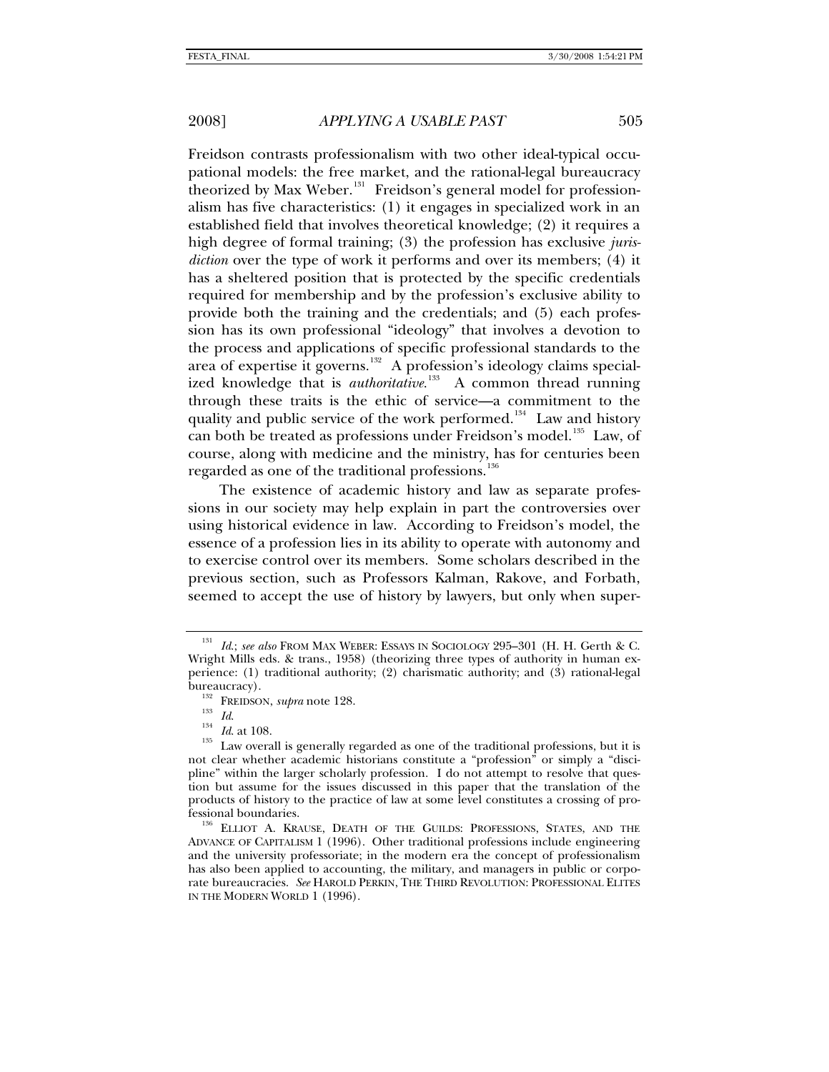Freidson contrasts professionalism with two other ideal-typical occupational models: the free market, and the rational-legal bureaucracy theorized by Max Weber.[131] Freidson's general model for professionalism has five characteristics: (1) it engages in specialized work in an established field that involves theoretical knowledge; (2) it requires a high degree of formal training; (3) the profession has exclusive *jurisdiction* over the type of work it performs and over its members; (4) it has a sheltered position that is protected by the specific credentials required for membership and by the profession's exclusive ability to provide both the training and the credentials; and (5) each profession has its own professional "ideology" that involves a devotion to the process and applications of specific professional standards to the area of expertise it governs.[132] A profession's ideology claims specialized knowledge that is *authoritative*.[133] A common thread running through these traits is the ethic of service—a commitment to the quality and public service of the work performed.[134] Law and history can both be treated as professions under Freidson's model.[135] Law, of course, along with medicine and the ministry, has for centuries been regarded as one of the traditional professions.[136]

The existence of academic history and law as separate professions in our society may help explain in part the controversies over using historical evidence in law. According to Freidson's model, the essence of a profession lies in its ability to operate with autonomy and to exercise control over its members. Some scholars described in the previous section, such as Professors Kalman, Rakove, and Forbath, seemed to accept the use of history by lawyers, but only when super-

---

[131] *Id.*; *see also* FROM MAX WEBER: ESSAYS IN SOCIOLOGY 295–301 (H. H. Gerth & C. Wright Mills eds. & trans., 1958) (theorizing three types of authority in human experience: (1) traditional authority; (2) charismatic authority; and (3) rational-legal bureaucracy).

[132] FREIDSON, *supra* note 128.

[133] *Id.*

[134] *Id.* at 108.

[135] Law overall is generally regarded as one of the traditional professions, but it is not clear whether academic historians constitute a "profession" or simply a "discipline" within the larger scholarly profession. I do not attempt to resolve that question but assume for the issues discussed in this paper that the translation of the products of history to the practice of law at some level constitutes a crossing of professional boundaries.

[136] ELLIOT A. KRAUSE, DEATH OF THE GUILDS: PROFESSIONS, STATES, AND THE ADVANCE OF CAPITALISM 1 (1996). Other traditional professions include engineering and the university professoriate; in the modern era the concept of professionalism has also been applied to accounting, the military, and managers in public or corporate bureaucracies. *See* HAROLD PERKIN, THE THIRD REVOLUTION: PROFESSIONAL ELITES IN THE MODERN WORLD 1 (1996).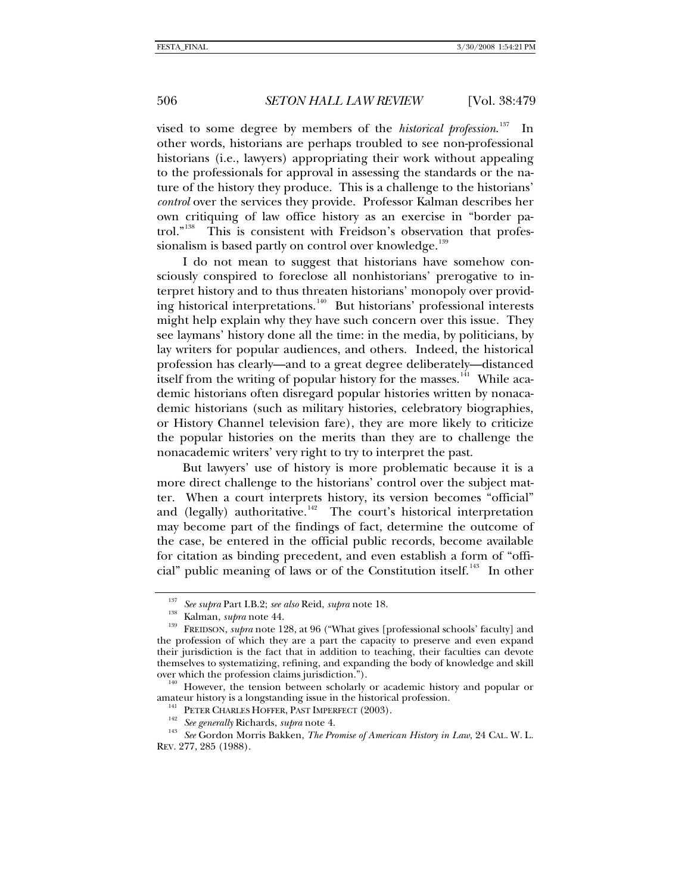vised to some degree by members of the *historical profession*.[137] In other words, historians are perhaps troubled to see non-professional historians (i.e., lawyers) appropriating their work without appealing to the professionals for approval in assessing the standards or the nature of the history they produce. This is a challenge to the historians' *control* over the services they provide. Professor Kalman describes her own critiquing of law office history as an exercise in "border patrol."[138] This is consistent with Freidson's observation that professionalism is based partly on control over knowledge.[139]

I do not mean to suggest that historians have somehow consciously conspired to foreclose all nonhistorians' prerogative to interpret history and to thus threaten historians' monopoly over providing historical interpretations.[140] But historians' professional interests might help explain why they have such concern over this issue. They see laymans' history done all the time: in the media, by politicians, by lay writers for popular audiences, and others. Indeed, the historical profession has clearly—and to a great degree deliberately—distanced itself from the writing of popular history for the masses.[141] While academic historians often disregard popular histories written by nonacademic historians (such as military histories, celebratory biographies, or History Channel television fare), they are more likely to criticize the popular histories on the merits than they are to challenge the nonacademic writers' very right to try to interpret the past.

But lawyers' use of history is more problematic because it is a more direct challenge to the historians' control over the subject matter. When a court interprets history, its version becomes "official" and (legally) authoritative.[142] The court's historical interpretation may become part of the findings of fact, determine the outcome of the case, be entered in the official public records, become available for citation as binding precedent, and even establish a form of "official" public meaning of laws or of the Constitution itself.[143] In other

---

[137] *See supra* Part I.B.2; *see also* Reid, *supra* note 18.

[138] Kalman, *supra* note 44.

[139] FREIDSON, *supra* note 128, at 96 ("What gives [professional schools' faculty] and the profession of which they are a part the capacity to preserve and even expand their jurisdiction is the fact that in addition to teaching, their faculties can devote themselves to systematizing, refining, and expanding the body of knowledge and skill over which the profession claims jurisdiction.").

[140] However, the tension between scholarly or academic history and popular or amateur history is a longstanding issue in the historical profession.

[141] PETER CHARLES HOFFER, PAST IMPERFECT (2003).

[142] *See generally* Richards, *supra* note 4.

[143] *See* Gordon Morris Bakken, *The Promise of American History in Law*, 24 CAL. W. L. REV. 277, 285 (1988).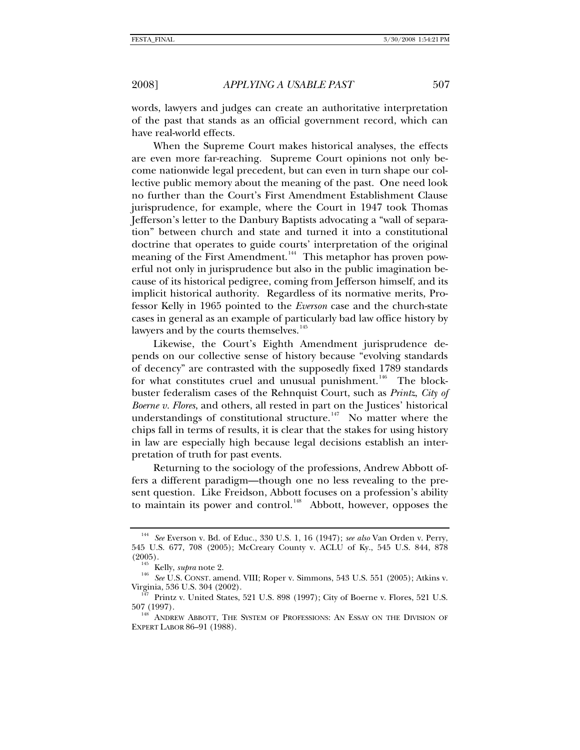words, lawyers and judges can create an authoritative interpretation of the past that stands as an official government record, which can have real-world effects.

When the Supreme Court makes historical analyses, the effects are even more far-reaching. Supreme Court opinions not only become nationwide legal precedent, but can even in turn shape our collective public memory about the meaning of the past. One need look no further than the Court's First Amendment Establishment Clause jurisprudence, for example, where the Court in 1947 took Thomas Jefferson's letter to the Danbury Baptists advocating a "wall of separation" between church and state and turned it into a constitutional doctrine that operates to guide courts' interpretation of the original meaning of the First Amendment.[144] This metaphor has proven powerful not only in jurisprudence but also in the public imagination because of its historical pedigree, coming from Jefferson himself, and its implicit historical authority. Regardless of its normative merits, Professor Kelly in 1965 pointed to the *Everson* case and the church-state cases in general as an example of particularly bad law office history by lawyers and by the courts themselves.[145]

Likewise, the Court's Eighth Amendment jurisprudence depends on our collective sense of history because "evolving standards of decency" are contrasted with the supposedly fixed 1789 standards for what constitutes cruel and unusual punishment.[146] The blockbuster federalism cases of the Rehnquist Court, such as *Printz*, *City of Boerne v. Flores*, and others, all rested in part on the Justices' historical understandings of constitutional structure.[147] No matter where the chips fall in terms of results, it is clear that the stakes for using history in law are especially high because legal decisions establish an interpretation of truth for past events.

Returning to the sociology of the professions, Andrew Abbott offers a different paradigm—though one no less revealing to the present question. Like Freidson, Abbott focuses on a profession's ability to maintain its power and control.[148] Abbott, however, opposes the

---

[144] *See* Everson v. Bd. of Educ., 330 U.S. 1, 16 (1947); *see also* Van Orden v. Perry, 545 U.S. 677, 708 (2005); McCreary County v. ACLU of Ky., 545 U.S. 844, 878 (2005).

[145] Kelly, *supra* note 2.

[146] *See* U.S. CONST. amend. VIII; Roper v. Simmons, 543 U.S. 551 (2005); Atkins v. Virginia, 536 U.S. 304 (2002).

[147] Printz v. United States, 521 U.S. 898 (1997); City of Boerne v. Flores, 521 U.S. 507 (1997).

[148] ANDREW ABBOTT, THE SYSTEM OF PROFESSIONS: AN ESSAY ON THE DIVISION OF EXPERT LABOR 86–91 (1988).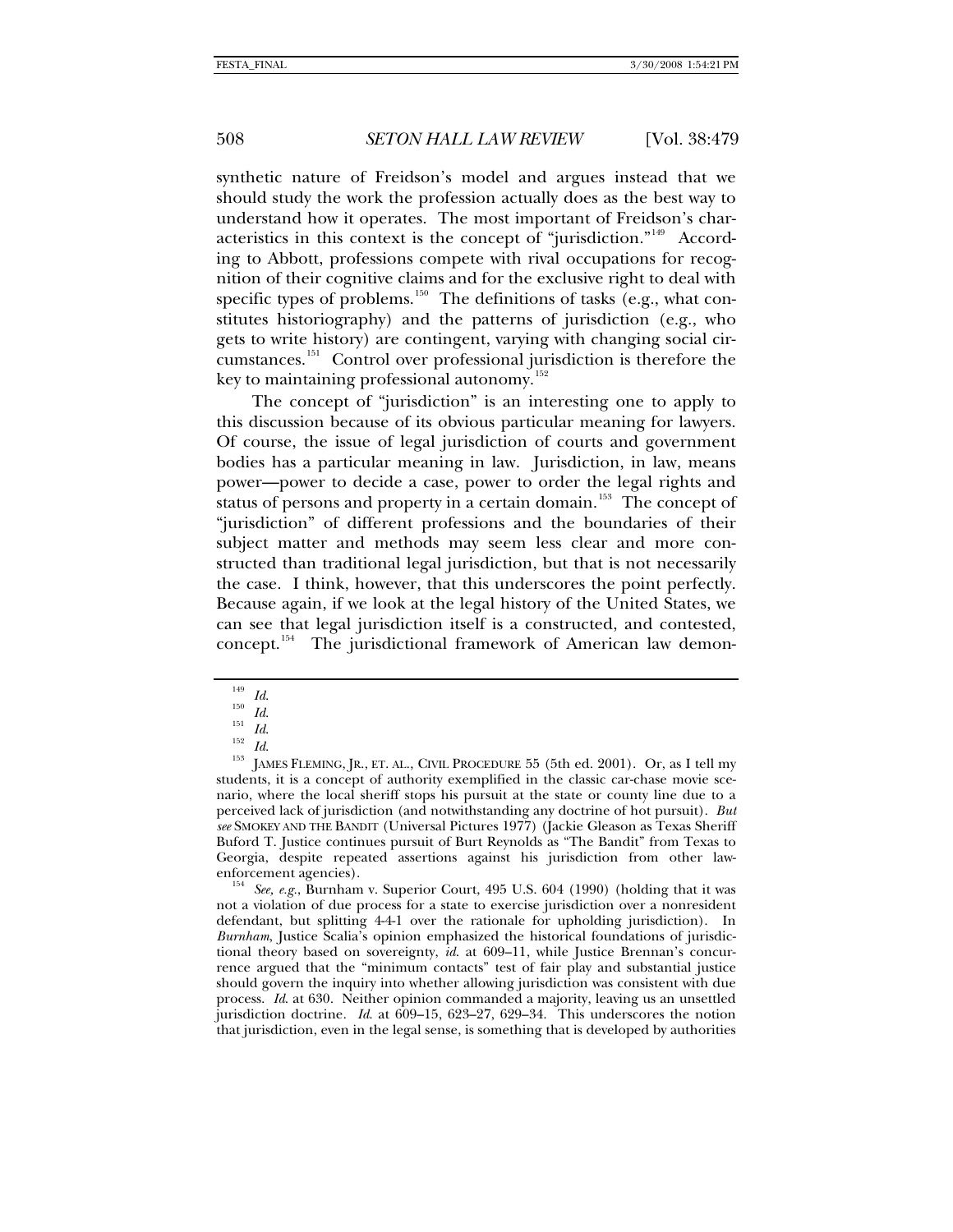synthetic nature of Freidson's model and argues instead that we should study the work the profession actually does as the best way to understand how it operates. The most important of Freidson's characteristics in this context is the concept of "jurisdiction."[149] According to Abbott, professions compete with rival occupations for recognition of their cognitive claims and for the exclusive right to deal with specific types of problems.[150] The definitions of tasks (e.g., what constitutes historiography) and the patterns of jurisdiction (e.g., who gets to write history) are contingent, varying with changing social circumstances.[151] Control over professional jurisdiction is therefore the key to maintaining professional autonomy.[152]

The concept of "jurisdiction" is an interesting one to apply to this discussion because of its obvious particular meaning for lawyers. Of course, the issue of legal jurisdiction of courts and government bodies has a particular meaning in law. Jurisdiction, in law, means power—power to decide a case, power to order the legal rights and status of persons and property in a certain domain.[153] The concept of "jurisdiction" of different professions and the boundaries of their subject matter and methods may seem less clear and more constructed than traditional legal jurisdiction, but that is not necessarily the case. I think, however, that this underscores the point perfectly. Because again, if we look at the legal history of the United States, we can see that legal jurisdiction itself is a constructed, and contested, concept.[154] The jurisdictional framework of American law demon-

---

[149] *Id.*

[150] *Id.*

[151] *Id.*

[152] *Id.*

[153] JAMES FLEMING, JR., ET. AL., CIVIL PROCEDURE 55 (5th ed. 2001). Or, as I tell my students, it is a concept of authority exemplified in the classic car-chase movie scenario, where the local sheriff stops his pursuit at the state or county line due to a perceived lack of jurisdiction (and notwithstanding any doctrine of hot pursuit). *But see* SMOKEY AND THE BANDIT (Universal Pictures 1977) (Jackie Gleason as Texas Sheriff Buford T. Justice continues pursuit of Burt Reynolds as "The Bandit" from Texas to Georgia, despite repeated assertions against his jurisdiction from other law-enforcement agencies).

[154] *See, e.g.*, Burnham v. Superior Court, 495 U.S. 604 (1990) (holding that it was not a violation of due process for a state to exercise jurisdiction over a nonresident defendant, but splitting 4-4-1 over the rationale for upholding jurisdiction). In *Burnham*, Justice Scalia's opinion emphasized the historical foundations of jurisdictional theory based on sovereignty, *id.* at 609–11, while Justice Brennan's concurrence argued that the "minimum contacts" test of fair play and substantial justice should govern the inquiry into whether allowing jurisdiction was consistent with due process. *Id.* at 630. Neither opinion commanded a majority, leaving us an unsettled jurisdiction doctrine. *Id.* at 609–15, 623–27, 629–34. This underscores the notion that jurisdiction, even in the legal sense, is something that is developed by authorities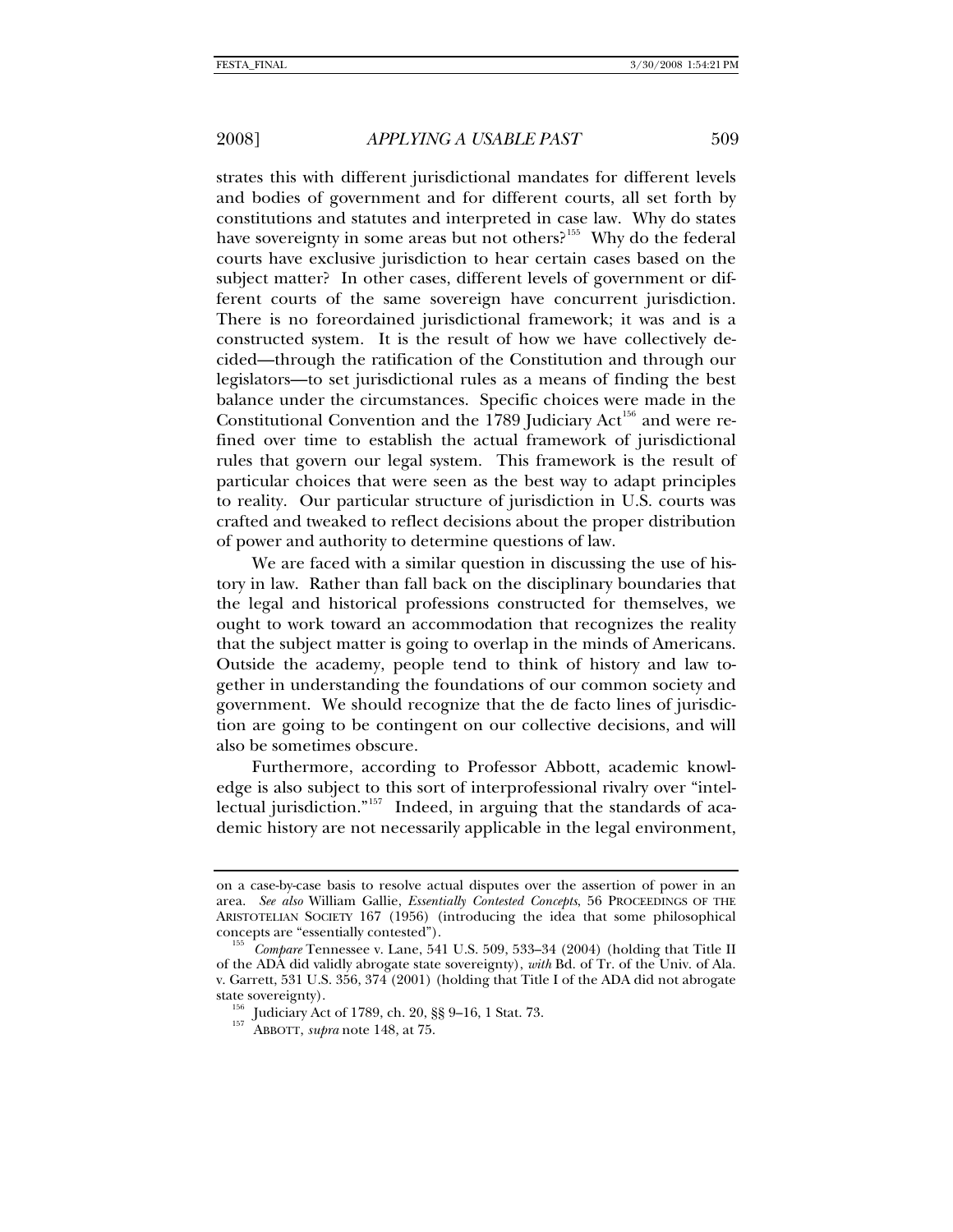strates this with different jurisdictional mandates for different levels and bodies of government and for different courts, all set forth by constitutions and statutes and interpreted in case law. Why do states have sovereignty in some areas but not others?[155] Why do the federal courts have exclusive jurisdiction to hear certain cases based on the subject matter? In other cases, different levels of government or different courts of the same sovereign have concurrent jurisdiction. There is no foreordained jurisdictional framework; it was and is a constructed system. It is the result of how we have collectively decided—through the ratification of the Constitution and through our legislators—to set jurisdictional rules as a means of finding the best balance under the circumstances. Specific choices were made in the Constitutional Convention and the 1789 Judiciary Act[156] and were refined over time to establish the actual framework of jurisdictional rules that govern our legal system. This framework is the result of particular choices that were seen as the best way to adapt principles to reality. Our particular structure of jurisdiction in U.S. courts was crafted and tweaked to reflect decisions about the proper distribution of power and authority to determine questions of law.

We are faced with a similar question in discussing the use of history in law. Rather than fall back on the disciplinary boundaries that the legal and historical professions constructed for themselves, we ought to work toward an accommodation that recognizes the reality that the subject matter is going to overlap in the minds of Americans. Outside the academy, people tend to think of history and law together in understanding the foundations of our common society and government. We should recognize that the de facto lines of jurisdiction are going to be contingent on our collective decisions, and will also be sometimes obscure.

Furthermore, according to Professor Abbott, academic knowledge is also subject to this sort of interprofessional rivalry over "intellectual jurisdiction."[157] Indeed, in arguing that the standards of academic history are not necessarily applicable in the legal environment,

---

on a case-by-case basis to resolve actual disputes over the assertion of power in an area. *See also* William Gallie, *Essentially Contested Concepts*, 56 PROCEEDINGS OF THE ARISTOTELIAN SOCIETY 167 (1956) (introducing the idea that some philosophical concepts are "essentially contested").

[155] *Compare* Tennessee v. Lane, 541 U.S. 509, 533–34 (2004) (holding that Title II of the ADA did validly abrogate state sovereignty), *with* Bd. of Tr. of the Univ. of Ala. v. Garrett, 531 U.S. 356, 374 (2001) (holding that Title I of the ADA did not abrogate state sovereignty).

[156] Judiciary Act of 1789, ch. 20, §§ 9–16, 1 Stat. 73.

[157] ABBOTT, *supra* note 148, at 75.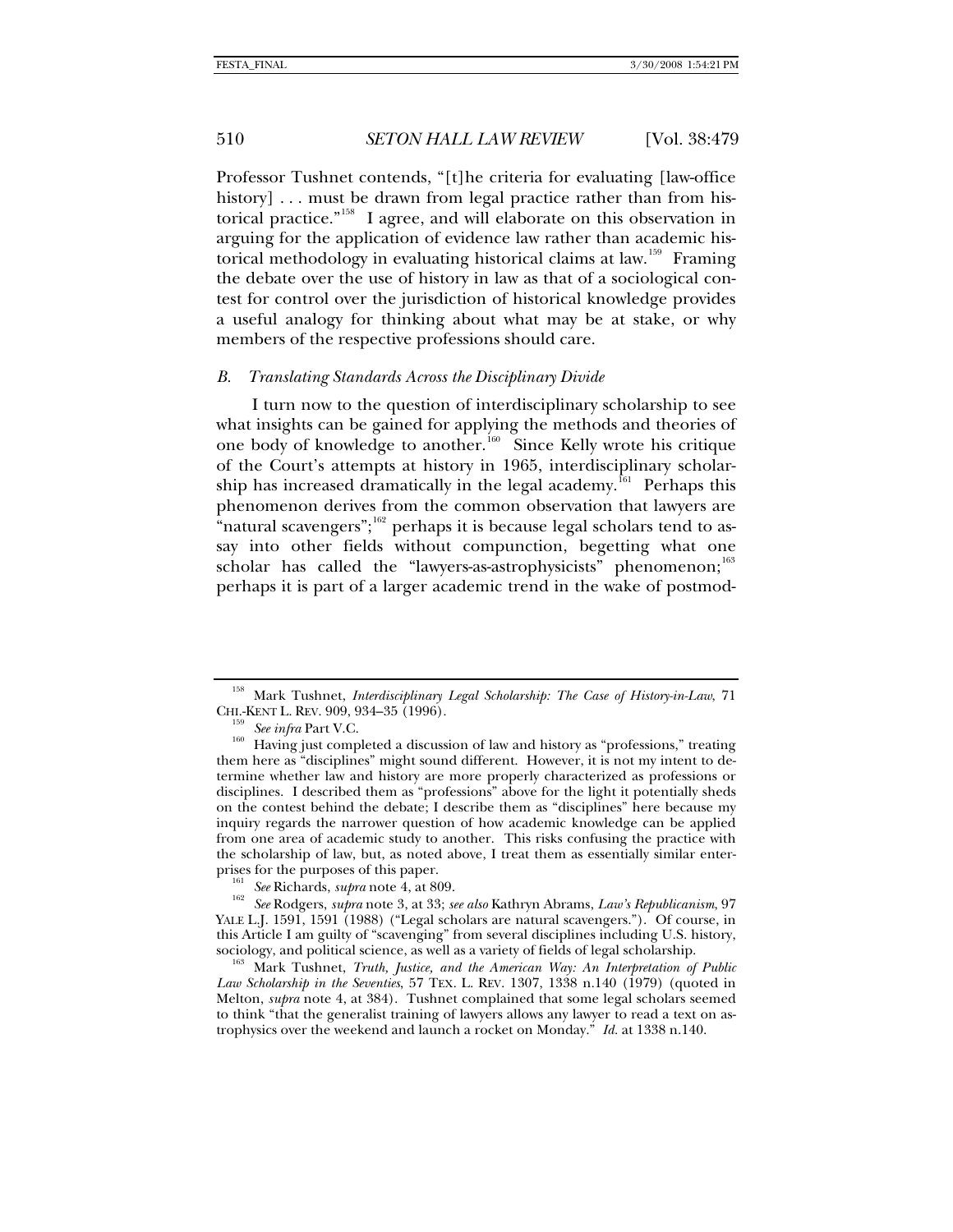Professor Tushnet contends, "[t]he criteria for evaluating [law-office history] . . . must be drawn from legal practice rather than from historical practice."[158] I agree, and will elaborate on this observation in arguing for the application of evidence law rather than academic historical methodology in evaluating historical claims at law.[159] Framing the debate over the use of history in law as that of a sociological contest for control over the jurisdiction of historical knowledge provides a useful analogy for thinking about what may be at stake, or why members of the respective professions should care.

### *B. Translating Standards Across the Disciplinary Divide*

I turn now to the question of interdisciplinary scholarship to see what insights can be gained for applying the methods and theories of one body of knowledge to another.[160] Since Kelly wrote his critique of the Court's attempts at history in 1965, interdisciplinary scholarship has increased dramatically in the legal academy.[161] Perhaps this phenomenon derives from the common observation that lawyers are "natural scavengers";[162] perhaps it is because legal scholars tend to assay into other fields without compunction, begetting what one scholar has called the "lawyers-as-astrophysicists" phenomenon;[163] perhaps it is part of a larger academic trend in the wake of postmod-

---

[158] Mark Tushnet, *Interdisciplinary Legal Scholarship: The Case of History-in-Law*, 71 CHI.-KENT L. REV. 909, 934–35 (1996).

[159] *See infra* Part V.C.

[160] Having just completed a discussion of law and history as "professions," treating them here as "disciplines" might sound different. However, it is not my intent to determine whether law and history are more properly characterized as professions or disciplines. I described them as "professions" above for the light it potentially sheds on the contest behind the debate; I describe them as "disciplines" here because my inquiry regards the narrower question of how academic knowledge can be applied from one area of academic study to another. This risks confusing the practice with the scholarship of law, but, as noted above, I treat them as essentially similar enterprises for the purposes of this paper.

[161] *See* Richards, *supra* note 4, at 809.

[162] *See* Rodgers, *supra* note 3, at 33; *see also* Kathryn Abrams, *Law's Republicanism*, 97 YALE L.J. 1591, 1591 (1988) ("Legal scholars are natural scavengers."). Of course, in this Article I am guilty of "scavenging" from several disciplines including U.S. history, sociology, and political science, as well as a variety of fields of legal scholarship.

[163] Mark Tushnet, *Truth, Justice, and the American Way: An Interpretation of Public Law Scholarship in the Seventies*, 57 TEX. L. REV. 1307, 1338 n.140 (1979) (quoted in Melton, *supra* note 4, at 384). Tushnet complained that some legal scholars seemed to think "that the generalist training of lawyers allows any lawyer to read a text on astrophysics over the weekend and launch a rocket on Monday." *Id.* at 1338 n.140.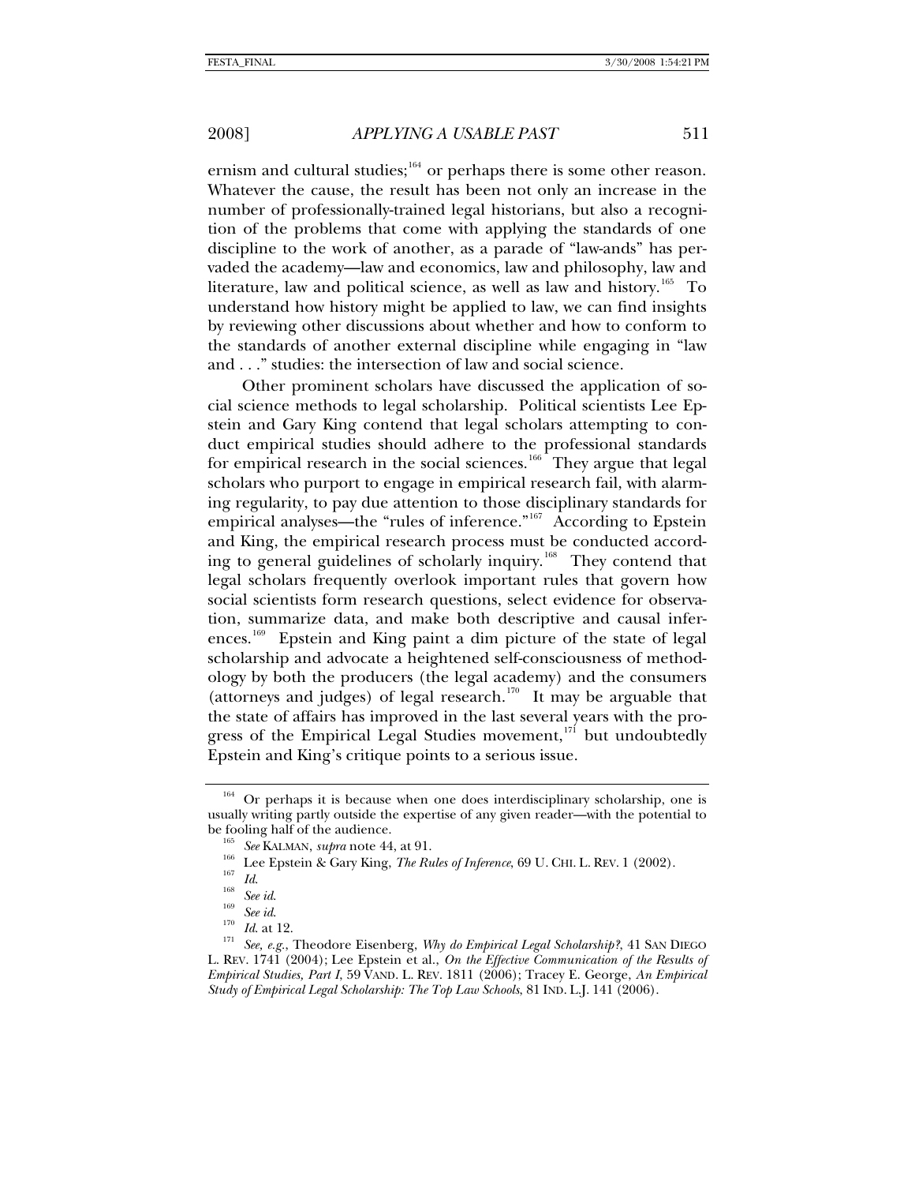ernism and cultural studies;[164] or perhaps there is some other reason. Whatever the cause, the result has been not only an increase in the number of professionally-trained legal historians, but also a recognition of the problems that come with applying the standards of one discipline to the work of another, as a parade of "law-ands" has pervaded the academy—law and economics, law and philosophy, law and literature, law and political science, as well as law and history.[165] To understand how history might be applied to law, we can find insights by reviewing other discussions about whether and how to conform to the standards of another external discipline while engaging in "law and . . ." studies: the intersection of law and social science.

Other prominent scholars have discussed the application of social science methods to legal scholarship. Political scientists Lee Epstein and Gary King contend that legal scholars attempting to conduct empirical studies should adhere to the professional standards for empirical research in the social sciences.[166] They argue that legal scholars who purport to engage in empirical research fail, with alarming regularity, to pay due attention to those disciplinary standards for empirical analyses—the "rules of inference."[167] According to Epstein and King, the empirical research process must be conducted according to general guidelines of scholarly inquiry.[168] They contend that legal scholars frequently overlook important rules that govern how social scientists form research questions, select evidence for observation, summarize data, and make both descriptive and causal inferences.[169] Epstein and King paint a dim picture of the state of legal scholarship and advocate a heightened self-consciousness of methodology by both the producers (the legal academy) and the consumers (attorneys and judges) of legal research.[170] It may be arguable that the state of affairs has improved in the last several years with the progress of the Empirical Legal Studies movement,[171] but undoubtedly Epstein and King's critique points to a serious issue.

---

[164] Or perhaps it is because when one does interdisciplinary scholarship, one is usually writing partly outside the expertise of any given reader—with the potential to be fooling half of the audience.

[165] *See* KALMAN, *supra* note 44, at 91.

[166] Lee Epstein & Gary King, *The Rules of Inference*, 69 U. CHI. L. REV. 1 (2002).

[167] *Id.*

[168] *See id.*

[169] *See id.*

[170] *Id.* at 12.

[171] *See, e.g.*, Theodore Eisenberg, *Why do Empirical Legal Scholarship?*, 41 SAN DIEGO L. REV. 1741 (2004); Lee Epstein et al., *On the Effective Communication of the Results of Empirical Studies, Part I*, 59 VAND. L. REV. 1811 (2006); Tracey E. George, *An Empirical Study of Empirical Legal Scholarship: The Top Law Schools*, 81 IND. L.J. 141 (2006).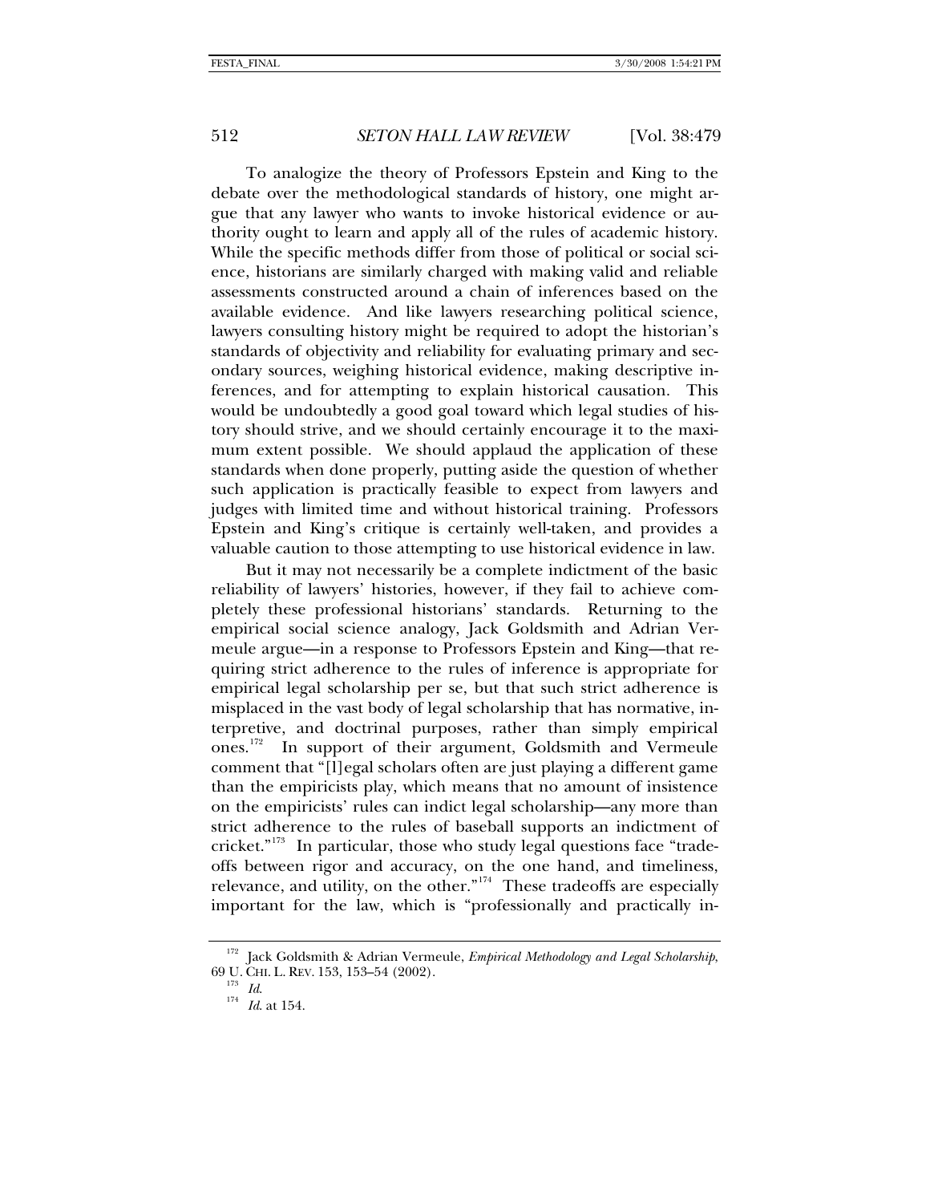To analogize the theory of Professors Epstein and King to the debate over the methodological standards of history, one might argue that any lawyer who wants to invoke historical evidence or authority ought to learn and apply all of the rules of academic history. While the specific methods differ from those of political or social science, historians are similarly charged with making valid and reliable assessments constructed around a chain of inferences based on the available evidence. And like lawyers researching political science, lawyers consulting history might be required to adopt the historian's standards of objectivity and reliability for evaluating primary and secondary sources, weighing historical evidence, making descriptive inferences, and for attempting to explain historical causation. This would be undoubtedly a good goal toward which legal studies of history should strive, and we should certainly encourage it to the maximum extent possible. We should applaud the application of these standards when done properly, putting aside the question of whether such application is practically feasible to expect from lawyers and judges with limited time and without historical training. Professors Epstein and King's critique is certainly well-taken, and provides a valuable caution to those attempting to use historical evidence in law.

But it may not necessarily be a complete indictment of the basic reliability of lawyers' histories, however, if they fail to achieve completely these professional historians' standards. Returning to the empirical social science analogy, Jack Goldsmith and Adrian Vermeule argue—in a response to Professors Epstein and King—that requiring strict adherence to the rules of inference is appropriate for empirical legal scholarship per se, but that such strict adherence is misplaced in the vast body of legal scholarship that has normative, interpretive, and doctrinal purposes, rather than simply empirical ones.[172] In support of their argument, Goldsmith and Vermeule comment that "[l]egal scholars often are just playing a different game than the empiricists play, which means that no amount of insistence on the empiricists' rules can indict legal scholarship—any more than strict adherence to the rules of baseball supports an indictment of cricket."[173] In particular, those who study legal questions face "tradeoffs between rigor and accuracy, on the one hand, and timeliness, relevance, and utility, on the other."[174] These tradeoffs are especially important for the law, which is "professionally and practically in-

---

[172] Jack Goldsmith & Adrian Vermeule, *Empirical Methodology and Legal Scholarship*, 69 U. CHI. L. REV. 153, 153–54 (2002).

[173] *Id.*

[174] *Id.* at 154.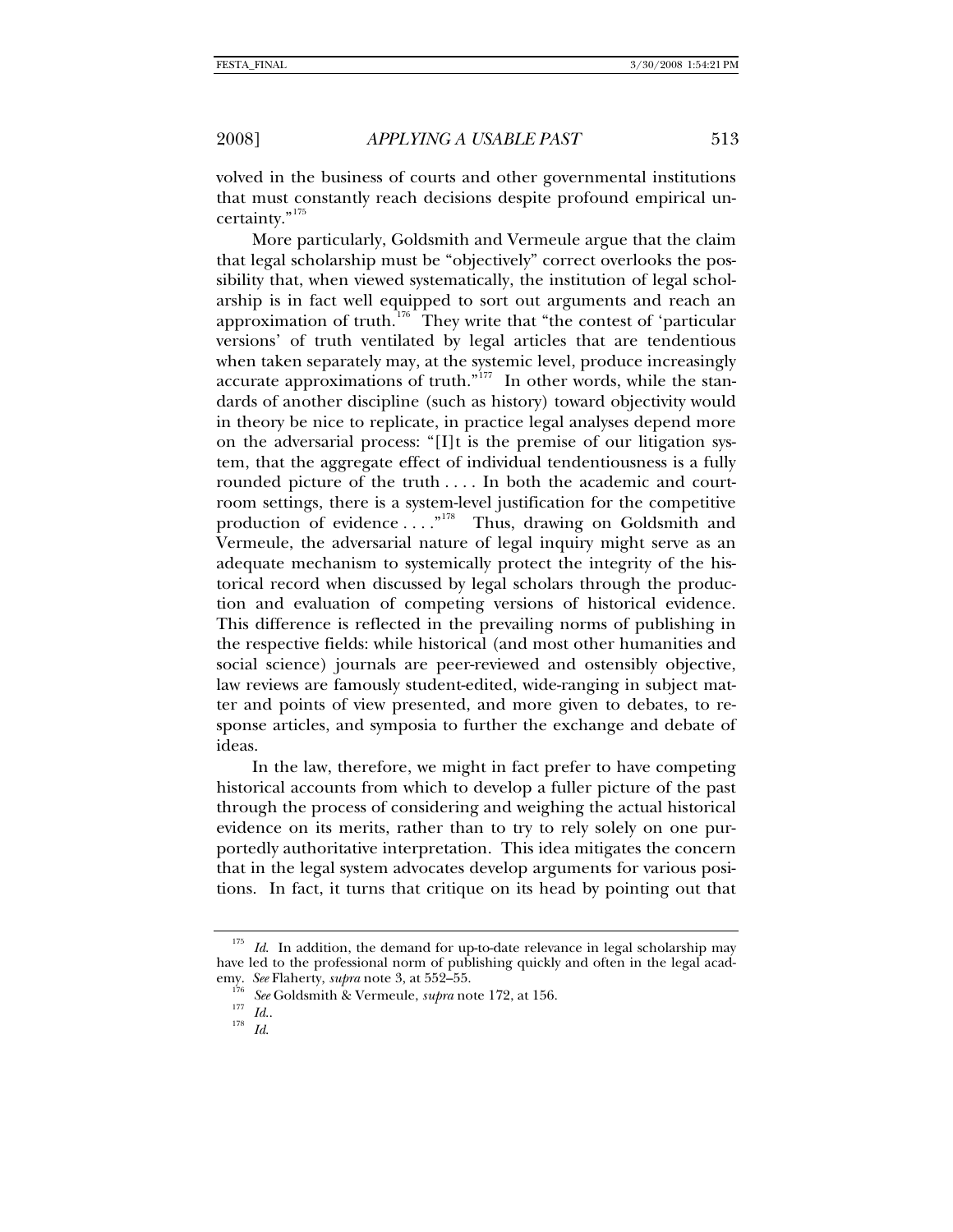volved in the business of courts and other governmental institutions that must constantly reach decisions despite profound empirical uncertainty."[175]

More particularly, Goldsmith and Vermeule argue that the claim that legal scholarship must be "objectively" correct overlooks the possibility that, when viewed systematically, the institution of legal scholarship is in fact well equipped to sort out arguments and reach an approximation of truth.[176] They write that "the contest of 'particular versions' of truth ventilated by legal articles that are tendentious when taken separately may, at the systemic level, produce increasingly accurate approximations of truth."[177] In other words, while the standards of another discipline (such as history) toward objectivity would in theory be nice to replicate, in practice legal analyses depend more on the adversarial process: "[I]t is the premise of our litigation system, that the aggregate effect of individual tendentiousness is a fully rounded picture of the truth . . . . In both the academic and courtroom settings, there is a system-level justification for the competitive production of evidence . . . ."[178] Thus, drawing on Goldsmith and Vermeule, the adversarial nature of legal inquiry might serve as an adequate mechanism to systemically protect the integrity of the historical record when discussed by legal scholars through the production and evaluation of competing versions of historical evidence. This difference is reflected in the prevailing norms of publishing in the respective fields: while historical (and most other humanities and social science) journals are peer-reviewed and ostensibly objective, law reviews are famously student-edited, wide-ranging in subject matter and points of view presented, and more given to debates, to response articles, and symposia to further the exchange and debate of ideas.

In the law, therefore, we might in fact prefer to have competing historical accounts from which to develop a fuller picture of the past through the process of considering and weighing the actual historical evidence on its merits, rather than to try to rely solely on one purportedly authoritative interpretation. This idea mitigates the concern that in the legal system advocates develop arguments for various positions. In fact, it turns that critique on its head by pointing out that

---

[175] *Id.* In addition, the demand for up-to-date relevance in legal scholarship may have led to the professional norm of publishing quickly and often in the legal academy. *See* Flaherty, *supra* note 3, at 552–55.

[176] *See* Goldsmith & Vermeule, *supra* note 172, at 156.

[177] *Id.*.

[178] *Id.*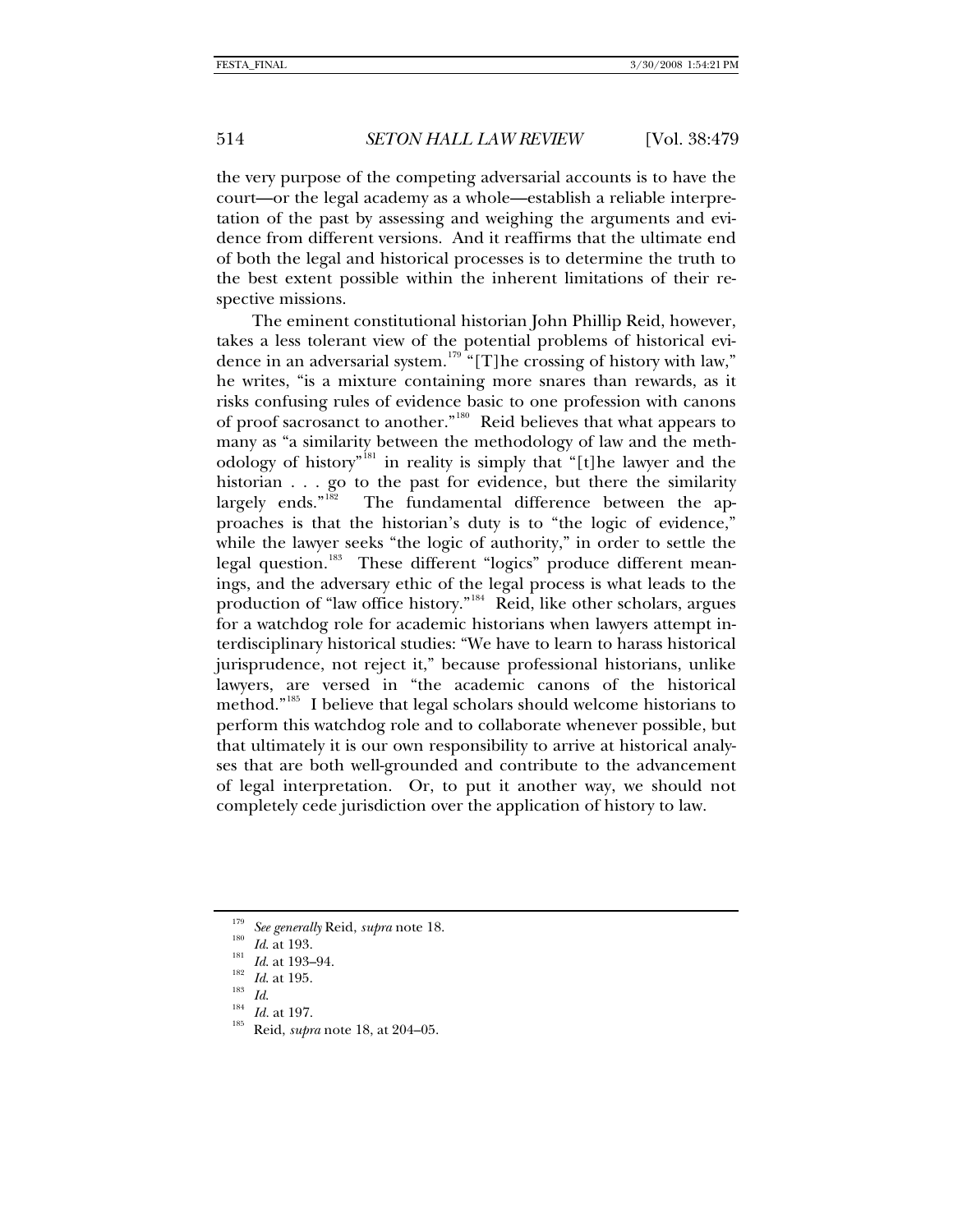the very purpose of the competing adversarial accounts is to have the court—or the legal academy as a whole—establish a reliable interpretation of the past by assessing and weighing the arguments and evidence from different versions. And it reaffirms that the ultimate end of both the legal and historical processes is to determine the truth to the best extent possible within the inherent limitations of their respective missions.

The eminent constitutional historian John Phillip Reid, however, takes a less tolerant view of the potential problems of historical evidence in an adversarial system.[179] "[T]he crossing of history with law," he writes, "is a mixture containing more snares than rewards, as it risks confusing rules of evidence basic to one profession with canons of proof sacrosanct to another."[180] Reid believes that what appears to many as "a similarity between the methodology of law and the methodology of history"[181] in reality is simply that "[t]he lawyer and the historian . . . go to the past for evidence, but there the similarity largely ends."[182] The fundamental difference between the approaches is that the historian's duty is to "the logic of evidence," while the lawyer seeks "the logic of authority," in order to settle the legal question.[183] These different "logics" produce different meanings, and the adversary ethic of the legal process is what leads to the production of "law office history."[184] Reid, like other scholars, argues for a watchdog role for academic historians when lawyers attempt interdisciplinary historical studies: "We have to learn to harass historical jurisprudence, not reject it," because professional historians, unlike lawyers, are versed in "the academic canons of the historical method."[185] I believe that legal scholars should welcome historians to perform this watchdog role and to collaborate whenever possible, but that ultimately it is our own responsibility to arrive at historical analyses that are both well-grounded and contribute to the advancement of legal interpretation. Or, to put it another way, we should not completely cede jurisdiction over the application of history to law.

---

[179] *See generally* Reid, *supra* note 18.

[180] *Id.* at 193.

[181] *Id.* at 193–94.

[182] *Id.* at 195.

[183] *Id.*

[184] *Id.* at 197.

[185] Reid, *supra* note 18, at 204–05.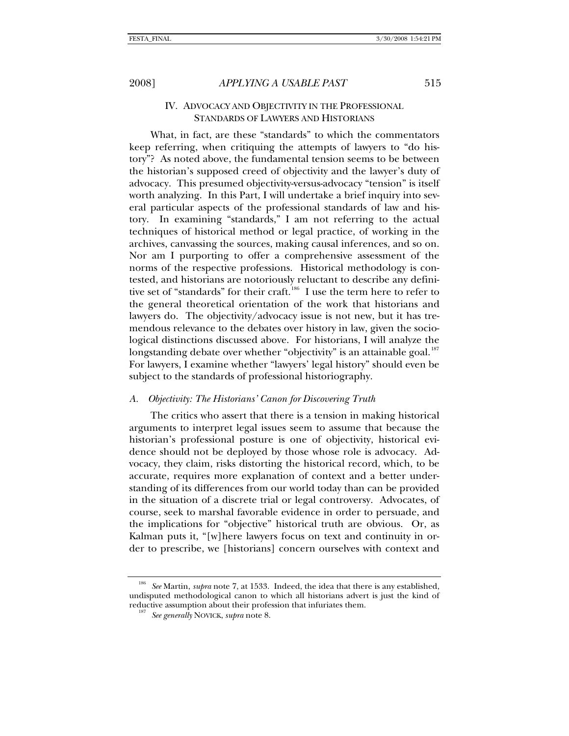## IV. ADVOCACY AND OBJECTIVITY IN THE PROFESSIONAL STANDARDS OF LAWYERS AND HISTORIANS

What, in fact, are these "standards" to which the commentators keep referring, when critiquing the attempts of lawyers to "do history"? As noted above, the fundamental tension seems to be between the historian's supposed creed of objectivity and the lawyer's duty of advocacy. This presumed objectivity-versus-advocacy "tension" is itself worth analyzing. In this Part, I will undertake a brief inquiry into several particular aspects of the professional standards of law and history. In examining "standards," I am not referring to the actual techniques of historical method or legal practice, of working in the archives, canvassing the sources, making causal inferences, and so on. Nor am I purporting to offer a comprehensive assessment of the norms of the respective professions. Historical methodology is contested, and historians are notoriously reluctant to describe any definitive set of "standards" for their craft.[186] I use the term here to refer to the general theoretical orientation of the work that historians and lawyers do. The objectivity/advocacy issue is not new, but it has tremendous relevance to the debates over history in law, given the sociological distinctions discussed above. For historians, I will analyze the longstanding debate over whether "objectivity" is an attainable goal.[187] For lawyers, I examine whether "lawyers' legal history" should even be subject to the standards of professional historiography.

### A. *Objectivity: The Historians' Canon for Discovering Truth*

The critics who assert that there is a tension in making historical arguments to interpret legal issues seem to assume that because the historian's professional posture is one of objectivity, historical evidence should not be deployed by those whose role is advocacy. Advocacy, they claim, risks distorting the historical record, which, to be accurate, requires more explanation of context and a better understanding of its differences from our world today than can be provided in the situation of a discrete trial or legal controversy. Advocates, of course, seek to marshal favorable evidence in order to persuade, and the implications for "objective" historical truth are obvious. Or, as Kalman puts it, "[w]here lawyers focus on text and continuity in order to prescribe, we [historians] concern ourselves with context and

---

[186] *See* Martin, *supra* note 7, at 1533. Indeed, the idea that there is any established, undisputed methodological canon to which all historians advert is just the kind of reductive assumption about their profession that infuriates them.

[187] *See generally* NOVICK, *supra* note 8.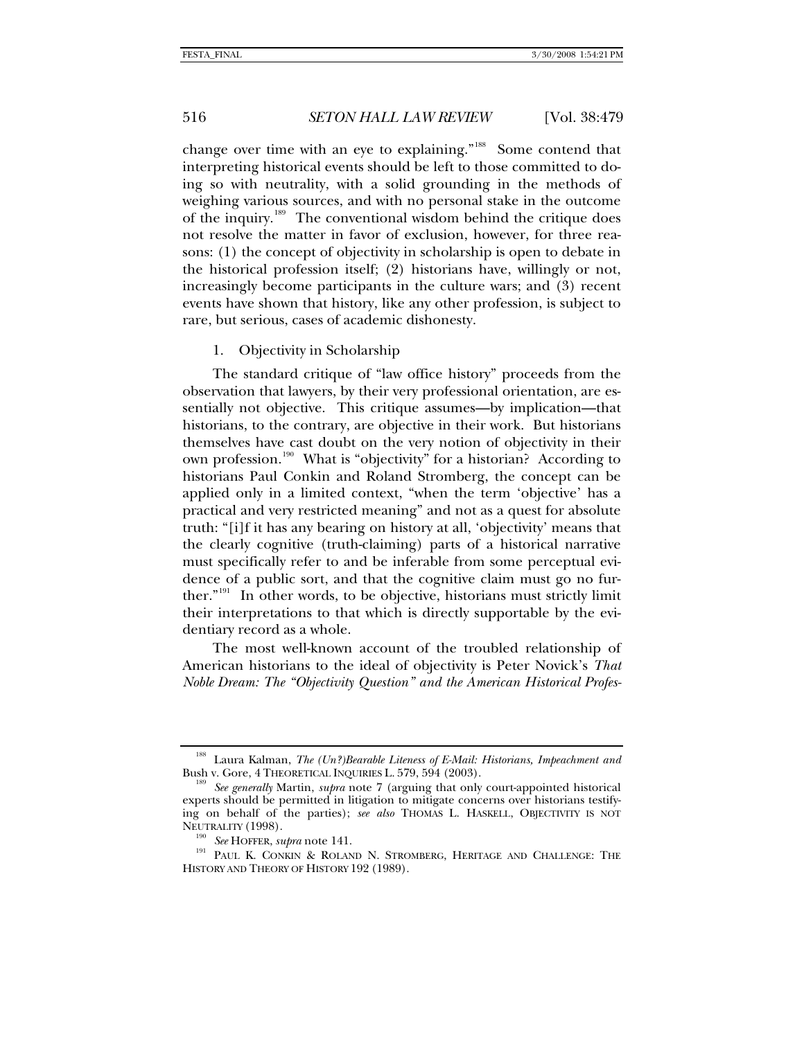change over time with an eye to explaining."[188] Some contend that interpreting historical events should be left to those committed to doing so with neutrality, with a solid grounding in the methods of weighing various sources, and with no personal stake in the outcome of the inquiry.[189] The conventional wisdom behind the critique does not resolve the matter in favor of exclusion, however, for three reasons: (1) the concept of objectivity in scholarship is open to debate in the historical profession itself; (2) historians have, willingly or not, increasingly become participants in the culture wars; and (3) recent events have shown that history, like any other profession, is subject to rare, but serious, cases of academic dishonesty.

### 1. Objectivity in Scholarship

The standard critique of "law office history" proceeds from the observation that lawyers, by their very professional orientation, are essentially not objective. This critique assumes—by implication—that historians, to the contrary, are objective in their work. But historians themselves have cast doubt on the very notion of objectivity in their own profession.[190] What is "objectivity" for a historian? According to historians Paul Conkin and Roland Stromberg, the concept can be applied only in a limited context, "when the term 'objective' has a practical and very restricted meaning" and not as a quest for absolute truth: "[i]f it has any bearing on history at all, 'objectivity' means that the clearly cognitive (truth-claiming) parts of a historical narrative must specifically refer to and be inferable from some perceptual evidence of a public sort, and that the cognitive claim must go no further."[191] In other words, to be objective, historians must strictly limit their interpretations to that which is directly supportable by the evidentiary record as a whole.

The most well-known account of the troubled relationship of American historians to the ideal of objectivity is Peter Novick's *That Noble Dream: The "Objectivity Question" and the American Historical Profes-*

---

[188] Laura Kalman, *The (Un?)Bearable Liteness of E-Mail: Historians, Impeachment and* Bush v. Gore, 4 THEORETICAL INQUIRIES L. 579, 594 (2003).

[189] *See generally* Martin, *supra* note 7 (arguing that only court-appointed historical experts should be permitted in litigation to mitigate concerns over historians testifying on behalf of the parties); *see also* THOMAS L. HASKELL, OBJECTIVITY IS NOT NEUTRALITY (1998).

[190] *See* HOFFER, *supra* note 141.

[191] PAUL K. CONKIN & ROLAND N. STROMBERG, HERITAGE AND CHALLENGE: THE HISTORY AND THEORY OF HISTORY 192 (1989).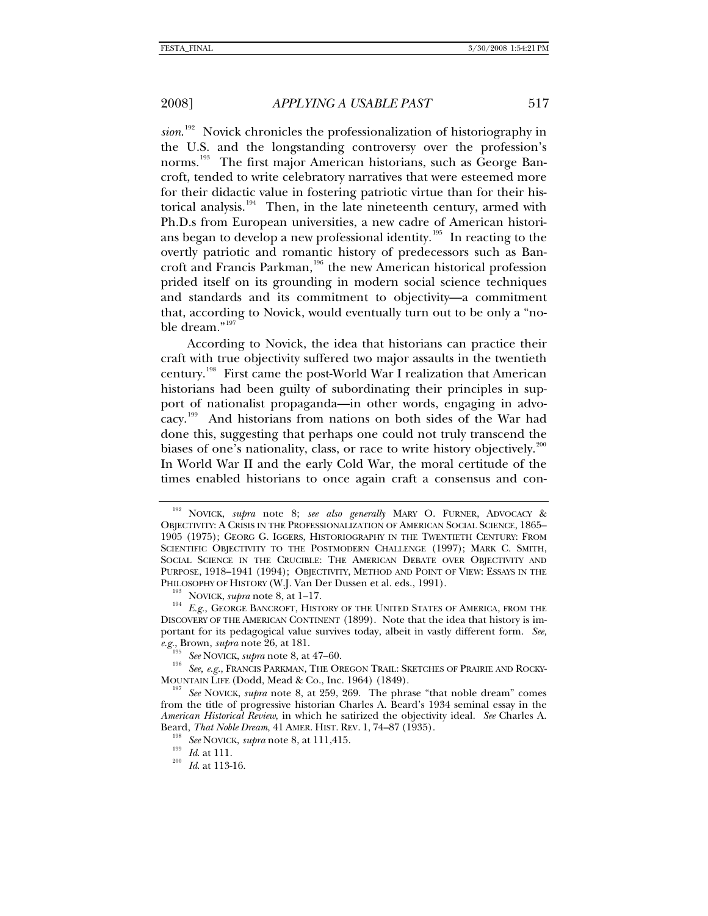*sion*.[192] Novick chronicles the professionalization of historiography in the U.S. and the longstanding controversy over the profession's norms.[193] The first major American historians, such as George Bancroft, tended to write celebratory narratives that were esteemed more for their didactic value in fostering patriotic virtue than for their historical analysis.[194] Then, in the late nineteenth century, armed with Ph.D.s from European universities, a new cadre of American historians began to develop a new professional identity.[195] In reacting to the overtly patriotic and romantic history of predecessors such as Bancroft and Francis Parkman,[196] the new American historical profession prided itself on its grounding in modern social science techniques and standards and its commitment to objectivity—a commitment that, according to Novick, would eventually turn out to be only a "noble dream."[197]

According to Novick, the idea that historians can practice their craft with true objectivity suffered two major assaults in the twentieth century.[198] First came the post-World War I realization that American historians had been guilty of subordinating their principles in support of nationalist propaganda—in other words, engaging in advocacy.[199] And historians from nations on both sides of the War had done this, suggesting that perhaps one could not truly transcend the biases of one's nationality, class, or race to write history objectively.[200] In World War II and the early Cold War, the moral certitude of the times enabled historians to once again craft a consensus and con-

---

[192] NOVICK, *supra* note 8; *see also generally* MARY O. FURNER, ADVOCACY & OBJECTIVITY: A CRISIS IN THE PROFESSIONALIZATION OF AMERICAN SOCIAL SCIENCE, 1865–1905 (1975); GEORG G. IGGERS, HISTORIOGRAPHY IN THE TWENTIETH CENTURY: FROM SCIENTIFIC OBJECTIVITY TO THE POSTMODERN CHALLENGE (1997); MARK C. SMITH, SOCIAL SCIENCE IN THE CRUCIBLE: THE AMERICAN DEBATE OVER OBJECTIVITY AND PURPOSE, 1918–1941 (1994); OBJECTIVITY, METHOD AND POINT OF VIEW: ESSAYS IN THE PHILOSOPHY OF HISTORY (W.J. Van Der Dussen et al. eds., 1991).

[193] NOVICK, *supra* note 8, at 1–17.

[194] *E.g.*, GEORGE BANCROFT, HISTORY OF THE UNITED STATES OF AMERICA, FROM THE DISCOVERY OF THE AMERICAN CONTINENT (1899). Note that the idea that history is important for its pedagogical value survives today, albeit in vastly different form. *See, e.g.*, Brown, *supra* note 26, at 181.

[195] *See* NOVICK, *supra* note 8, at 47–60.

[196] *See, e.g.*, FRANCIS PARKMAN, THE OREGON TRAIL: SKETCHES OF PRAIRIE AND ROCKY-MOUNTAIN LIFE (Dodd, Mead & Co., Inc. 1964) (1849).

[197] *See* NOVICK, *supra* note 8, at 259, 269. The phrase "that noble dream" comes from the title of progressive historian Charles A. Beard's 1934 seminal essay in the *American Historical Review*, in which he satirized the objectivity ideal. *See* Charles A. Beard, *That Noble Dream*, 41 AMER. HIST. REV. 1, 74–87 (1935).

[198] *See* NOVICK, *supra* note 8, at 111,415.

[199] *Id.* at 111.

[200] *Id.* at 113-16.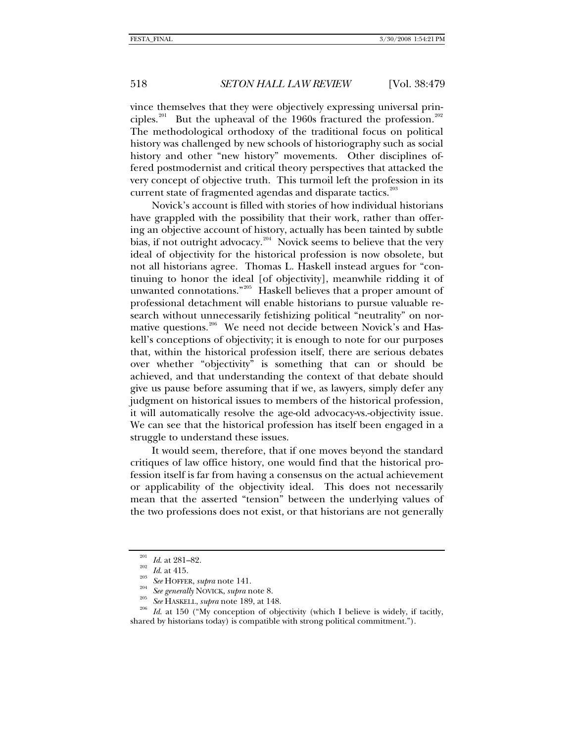vince themselves that they were objectively expressing universal principles.[201] But the upheaval of the 1960s fractured the profession.[202] The methodological orthodoxy of the traditional focus on political history was challenged by new schools of historiography such as social history and other "new history" movements. Other disciplines offered postmodernist and critical theory perspectives that attacked the very concept of objective truth. This turmoil left the profession in its current state of fragmented agendas and disparate tactics.[203]

Novick's account is filled with stories of how individual historians have grappled with the possibility that their work, rather than offering an objective account of history, actually has been tainted by subtle bias, if not outright advocacy.[204] Novick seems to believe that the very ideal of objectivity for the historical profession is now obsolete, but not all historians agree. Thomas L. Haskell instead argues for "continuing to honor the ideal [of objectivity], meanwhile ridding it of unwanted connotations."[205] Haskell believes that a proper amount of professional detachment will enable historians to pursue valuable research without unnecessarily fetishizing political "neutrality" on normative questions.[206] We need not decide between Novick's and Haskell's conceptions of objectivity; it is enough to note for our purposes that, within the historical profession itself, there are serious debates over whether "objectivity" is something that can or should be achieved, and that understanding the context of that debate should give us pause before assuming that if we, as lawyers, simply defer any judgment on historical issues to members of the historical profession, it will automatically resolve the age-old advocacy-vs.-objectivity issue. We can see that the historical profession has itself been engaged in a struggle to understand these issues.

It would seem, therefore, that if one moves beyond the standard critiques of law office history, one would find that the historical profession itself is far from having a consensus on the actual achievement or applicability of the objectivity ideal. This does not necessarily mean that the asserted "tension" between the underlying values of the two professions does not exist, or that historians are not generally

---

[201] *Id.* at 281–82.

[202] *Id.* at 415.

[203] *See* HOFFER, *supra* note 141.

[204] *See generally* NOVICK, *supra* note 8.

[205] *See* HASKELL, *supra* note 189, at 148.

[206] *Id.* at 150 ("My conception of objectivity (which I believe is widely, if tacitly, shared by historians today) is compatible with strong political commitment.").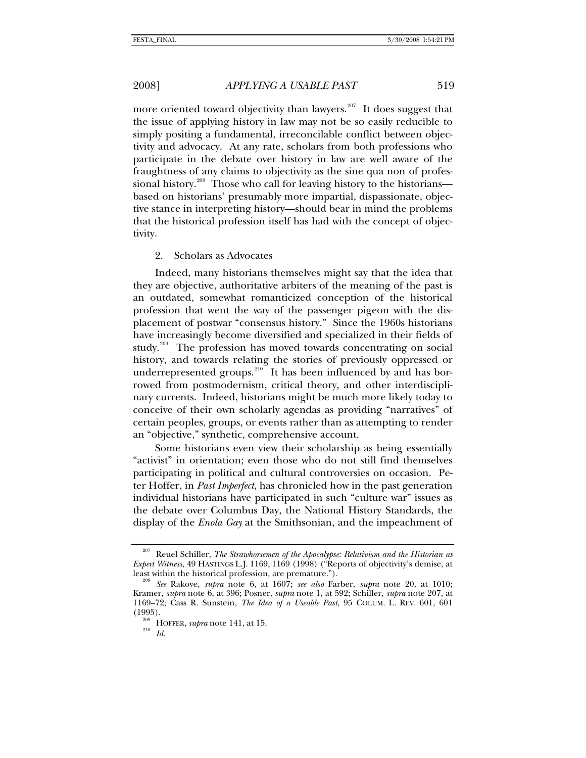more oriented toward objectivity than lawyers.[207] It does suggest that the issue of applying history in law may not be so easily reducible to simply positing a fundamental, irreconcilable conflict between objectivity and advocacy. At any rate, scholars from both professions who participate in the debate over history in law are well aware of the fraughtness of any claims to objectivity as the sine qua non of professional history.[208] Those who call for leaving history to the historians—based on historians' presumably more impartial, dispassionate, objective stance in interpreting history—should bear in mind the problems that the historical profession itself has had with the concept of objectivity.

### 2. Scholars as Advocates

Indeed, many historians themselves might say that the idea that they are objective, authoritative arbiters of the meaning of the past is an outdated, somewhat romanticized conception of the historical profession that went the way of the passenger pigeon with the displacement of postwar "consensus history." Since the 1960s historians have increasingly become diversified and specialized in their fields of study.[209] The profession has moved towards concentrating on social history, and towards relating the stories of previously oppressed or underrepresented groups.[210] It has been influenced by and has borrowed from postmodernism, critical theory, and other interdisciplinary currents. Indeed, historians might be much more likely today to conceive of their own scholarly agendas as providing "narratives" of certain peoples, groups, or events rather than as attempting to render an "objective," synthetic, comprehensive account.

Some historians even view their scholarship as being essentially "activist" in orientation; even those who do not still find themselves participating in political and cultural controversies on occasion. Peter Hoffer, in *Past Imperfect*, has chronicled how in the past generation individual historians have participated in such "culture war" issues as the debate over Columbus Day, the National History Standards, the display of the *Enola Gay* at the Smithsonian, and the impeachment of

---

[207] Reuel Schiller, *The Strawhorsemen of the Apocalypse: Relativism and the Historian as Expert Witness*, 49 HASTINGS L.J. 1169, 1169 (1998) ("Reports of objectivity's demise, at least within the historical profession, are premature.").

[208] *See* Rakove, *supra* note 6, at 1607; *see also* Farber, *supra* note 20, at 1010; Kramer, *supra* note 6, at 396; Posner, *supra* note 1, at 592; Schiller, *supra* note 207, at 1169–72; Cass R. Sunstein, *The Idea of a Useable Past*, 95 COLUM. L. REV. 601, 601 (1995).

[209] HOFFER, *supra* note 141, at 15.

[210] *Id.*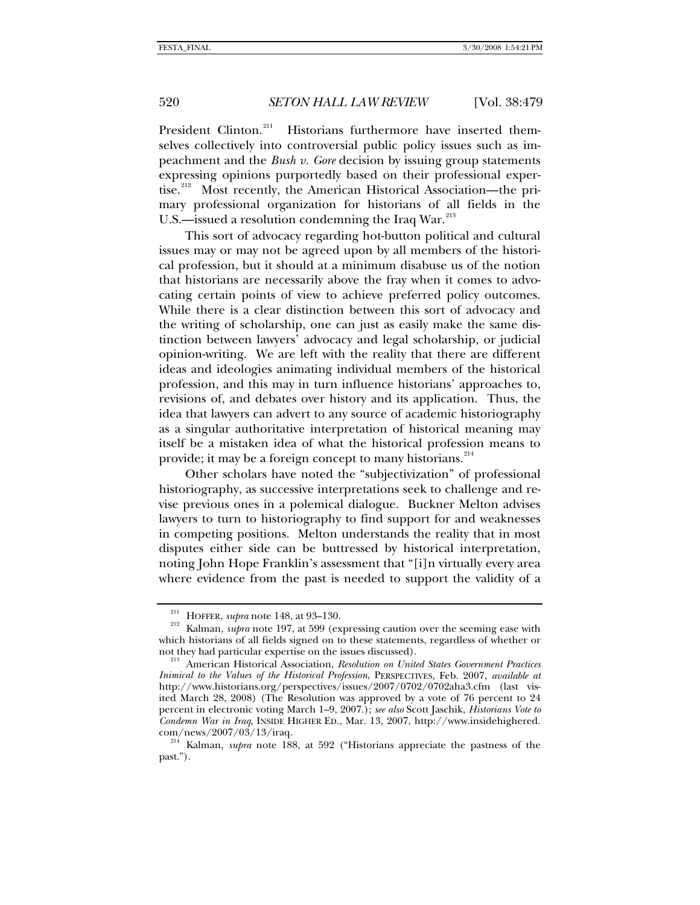President Clinton.[211] Historians furthermore have inserted themselves collectively into controversial public policy issues such as impeachment and the *Bush v. Gore* decision by issuing group statements expressing opinions purportedly based on their professional expertise.[212] Most recently, the American Historical Association—the primary professional organization for historians of all fields in the U.S.—issued a resolution condemning the Iraq War.[213]

This sort of advocacy regarding hot-button political and cultural issues may or may not be agreed upon by all members of the historical profession, but it should at a minimum disabuse us of the notion that historians are necessarily above the fray when it comes to advocating certain points of view to achieve preferred policy outcomes. While there is a clear distinction between this sort of advocacy and the writing of scholarship, one can just as easily make the same distinction between lawyers' advocacy and legal scholarship, or judicial opinion-writing. We are left with the reality that there are different ideas and ideologies animating individual members of the historical profession, and this may in turn influence historians' approaches to, revisions of, and debates over history and its application. Thus, the idea that lawyers can advert to any source of academic historiography as a singular authoritative interpretation of historical meaning may itself be a mistaken idea of what the historical profession means to provide; it may be a foreign concept to many historians.[214]

Other scholars have noted the "subjectivization" of professional historiography, as successive interpretations seek to challenge and revise previous ones in a polemical dialogue. Buckner Melton advises lawyers to turn to historiography to find support for and weaknesses in competing positions. Melton understands the reality that in most disputes either side can be buttressed by historical interpretation, noting John Hope Franklin's assessment that "[i]n virtually every area where evidence from the past is needed to support the validity of a

---

[211] HOFFER, *supra* note 148, at 93–130.

[212] Kalman, *supra* note 197, at 599 (expressing caution over the seeming ease with which historians of all fields signed on to these statements, regardless of whether or not they had particular expertise on the issues discussed).

[213] American Historical Association, *Resolution on United States Government Practices Inimical to the Values of the Historical Profession*, PERSPECTIVES, Feb. 2007, *available at* http://www.historians.org/perspectives/issues/2007/0702/0702aha3.cfm (last visited March 28, 2008) (The Resolution was approved by a vote of 76 percent to 24 percent in electronic voting March 1–9, 2007.); *see also* Scott Jaschik, *Historians Vote to Condemn War in Iraq*, INSIDE HIGHER ED., Mar. 13, 2007, http://www.insidehighered.com/news/2007/03/13/iraq.

[214] Kalman, *supra* note 188, at 592 ("Historians appreciate the pastness of the past.").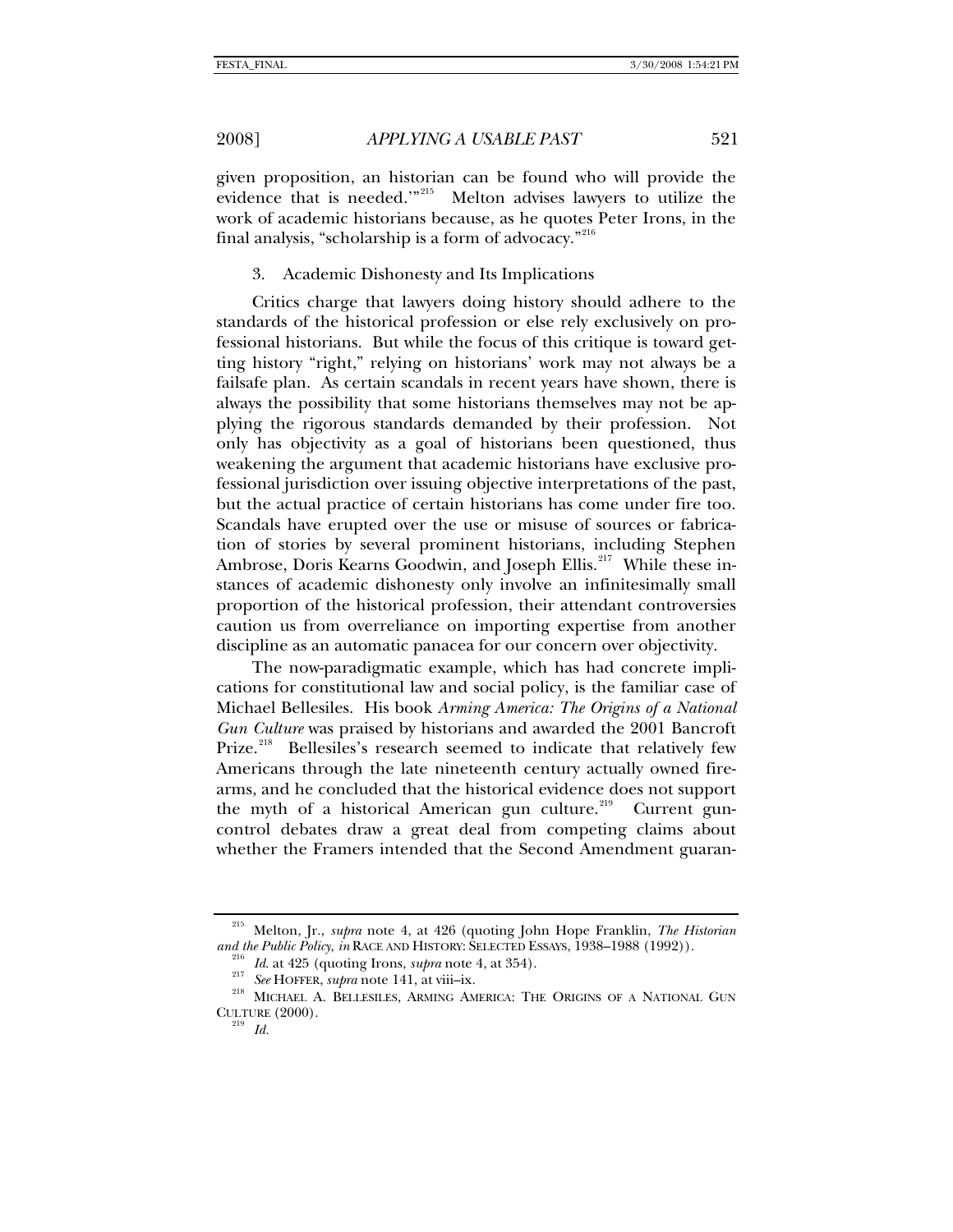given proposition, an historian can be found who will provide the evidence that is needed.'"[215] Melton advises lawyers to utilize the work of academic historians because, as he quotes Peter Irons, in the final analysis, "scholarship is a form of advocacy."[216]

3. Academic Dishonesty and Its Implications

Critics charge that lawyers doing history should adhere to the standards of the historical profession or else rely exclusively on professional historians. But while the focus of this critique is toward getting history "right," relying on historians' work may not always be a failsafe plan. As certain scandals in recent years have shown, there is always the possibility that some historians themselves may not be applying the rigorous standards demanded by their profession. Not only has objectivity as a goal of historians been questioned, thus weakening the argument that academic historians have exclusive professional jurisdiction over issuing objective interpretations of the past, but the actual practice of certain historians has come under fire too. Scandals have erupted over the use or misuse of sources or fabrication of stories by several prominent historians, including Stephen Ambrose, Doris Kearns Goodwin, and Joseph Ellis.[217] While these instances of academic dishonesty only involve an infinitesimally small proportion of the historical profession, their attendant controversies caution us from overreliance on importing expertise from another discipline as an automatic panacea for our concern over objectivity.

The now-paradigmatic example, which has had concrete implications for constitutional law and social policy, is the familiar case of Michael Bellesiles. His book *Arming America: The Origins of a National Gun Culture* was praised by historians and awarded the 2001 Bancroft Prize.[218] Bellesiles's research seemed to indicate that relatively few Americans through the late nineteenth century actually owned firearms, and he concluded that the historical evidence does not support the myth of a historical American gun culture.[219] Current gun-control debates draw a great deal from competing claims about whether the Framers intended that the Second Amendment guaran-

---

[215] Melton, Jr., *supra* note 4, at 426 (quoting John Hope Franklin, *The Historian and the Public Policy*, *in* RACE AND HISTORY: SELECTED ESSAYS, 1938–1988 (1992)).

[216] *Id.* at 425 (quoting Irons, *supra* note 4, at 354).

[217] *See* HOFFER, *supra* note 141, at viii–ix.

[218] MICHAEL A. BELLESILES, ARMING AMERICA: THE ORIGINS OF A NATIONAL GUN CULTURE (2000).

[219] *Id.*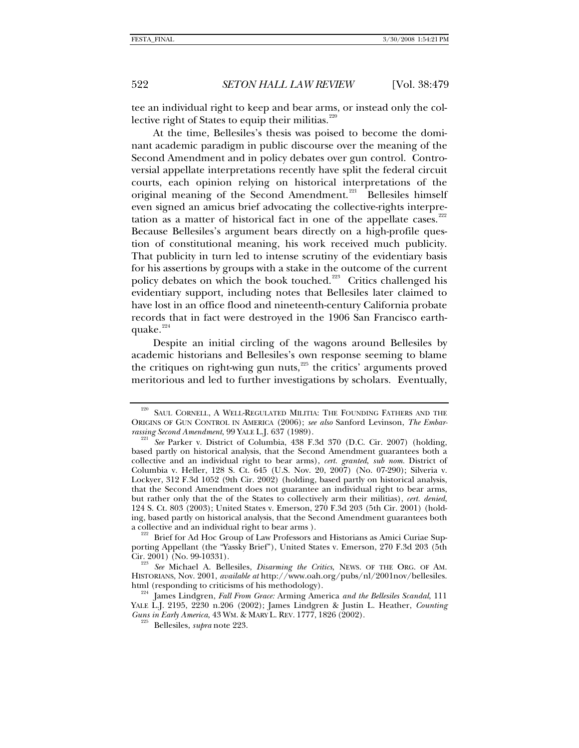tee an individual right to keep and bear arms, or instead only the collective right of States to equip their militias.[220]

At the time, Bellesiles's thesis was poised to become the dominant academic paradigm in public discourse over the meaning of the Second Amendment and in policy debates over gun control. Controversial appellate interpretations recently have split the federal circuit courts, each opinion relying on historical interpretations of the original meaning of the Second Amendment.[221] Bellesiles himself even signed an amicus brief advocating the collective-rights interpretation as a matter of historical fact in one of the appellate cases.[222] Because Bellesiles's argument bears directly on a high-profile question of constitutional meaning, his work received much publicity. That publicity in turn led to intense scrutiny of the evidentiary basis for his assertions by groups with a stake in the outcome of the current policy debates on which the book touched.[223] Critics challenged his evidentiary support, including notes that Bellesiles later claimed to have lost in an office flood and nineteenth-century California probate records that in fact were destroyed in the 1906 San Francisco earthquake.[224]

Despite an initial circling of the wagons around Bellesiles by academic historians and Bellesiles's own response seeming to blame the critiques on right-wing gun nuts,[225] the critics' arguments proved meritorious and led to further investigations by scholars. Eventually,

---

[220] SAUL CORNELL, A WELL-REGULATED MILITIA: THE FOUNDING FATHERS AND THE ORIGINS OF GUN CONTROL IN AMERICA (2006); *see also* Sanford Levinson, *The Embarrassing Second Amendment*, 99 YALE L.J. 637 (1989).

[221] *See* Parker v. District of Columbia, 438 F.3d 370 (D.C. Cir. 2007) (holding, based partly on historical analysis, that the Second Amendment guarantees both a collective and an individual right to bear arms), *cert. granted*, *sub nom.* District of Columbia v. Heller, 128 S. Ct. 645 (U.S. Nov. 20, 2007) (No. 07-290); Silveria v. Lockyer, 312 F.3d 1052 (9th Cir. 2002) (holding, based partly on historical analysis, that the Second Amendment does not guarantee an individual right to bear arms, but rather only that the of the States to collectively arm their militias), *cert. denied*, 124 S. Ct. 803 (2003); United States v. Emerson, 270 F.3d 203 (5th Cir. 2001) (holding, based partly on historical analysis, that the Second Amendment guarantees both a collective and an individual right to bear arms ).

[222] Brief for Ad Hoc Group of Law Professors and Historians as Amici Curiae Supporting Appellant (the "Yassky Brief"), United States v. Emerson, 270 F.3d 203 (5th Cir. 2001) (No. 99-10331).

[223] *See* Michael A. Bellesiles, *Disarming the Critics*, NEWS. OF THE ORG. OF AM. HISTORIANS, Nov. 2001, *available at* http://www.oah.org/pubs/nl/2001nov/bellesiles.html (responding to criticisms of his methodology).

[224] James Lindgren, *Fall From Grace:* Arming America *and the Bellesiles Scandal*, 111 YALE L.J. 2195, 2230 n.206 (2002); James Lindgren & Justin L. Heather, *Counting Guns in Early America*, 43 WM. & MARY L. REV. 1777, 1826 (2002).

[225] Bellesiles, *supra* note 223.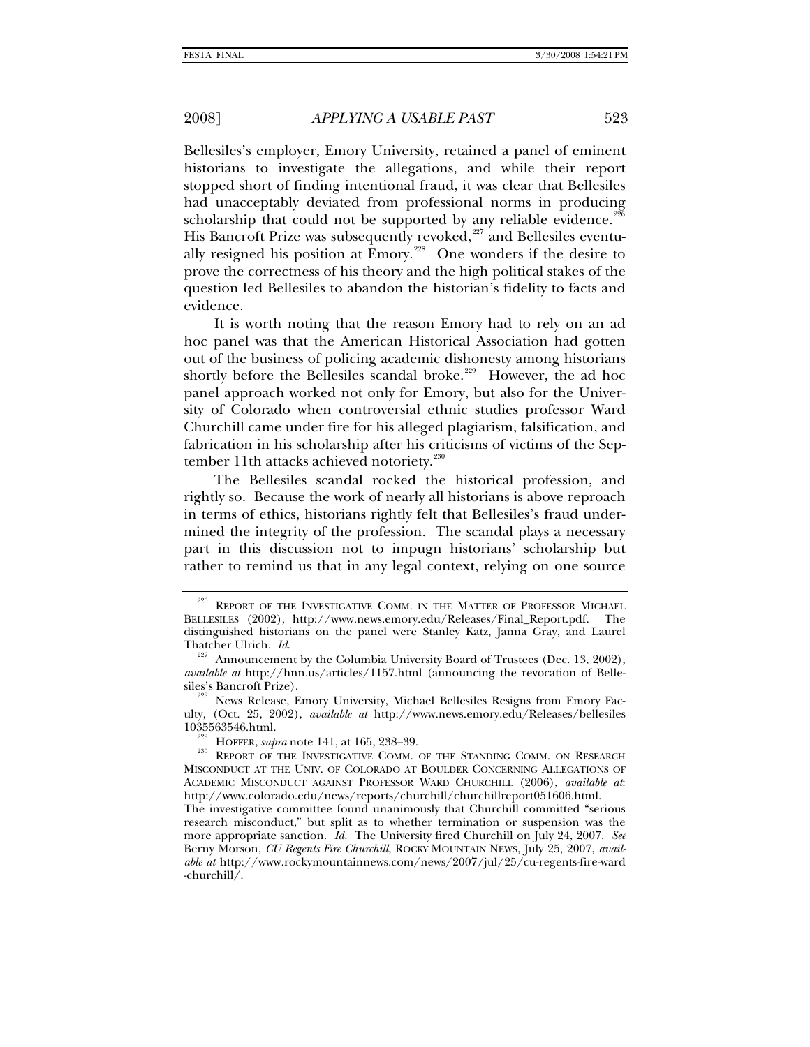Bellesiles's employer, Emory University, retained a panel of eminent historians to investigate the allegations, and while their report stopped short of finding intentional fraud, it was clear that Bellesiles had unacceptably deviated from professional norms in producing scholarship that could not be supported by any reliable evidence.[226] His Bancroft Prize was subsequently revoked,[227] and Bellesiles eventually resigned his position at Emory.[228] One wonders if the desire to prove the correctness of his theory and the high political stakes of the question led Bellesiles to abandon the historian's fidelity to facts and evidence.

It is worth noting that the reason Emory had to rely on an ad hoc panel was that the American Historical Association had gotten out of the business of policing academic dishonesty among historians shortly before the Bellesiles scandal broke.[229] However, the ad hoc panel approach worked not only for Emory, but also for the University of Colorado when controversial ethnic studies professor Ward Churchill came under fire for his alleged plagiarism, falsification, and fabrication in his scholarship after his criticisms of victims of the September 11th attacks achieved notoriety.[230]

The Bellesiles scandal rocked the historical profession, and rightly so. Because the work of nearly all historians is above reproach in terms of ethics, historians rightly felt that Bellesiles's fraud undermined the integrity of the profession. The scandal plays a necessary part in this discussion not to impugn historians' scholarship but rather to remind us that in any legal context, relying on one source

---

[226] REPORT OF THE INVESTIGATIVE COMM. IN THE MATTER OF PROFESSOR MICHAEL BELLESILES (2002), http://www.news.emory.edu/Releases/Final_Report.pdf. The distinguished historians on the panel were Stanley Katz, Janna Gray, and Laurel Thatcher Ulrich. *Id.*

[227] Announcement by the Columbia University Board of Trustees (Dec. 13, 2002), *available at* http://hnn.us/articles/1157.html (announcing the revocation of Bellesiles's Bancroft Prize).

[228] News Release, Emory University, Michael Bellesiles Resigns from Emory Faculty, (Oct. 25, 2002), *available at* http://www.news.emory.edu/Releases/bellesiles1035563546.html.

[229] HOFFER, *supra* note 141, at 165, 238–39.

[230] REPORT OF THE INVESTIGATIVE COMM. OF THE STANDING COMM. ON RESEARCH MISCONDUCT AT THE UNIV. OF COLORADO AT BOULDER CONCERNING ALLEGATIONS OF ACADEMIC MISCONDUCT AGAINST PROFESSOR WARD CHURCHILL (2006), *available at*: http://www.colorado.edu/news/reports/churchill/churchillreport051606.html. The investigative committee found unanimously that Churchill committed "serious research misconduct," but split as to whether termination or suspension was the more appropriate sanction. *Id.* The University fired Churchill on July 24, 2007. *See* Berny Morson, *CU Regents Fire Churchill*, ROCKY MOUNTAIN NEWS, July 25, 2007, *available at* http://www.rockymountainnews.com/news/2007/jul/25/cu-regents-fire-ward-churchill/.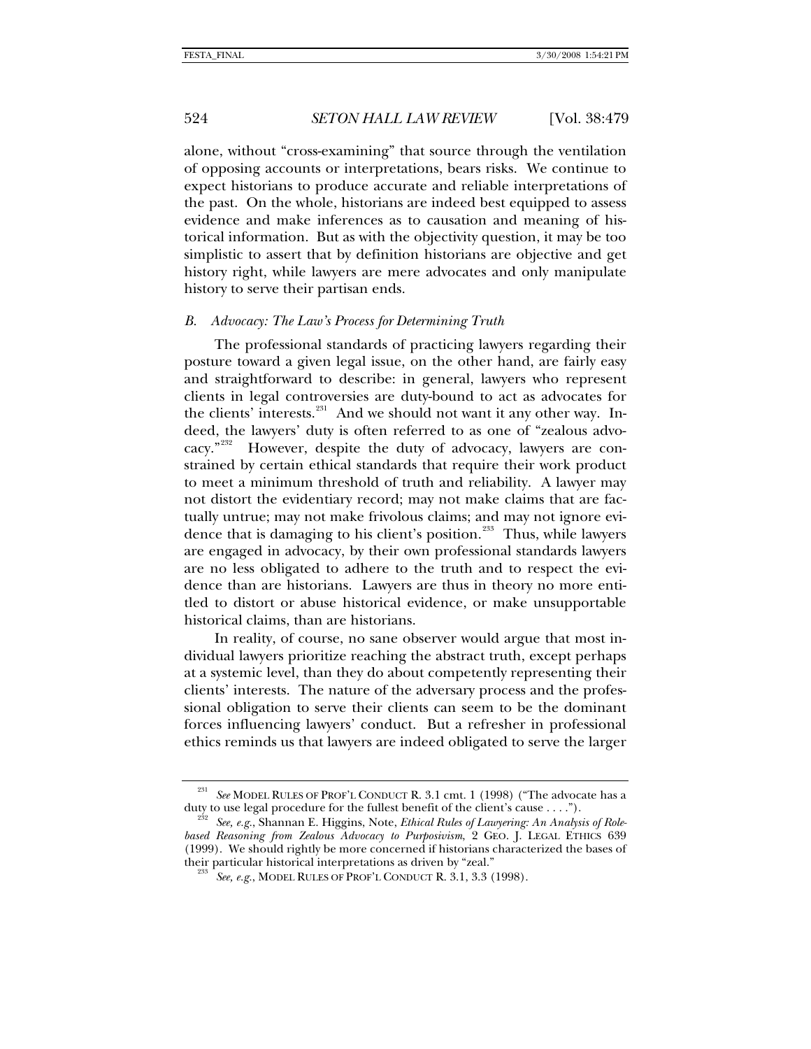alone, without "cross-examining" that source through the ventilation of opposing accounts or interpretations, bears risks. We continue to expect historians to produce accurate and reliable interpretations of the past. On the whole, historians are indeed best equipped to assess evidence and make inferences as to causation and meaning of historical information. But as with the objectivity question, it may be too simplistic to assert that by definition historians are objective and get history right, while lawyers are mere advocates and only manipulate history to serve their partisan ends.

### *B. Advocacy: The Law's Process for Determining Truth*

The professional standards of practicing lawyers regarding their posture toward a given legal issue, on the other hand, are fairly easy and straightforward to describe: in general, lawyers who represent clients in legal controversies are duty-bound to act as advocates for the clients' interests.[231] And we should not want it any other way. Indeed, the lawyers' duty is often referred to as one of "zealous advocacy."[232] However, despite the duty of advocacy, lawyers are constrained by certain ethical standards that require their work product to meet a minimum threshold of truth and reliability. A lawyer may not distort the evidentiary record; may not make claims that are factually untrue; may not make frivolous claims; and may not ignore evidence that is damaging to his client's position.[233] Thus, while lawyers are engaged in advocacy, by their own professional standards lawyers are no less obligated to adhere to the truth and to respect the evidence than are historians. Lawyers are thus in theory no more entitled to distort or abuse historical evidence, or make unsupportable historical claims, than are historians.

In reality, of course, no sane observer would argue that most individual lawyers prioritize reaching the abstract truth, except perhaps at a systemic level, than they do about competently representing their clients' interests. The nature of the adversary process and the professional obligation to serve their clients can seem to be the dominant forces influencing lawyers' conduct. But a refresher in professional ethics reminds us that lawyers are indeed obligated to serve the larger

---

[231] *See* MODEL RULES OF PROF'L CONDUCT R. 3.1 cmt. 1 (1998) ("The advocate has a duty to use legal procedure for the fullest benefit of the client's cause . . . .").

[232] *See, e.g.*, Shannan E. Higgins, Note, *Ethical Rules of Lawyering: An Analysis of Role-based Reasoning from Zealous Advocacy to Purposivism*, 2 GEO. J. LEGAL ETHICS 639 (1999). We should rightly be more concerned if historians characterized the bases of their particular historical interpretations as driven by "zeal."

[233] *See, e.g.*, MODEL RULES OF PROF'L CONDUCT R. 3.1, 3.3 (1998).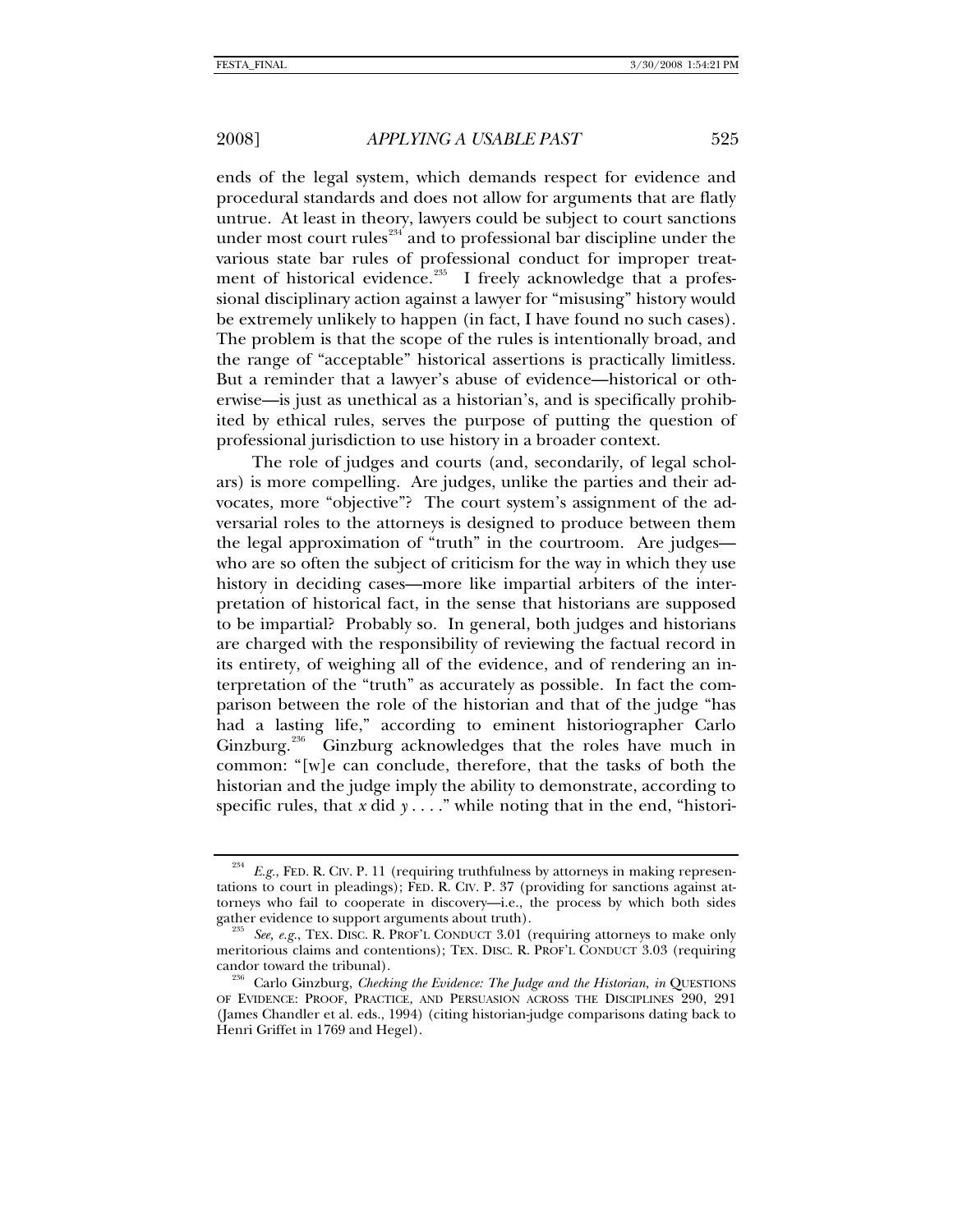ends of the legal system, which demands respect for evidence and procedural standards and does not allow for arguments that are flatly untrue. At least in theory, lawyers could be subject to court sanctions under most court rules[234] and to professional bar discipline under the various state bar rules of professional conduct for improper treatment of historical evidence.[235] I freely acknowledge that a professional disciplinary action against a lawyer for "misusing" history would be extremely unlikely to happen (in fact, I have found no such cases). The problem is that the scope of the rules is intentionally broad, and the range of "acceptable" historical assertions is practically limitless. But a reminder that a lawyer's abuse of evidence—historical or otherwise—is just as unethical as a historian's, and is specifically prohibited by ethical rules, serves the purpose of putting the question of professional jurisdiction to use history in a broader context.

The role of judges and courts (and, secondarily, of legal scholars) is more compelling. Are judges, unlike the parties and their advocates, more "objective"? The court system's assignment of the adversarial roles to the attorneys is designed to produce between them the legal approximation of "truth" in the courtroom. Are judges—who are so often the subject of criticism for the way in which they use history in deciding cases—more like impartial arbiters of the interpretation of historical fact, in the sense that historians are supposed to be impartial? Probably so. In general, both judges and historians are charged with the responsibility of reviewing the factual record in its entirety, of weighing all of the evidence, and of rendering an interpretation of the "truth" as accurately as possible. In fact the comparison between the role of the historian and that of the judge "has had a lasting life," according to eminent historiographer Carlo Ginzburg.[236] Ginzburg acknowledges that the roles have much in common: "[w]e can conclude, therefore, that the tasks of both the historian and the judge imply the ability to demonstrate, according to specific rules, that *x* did *y* . . . ." while noting that in the end, "histori-

---

[234] *E.g.*, FED. R. CIV. P. 11 (requiring truthfulness by attorneys in making representations to court in pleadings); FED. R. CIV. P. 37 (providing for sanctions against attorneys who fail to cooperate in discovery—i.e., the process by which both sides gather evidence to support arguments about truth).

[235] *See, e.g.*, TEX. DISC. R. PROF'L CONDUCT 3.01 (requiring attorneys to make only meritorious claims and contentions); TEX. DISC. R. PROF'L CONDUCT 3.03 (requiring candor toward the tribunal).

[236] Carlo Ginzburg, *Checking the Evidence: The Judge and the Historian*, *in* QUESTIONS OF EVIDENCE: PROOF, PRACTICE, AND PERSUASION ACROSS THE DISCIPLINES 290, 291 (James Chandler et al. eds., 1994) (citing historian-judge comparisons dating back to Henri Griffet in 1769 and Hegel).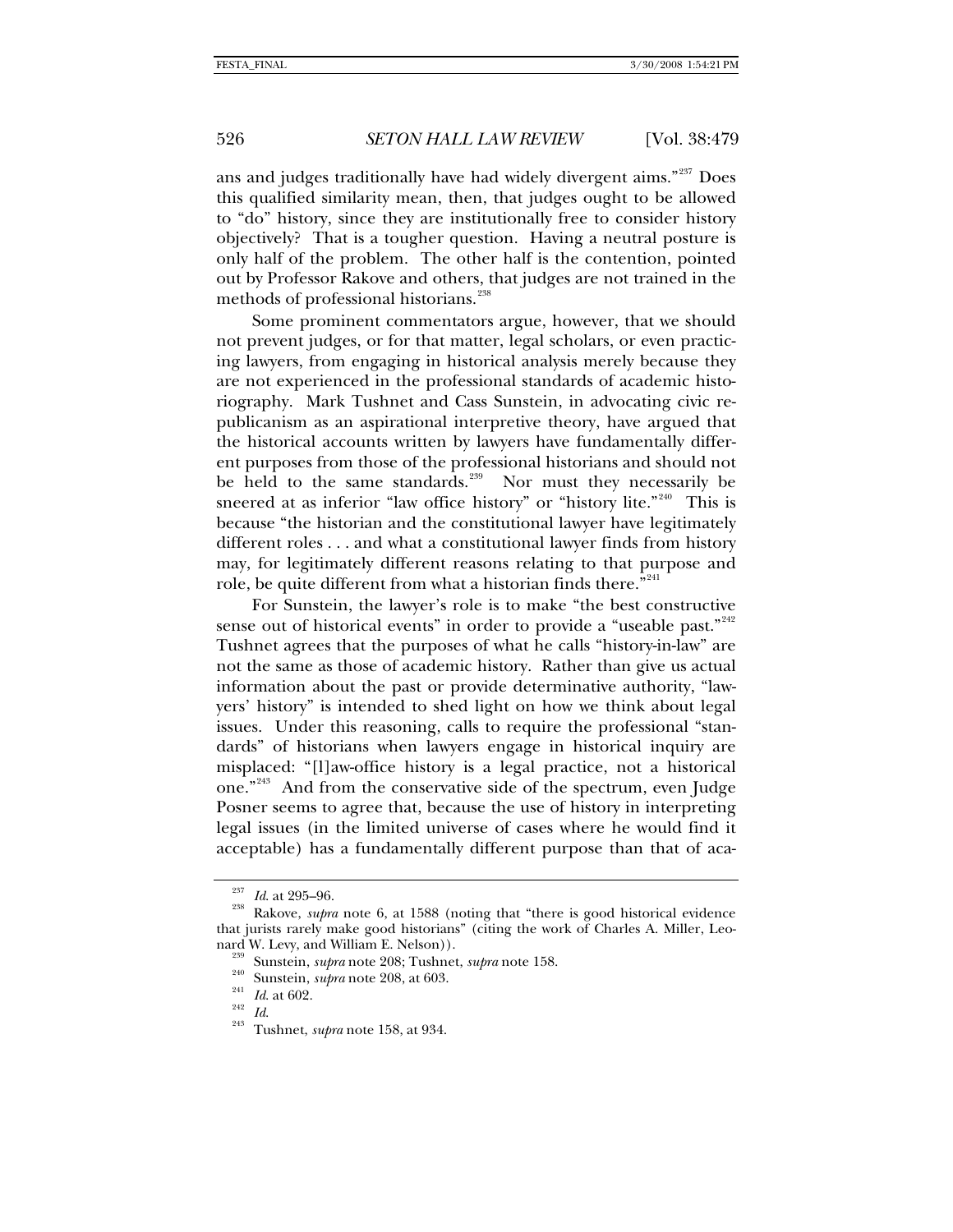ans and judges traditionally have had widely divergent aims."[237] Does this qualified similarity mean, then, that judges ought to be allowed to "do" history, since they are institutionally free to consider history objectively? That is a tougher question. Having a neutral posture is only half of the problem. The other half is the contention, pointed out by Professor Rakove and others, that judges are not trained in the methods of professional historians.[238]

Some prominent commentators argue, however, that we should not prevent judges, or for that matter, legal scholars, or even practicing lawyers, from engaging in historical analysis merely because they are not experienced in the professional standards of academic historiography. Mark Tushnet and Cass Sunstein, in advocating civic republicanism as an aspirational interpretive theory, have argued that the historical accounts written by lawyers have fundamentally different purposes from those of the professional historians and should not be held to the same standards.[239] Nor must they necessarily be sneered at as inferior "law office history" or "history lite."[240] This is because "the historian and the constitutional lawyer have legitimately different roles . . . and what a constitutional lawyer finds from history may, for legitimately different reasons relating to that purpose and role, be quite different from what a historian finds there."[241]

For Sunstein, the lawyer's role is to make "the best constructive sense out of historical events" in order to provide a "useable past."[242] Tushnet agrees that the purposes of what he calls "history-in-law" are not the same as those of academic history. Rather than give us actual information about the past or provide determinative authority, "lawyers' history" is intended to shed light on how we think about legal issues. Under this reasoning, calls to require the professional "standards" of historians when lawyers engage in historical inquiry are misplaced: "[l]aw-office history is a legal practice, not a historical one."[243] And from the conservative side of the spectrum, even Judge Posner seems to agree that, because the use of history in interpreting legal issues (in the limited universe of cases where he would find it acceptable) has a fundamentally different purpose than that of aca-

---

[237] *Id.* at 295–96.

[238] Rakove, *supra* note 6, at 1588 (noting that "there is good historical evidence that jurists rarely make good historians" (citing the work of Charles A. Miller, Leonard W. Levy, and William E. Nelson)).

[239] Sunstein, *supra* note 208; Tushnet, *supra* note 158.

[240] Sunstein, *supra* note 208, at 603.

[241] *Id.* at 602.

[242] *Id.*

[243] Tushnet, *supra* note 158, at 934.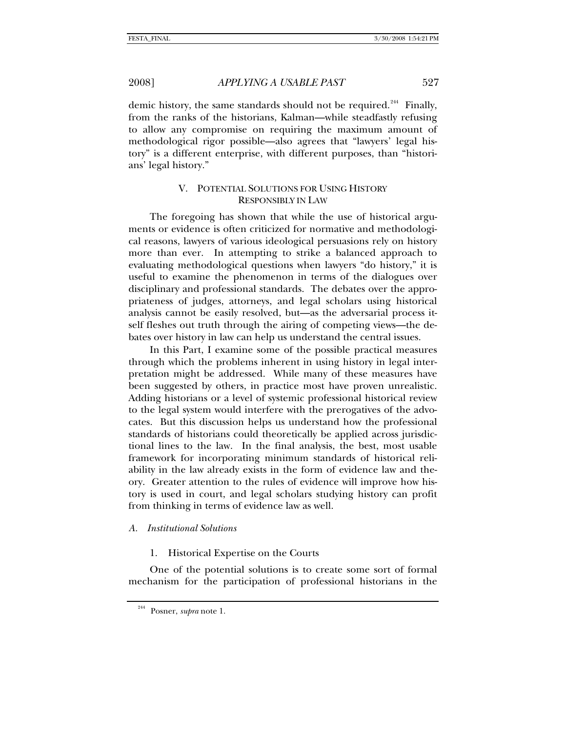demic history, the same standards should not be required.[244] Finally, from the ranks of the historians, Kalman—while steadfastly refusing to allow any compromise on requiring the maximum amount of methodological rigor possible—also agrees that "lawyers' legal history" is a different enterprise, with different purposes, than "historians' legal history."

## V. POTENTIAL SOLUTIONS FOR USING HISTORY RESPONSIBLY IN LAW

The foregoing has shown that while the use of historical arguments or evidence is often criticized for normative and methodological reasons, lawyers of various ideological persuasions rely on history more than ever. In attempting to strike a balanced approach to evaluating methodological questions when lawyers "do history," it is useful to examine the phenomenon in terms of the dialogues over disciplinary and professional standards. The debates over the appropriateness of judges, attorneys, and legal scholars using historical analysis cannot be easily resolved, but—as the adversarial process itself fleshes out truth through the airing of competing views—the debates over history in law can help us understand the central issues.

In this Part, I examine some of the possible practical measures through which the problems inherent in using history in legal interpretation might be addressed. While many of these measures have been suggested by others, in practice most have proven unrealistic. Adding historians or a level of systemic professional historical review to the legal system would interfere with the prerogatives of the advocates. But this discussion helps us understand how the professional standards of historians could theoretically be applied across jurisdictional lines to the law. In the final analysis, the best, most usable framework for incorporating minimum standards of historical reliability in the law already exists in the form of evidence law and theory. Greater attention to the rules of evidence will improve how history is used in court, and legal scholars studying history can profit from thinking in terms of evidence law as well.

### *A. Institutional Solutions*

#### 1. Historical Expertise on the Courts

One of the potential solutions is to create some sort of formal mechanism for the participation of professional historians in the

[244] Posner, *supra* note 1.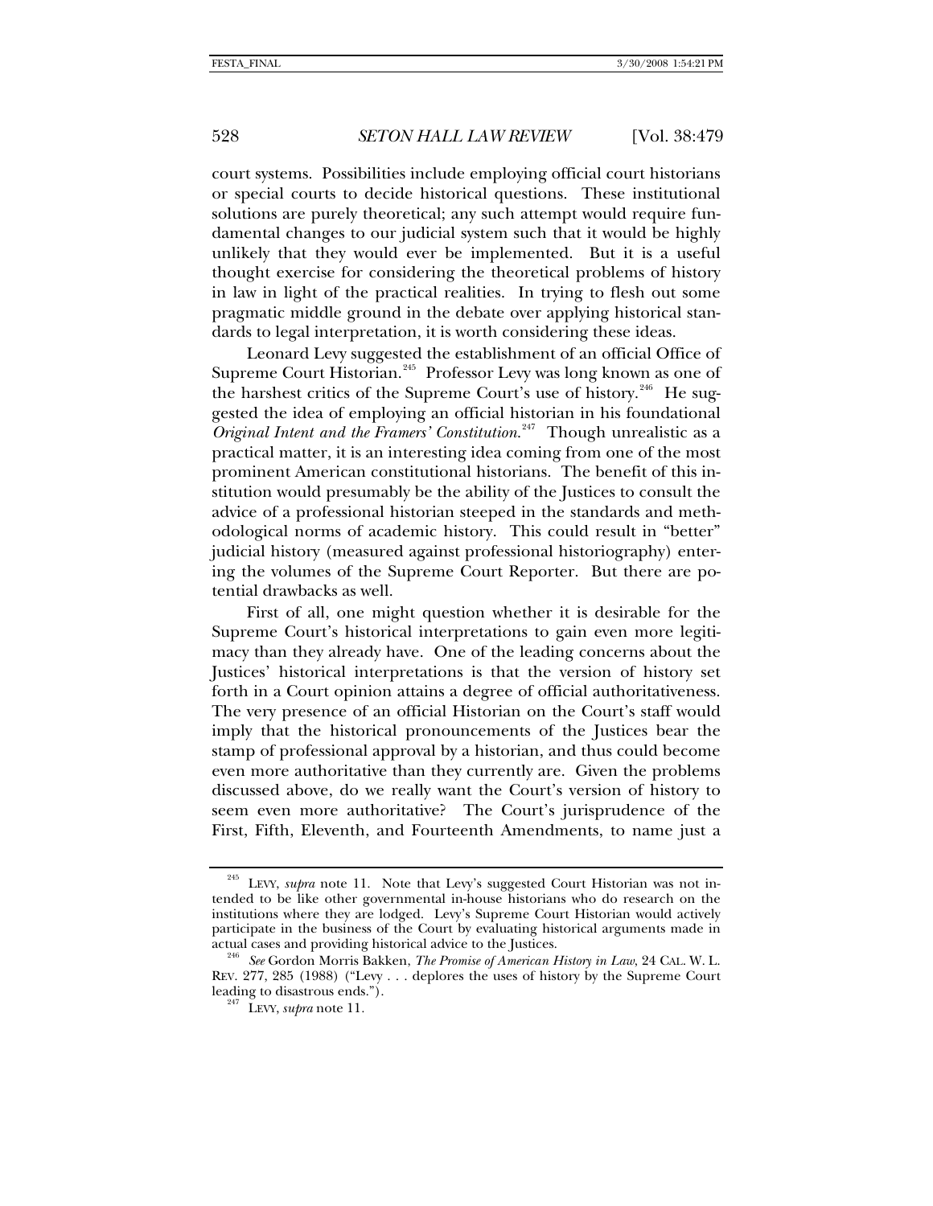court systems. Possibilities include employing official court historians or special courts to decide historical questions. These institutional solutions are purely theoretical; any such attempt would require fundamental changes to our judicial system such that it would be highly unlikely that they would ever be implemented. But it is a useful thought exercise for considering the theoretical problems of history in law in light of the practical realities. In trying to flesh out some pragmatic middle ground in the debate over applying historical standards to legal interpretation, it is worth considering these ideas.

Leonard Levy suggested the establishment of an official Office of Supreme Court Historian.[245] Professor Levy was long known as one of the harshest critics of the Supreme Court's use of history.[246] He suggested the idea of employing an official historian in his foundational *Original Intent and the Framers' Constitution*.[247] Though unrealistic as a practical matter, it is an interesting idea coming from one of the most prominent American constitutional historians. The benefit of this institution would presumably be the ability of the Justices to consult the advice of a professional historian steeped in the standards and methodological norms of academic history. This could result in "better" judicial history (measured against professional historiography) entering the volumes of the Supreme Court Reporter. But there are potential drawbacks as well.

First of all, one might question whether it is desirable for the Supreme Court's historical interpretations to gain even more legitimacy than they already have. One of the leading concerns about the Justices' historical interpretations is that the version of history set forth in a Court opinion attains a degree of official authoritativeness. The very presence of an official Historian on the Court's staff would imply that the historical pronouncements of the Justices bear the stamp of professional approval by a historian, and thus could become even more authoritative than they currently are. Given the problems discussed above, do we really want the Court's version of history to seem even more authoritative? The Court's jurisprudence of the First, Fifth, Eleventh, and Fourteenth Amendments, to name just a

---

[245] LEVY, *supra* note 11. Note that Levy's suggested Court Historian was not intended to be like other governmental in-house historians who do research on the institutions where they are lodged. Levy's Supreme Court Historian would actively participate in the business of the Court by evaluating historical arguments made in actual cases and providing historical advice to the Justices.

[246] *See* Gordon Morris Bakken, *The Promise of American History in Law*, 24 CAL. W. L. REV. 277, 285 (1988) ("Levy . . . deplores the uses of history by the Supreme Court leading to disastrous ends.").

[247] LEVY, *supra* note 11.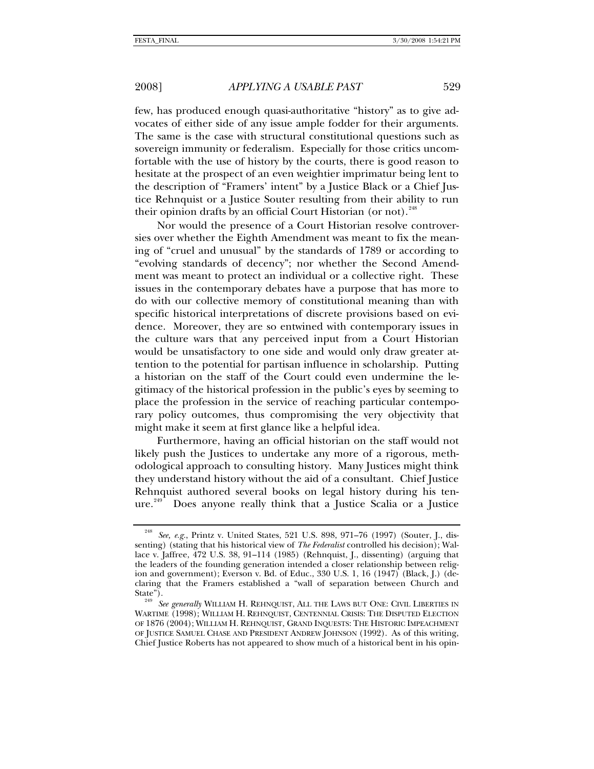few, has produced enough quasi-authoritative "history" as to give advocates of either side of any issue ample fodder for their arguments. The same is the case with structural constitutional questions such as sovereign immunity or federalism. Especially for those critics uncomfortable with the use of history by the courts, there is good reason to hesitate at the prospect of an even weightier imprimatur being lent to the description of "Framers' intent" by a Justice Black or a Chief Justice Rehnquist or a Justice Souter resulting from their ability to run their opinion drafts by an official Court Historian (or not).[248]

Nor would the presence of a Court Historian resolve controversies over whether the Eighth Amendment was meant to fix the meaning of "cruel and unusual" by the standards of 1789 or according to "evolving standards of decency"; nor whether the Second Amendment was meant to protect an individual or a collective right. These issues in the contemporary debates have a purpose that has more to do with our collective memory of constitutional meaning than with specific historical interpretations of discrete provisions based on evidence. Moreover, they are so entwined with contemporary issues in the culture wars that any perceived input from a Court Historian would be unsatisfactory to one side and would only draw greater attention to the potential for partisan influence in scholarship. Putting a historian on the staff of the Court could even undermine the legitimacy of the historical profession in the public's eyes by seeming to place the profession in the service of reaching particular contemporary policy outcomes, thus compromising the very objectivity that might make it seem at first glance like a helpful idea.

Furthermore, having an official historian on the staff would not likely push the Justices to undertake any more of a rigorous, methodological approach to consulting history. Many Justices might think they understand history without the aid of a consultant. Chief Justice Rehnquist authored several books on legal history during his tenure.[249] Does anyone really think that a Justice Scalia or a Justice

---

[248] *See, e.g.*, Printz v. United States, 521 U.S. 898, 971–76 (1997) (Souter, J., dissenting) (stating that his historical view of *The Federalist* controlled his decision); Wallace v. Jaffree, 472 U.S. 38, 91–114 (1985) (Rehnquist, J., dissenting) (arguing that the leaders of the founding generation intended a closer relationship between religion and government); Everson v. Bd. of Educ., 330 U.S. 1, 16 (1947) (Black, J.) (declaring that the Framers established a "wall of separation between Church and State").

[249] *See generally* WILLIAM H. REHNQUIST, ALL THE LAWS BUT ONE: CIVIL LIBERTIES IN WARTIME (1998); WILLIAM H. REHNQUIST, CENTENNIAL CRISIS: THE DISPUTED ELECTION OF 1876 (2004); WILLIAM H. REHNQUIST, GRAND INQUESTS: THE HISTORIC IMPEACHMENT OF JUSTICE SAMUEL CHASE AND PRESIDENT ANDREW JOHNSON (1992). As of this writing, Chief Justice Roberts has not appeared to show much of a historical bent in his opin-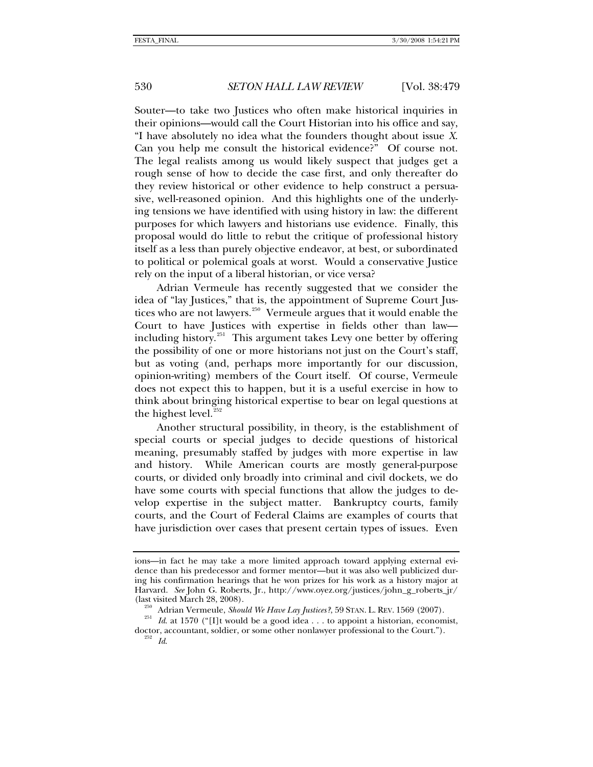Souter—to take two Justices who often make historical inquiries in their opinions—would call the Court Historian into his office and say, "I have absolutely no idea what the founders thought about issue *X*. Can you help me consult the historical evidence?" Of course not. The legal realists among us would likely suspect that judges get a rough sense of how to decide the case first, and only thereafter do they review historical or other evidence to help construct a persuasive, well-reasoned opinion. And this highlights one of the underlying tensions we have identified with using history in law: the different purposes for which lawyers and historians use evidence. Finally, this proposal would do little to rebut the critique of professional history itself as a less than purely objective endeavor, at best, or subordinated to political or polemical goals at worst. Would a conservative Justice rely on the input of a liberal historian, or vice versa?

Adrian Vermeule has recently suggested that we consider the idea of "lay Justices," that is, the appointment of Supreme Court Justices who are not lawyers.[250] Vermeule argues that it would enable the Court to have Justices with expertise in fields other than law—including history.[251] This argument takes Levy one better by offering the possibility of one or more historians not just on the Court's staff, but as voting (and, perhaps more importantly for our discussion, opinion-writing) members of the Court itself. Of course, Vermeule does not expect this to happen, but it is a useful exercise in how to think about bringing historical expertise to bear on legal questions at the highest level.[252]

Another structural possibility, in theory, is the establishment of special courts or special judges to decide questions of historical meaning, presumably staffed by judges with more expertise in law and history. While American courts are mostly general-purpose courts, or divided only broadly into criminal and civil dockets, we do have some courts with special functions that allow the judges to develop expertise in the subject matter. Bankruptcy courts, family courts, and the Court of Federal Claims are examples of courts that have jurisdiction over cases that present certain types of issues. Even

---

ions—in fact he may take a more limited approach toward applying external evidence than his predecessor and former mentor—but it was also well publicized during his confirmation hearings that he won prizes for his work as a history major at Harvard. *See* John G. Roberts, Jr., http://www.oyez.org/justices/john_g_roberts_jr/ (last visited March 28, 2008).

[250] Adrian Vermeule, *Should We Have Lay Justices?*, 59 STAN. L. REV. 1569 (2007).

[251] *Id.* at 1570 ("[I]t would be a good idea . . . to appoint a historian, economist, doctor, accountant, soldier, or some other nonlawyer professional to the Court.").

[252] *Id.*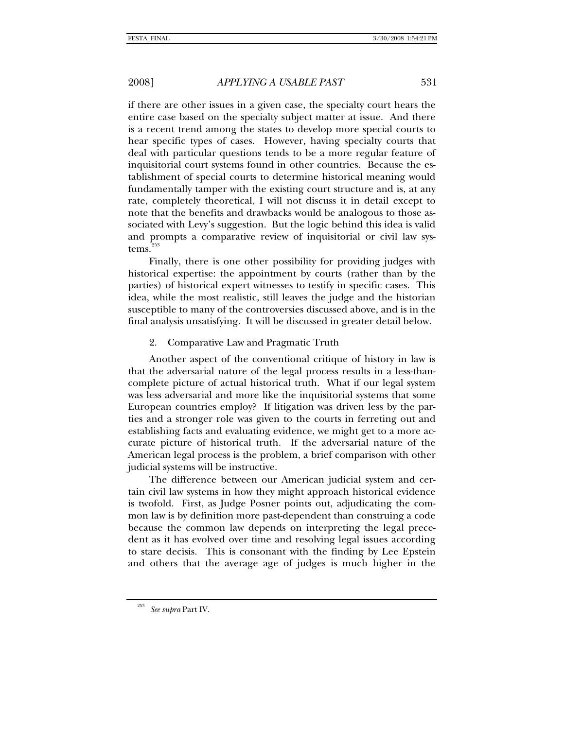if there are other issues in a given case, the specialty court hears the entire case based on the specialty subject matter at issue. And there is a recent trend among the states to develop more special courts to hear specific types of cases. However, having specialty courts that deal with particular questions tends to be a more regular feature of inquisitorial court systems found in other countries. Because the establishment of special courts to determine historical meaning would fundamentally tamper with the existing court structure and is, at any rate, completely theoretical, I will not discuss it in detail except to note that the benefits and drawbacks would be analogous to those associated with Levy's suggestion. But the logic behind this idea is valid and prompts a comparative review of inquisitorial or civil law systems.[253]

Finally, there is one other possibility for providing judges with historical expertise: the appointment by courts (rather than by the parties) of historical expert witnesses to testify in specific cases. This idea, while the most realistic, still leaves the judge and the historian susceptible to many of the controversies discussed above, and is in the final analysis unsatisfying. It will be discussed in greater detail below.

### 2. Comparative Law and Pragmatic Truth

Another aspect of the conventional critique of history in law is that the adversarial nature of the legal process results in a less-than-complete picture of actual historical truth. What if our legal system was less adversarial and more like the inquisitorial systems that some European countries employ? If litigation was driven less by the parties and a stronger role was given to the courts in ferreting out and establishing facts and evaluating evidence, we might get to a more accurate picture of historical truth. If the adversarial nature of the American legal process is the problem, a brief comparison with other judicial systems will be instructive.

The difference between our American judicial system and certain civil law systems in how they might approach historical evidence is twofold. First, as Judge Posner points out, adjudicating the common law is by definition more past-dependent than construing a code because the common law depends on interpreting the legal precedent as it has evolved over time and resolving legal issues according to stare decisis. This is consonant with the finding by Lee Epstein and others that the average age of judges is much higher in the

---

[253] *See supra* Part IV.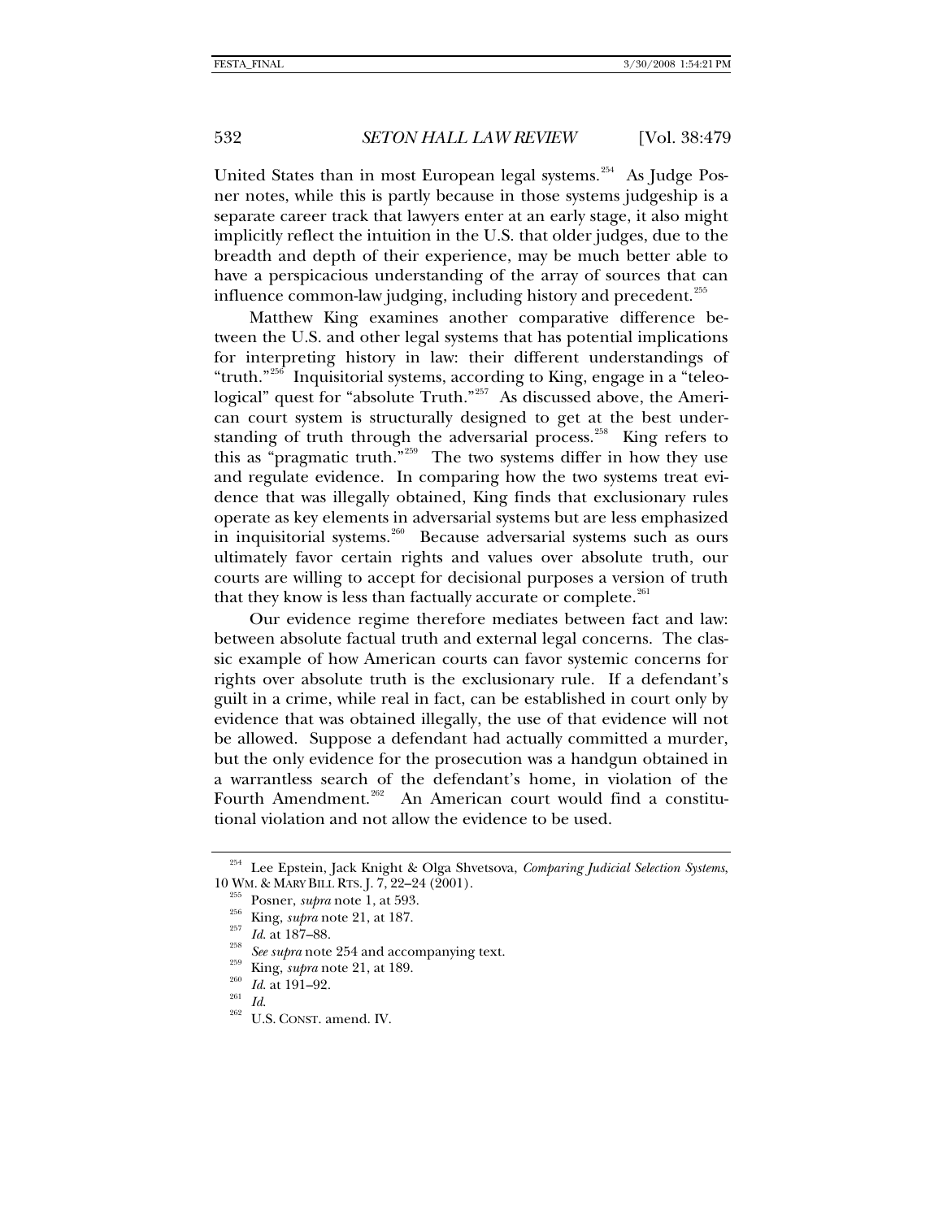United States than in most European legal systems.[254] As Judge Posner notes, while this is partly because in those systems judgeship is a separate career track that lawyers enter at an early stage, it also might implicitly reflect the intuition in the U.S. that older judges, due to the breadth and depth of their experience, may be much better able to have a perspicacious understanding of the array of sources that can influence common-law judging, including history and precedent.[255]

Matthew King examines another comparative difference between the U.S. and other legal systems that has potential implications for interpreting history in law: their different understandings of "truth."[256] Inquisitorial systems, according to King, engage in a "teleological" quest for "absolute Truth."[257] As discussed above, the American court system is structurally designed to get at the best understanding of truth through the adversarial process.[258] King refers to this as "pragmatic truth."[259] The two systems differ in how they use and regulate evidence. In comparing how the two systems treat evidence that was illegally obtained, King finds that exclusionary rules operate as key elements in adversarial systems but are less emphasized in inquisitorial systems.[260] Because adversarial systems such as ours ultimately favor certain rights and values over absolute truth, our courts are willing to accept for decisional purposes a version of truth that they know is less than factually accurate or complete.[261]

Our evidence regime therefore mediates between fact and law: between absolute factual truth and external legal concerns. The classic example of how American courts can favor systemic concerns for rights over absolute truth is the exclusionary rule. If a defendant's guilt in a crime, while real in fact, can be established in court only by evidence that was obtained illegally, the use of that evidence will not be allowed. Suppose a defendant had actually committed a murder, but the only evidence for the prosecution was a handgun obtained in a warrantless search of the defendant's home, in violation of the Fourth Amendment.[262] An American court would find a constitutional violation and not allow the evidence to be used.

---

[254] Lee Epstein, Jack Knight & Olga Shvetsova, *Comparing Judicial Selection Systems*, 10 WM. & MARY BILL RTS. J. 7, 22–24 (2001).

[255] Posner, *supra* note 1, at 593.

[256] King, *supra* note 21, at 187.

[257] *Id.* at 187–88.

[258] *See supra* note 254 and accompanying text.

[259] King, *supra* note 21, at 189.

[260] *Id.* at 191–92.

[261] *Id.*

[262] U.S. CONST. amend. IV.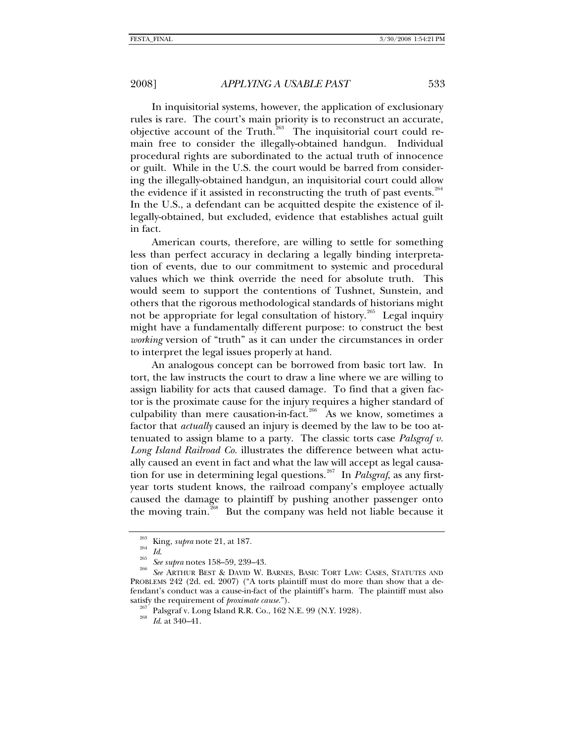In inquisitorial systems, however, the application of exclusionary rules is rare. The court's main priority is to reconstruct an accurate, objective account of the Truth.[263] The inquisitorial court could remain free to consider the illegally-obtained handgun. Individual procedural rights are subordinated to the actual truth of innocence or guilt. While in the U.S. the court would be barred from considering the illegally-obtained handgun, an inquisitorial court could allow the evidence if it assisted in reconstructing the truth of past events.[264] In the U.S., a defendant can be acquitted despite the existence of illegally-obtained, but excluded, evidence that establishes actual guilt in fact.

American courts, therefore, are willing to settle for something less than perfect accuracy in declaring a legally binding interpretation of events, due to our commitment to systemic and procedural values which we think override the need for absolute truth. This would seem to support the contentions of Tushnet, Sunstein, and others that the rigorous methodological standards of historians might not be appropriate for legal consultation of history.[265] Legal inquiry might have a fundamentally different purpose: to construct the best *working* version of "truth" as it can under the circumstances in order to interpret the legal issues properly at hand.

An analogous concept can be borrowed from basic tort law. In tort, the law instructs the court to draw a line where we are willing to assign liability for acts that caused damage. To find that a given factor is the proximate cause for the injury requires a higher standard of culpability than mere causation-in-fact.[266] As we know, sometimes a factor that *actually* caused an injury is deemed by the law to be too attenuated to assign blame to a party. The classic torts case *Palsgraf v. Long Island Railroad Co.* illustrates the difference between what actually caused an event in fact and what the law will accept as legal causation for use in determining legal questions.[267] In *Palsgraf*, as any first-year torts student knows, the railroad company's employee actually caused the damage to plaintiff by pushing another passenger onto the moving train.[268] But the company was held not liable because it

---

[263] King, *supra* note 21, at 187.

[264] *Id.*

[265] *See supra* notes 158–59, 239–43.

[266] *See* ARTHUR BEST & DAVID W. BARNES, BASIC TORT LAW: CASES, STATUTES AND PROBLEMS 242 (2d. ed. 2007) ("A torts plaintiff must do more than show that a defendant's conduct was a cause-in-fact of the plaintiff's harm. The plaintiff must also satisfy the requirement of *proximate cause*.").

[267] Palsgraf v. Long Island R.R. Co., 162 N.E. 99 (N.Y. 1928).

[268] *Id.* at 340–41.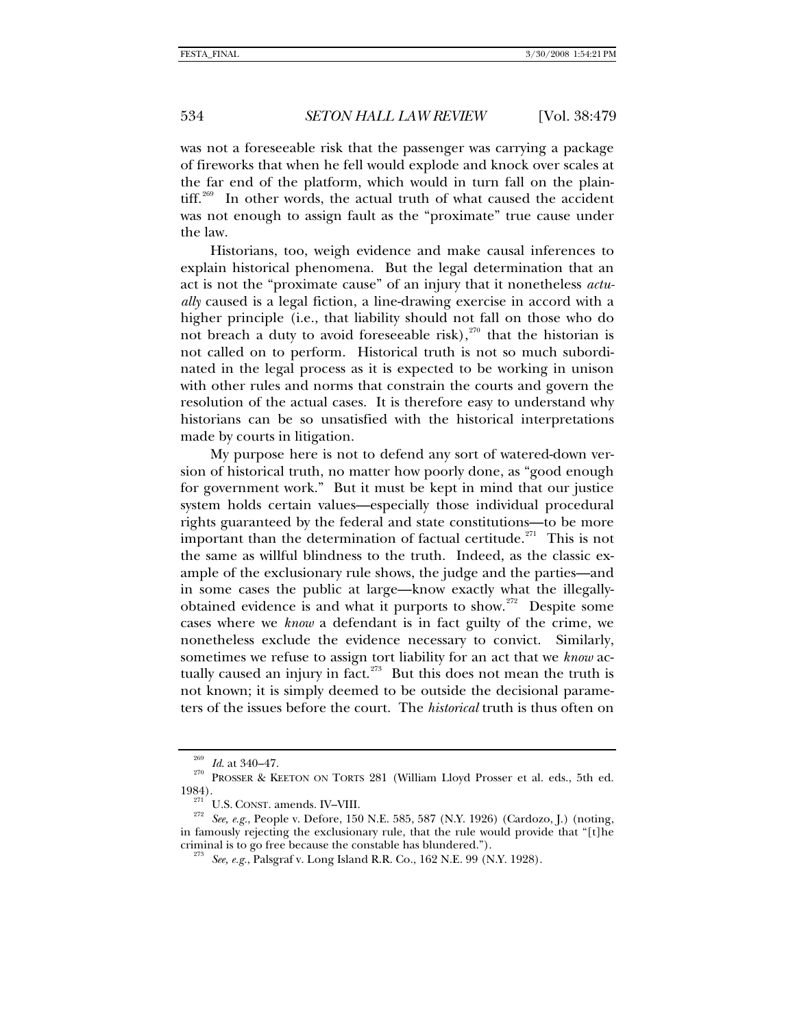was not a foreseeable risk that the passenger was carrying a package of fireworks that when he fell would explode and knock over scales at the far end of the platform, which would in turn fall on the plaintiff.[269] In other words, the actual truth of what caused the accident was not enough to assign fault as the "proximate" true cause under the law.

Historians, too, weigh evidence and make causal inferences to explain historical phenomena. But the legal determination that an act is not the "proximate cause" of an injury that it nonetheless *actually* caused is a legal fiction, a line-drawing exercise in accord with a higher principle (i.e., that liability should not fall on those who do not breach a duty to avoid foreseeable risk),[270] that the historian is not called on to perform. Historical truth is not so much subordinated in the legal process as it is expected to be working in unison with other rules and norms that constrain the courts and govern the resolution of the actual cases. It is therefore easy to understand why historians can be so unsatisfied with the historical interpretations made by courts in litigation.

My purpose here is not to defend any sort of watered-down version of historical truth, no matter how poorly done, as "good enough for government work." But it must be kept in mind that our justice system holds certain values—especially those individual procedural rights guaranteed by the federal and state constitutions—to be more important than the determination of factual certitude.[271] This is not the same as willful blindness to the truth. Indeed, as the classic example of the exclusionary rule shows, the judge and the parties—and in some cases the public at large—know exactly what the illegally-obtained evidence is and what it purports to show.[272] Despite some cases where we *know* a defendant is in fact guilty of the crime, we nonetheless exclude the evidence necessary to convict. Similarly, sometimes we refuse to assign tort liability for an act that we *know* actually caused an injury in fact.[273] But this does not mean the truth is not known; it is simply deemed to be outside the decisional parameters of the issues before the court. The *historical* truth is thus often on

---

[269] *Id.* at 340–47.

[270] PROSSER & KEETON ON TORTS 281 (William Lloyd Prosser et al. eds., 5th ed. 1984).

[271] U.S. CONST. amends. IV–VIII.

[272] *See, e.g.*, People v. Defore, 150 N.E. 585, 587 (N.Y. 1926) (Cardozo, J.) (noting, in famously rejecting the exclusionary rule, that the rule would provide that "[t]he criminal is to go free because the constable has blundered.").

[273] *See, e.g.*, Palsgraf v. Long Island R.R. Co., 162 N.E. 99 (N.Y. 1928).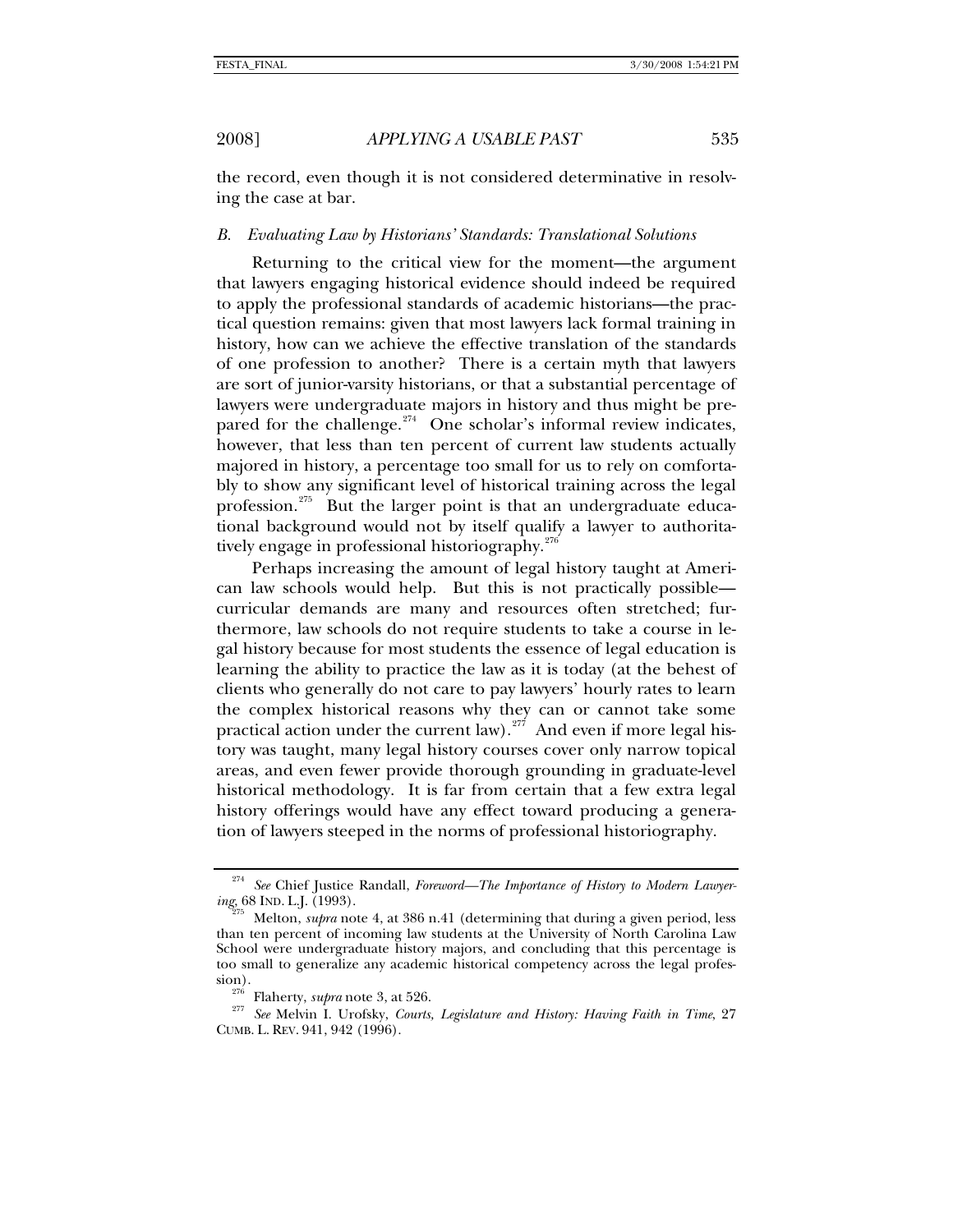the record, even though it is not considered determinative in resolving the case at bar.

### *B. Evaluating Law by Historians' Standards: Translational Solutions*

Returning to the critical view for the moment—the argument that lawyers engaging historical evidence should indeed be required to apply the professional standards of academic historians—the practical question remains: given that most lawyers lack formal training in history, how can we achieve the effective translation of the standards of one profession to another? There is a certain myth that lawyers are sort of junior-varsity historians, or that a substantial percentage of lawyers were undergraduate majors in history and thus might be prepared for the challenge.[274] One scholar's informal review indicates, however, that less than ten percent of current law students actually majored in history, a percentage too small for us to rely on comfortably to show any significant level of historical training across the legal profession.[275] But the larger point is that an undergraduate educational background would not by itself qualify a lawyer to authoritatively engage in professional historiography.[276]

Perhaps increasing the amount of legal history taught at American law schools would help. But this is not practically possible—curricular demands are many and resources often stretched; furthermore, law schools do not require students to take a course in legal history because for most students the essence of legal education is learning the ability to practice the law as it is today (at the behest of clients who generally do not care to pay lawyers' hourly rates to learn the complex historical reasons why they can or cannot take some practical action under the current law).[277] And even if more legal history was taught, many legal history courses cover only narrow topical areas, and even fewer provide thorough grounding in graduate-level historical methodology. It is far from certain that a few extra legal history offerings would have any effect toward producing a generation of lawyers steeped in the norms of professional historiography.

---

[274] *See* Chief Justice Randall, *Foreword—The Importance of History to Modern Lawyering*, 68 IND. L.J. (1993).

[275] Melton, *supra* note 4, at 386 n.41 (determining that during a given period, less than ten percent of incoming law students at the University of North Carolina Law School were undergraduate history majors, and concluding that this percentage is too small to generalize any academic historical competency across the legal profession).

[276] Flaherty, *supra* note 3, at 526.

[277] *See* Melvin I. Urofsky, *Courts, Legislature and History: Having Faith in Time*, 27 CUMB. L. REV. 941, 942 (1996).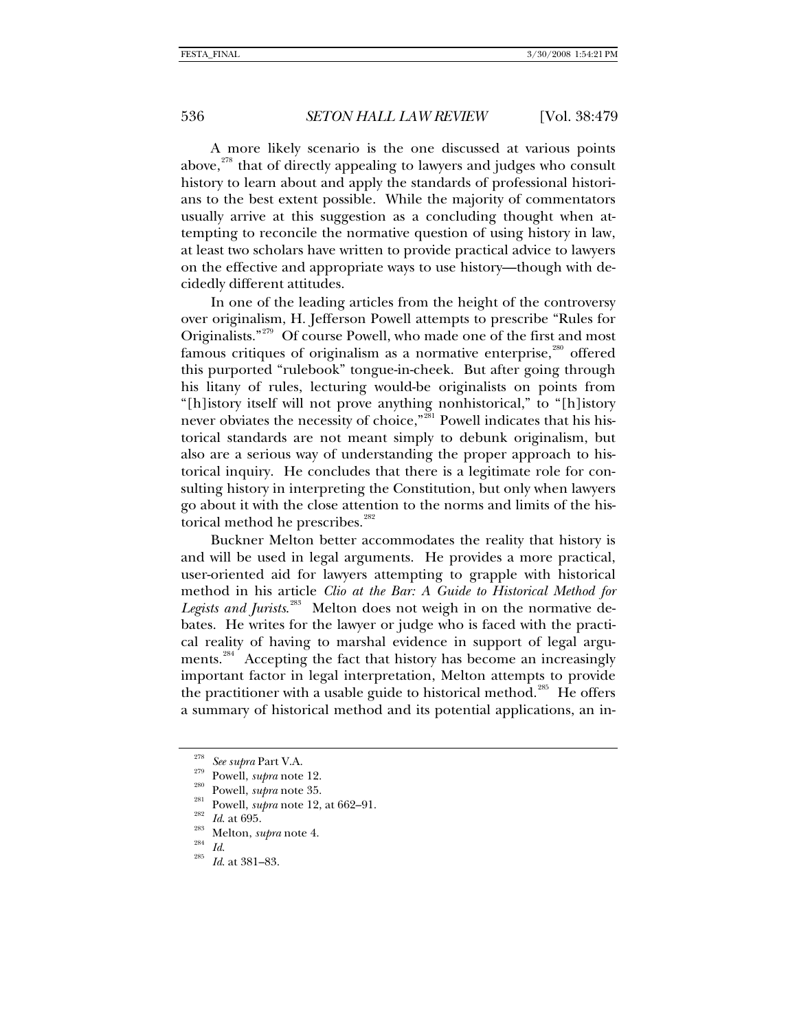A more likely scenario is the one discussed at various points above,[278] that of directly appealing to lawyers and judges who consult history to learn about and apply the standards of professional historians to the best extent possible. While the majority of commentators usually arrive at this suggestion as a concluding thought when attempting to reconcile the normative question of using history in law, at least two scholars have written to provide practical advice to lawyers on the effective and appropriate ways to use history—though with decidedly different attitudes.

In one of the leading articles from the height of the controversy over originalism, H. Jefferson Powell attempts to prescribe "Rules for Originalists."[279] Of course Powell, who made one of the first and most famous critiques of originalism as a normative enterprise,[280] offered this purported "rulebook" tongue-in-cheek. But after going through his litany of rules, lecturing would-be originalists on points from "[h]istory itself will not prove anything nonhistorical," to "[h]istory never obviates the necessity of choice,"[281] Powell indicates that his historical standards are not meant simply to debunk originalism, but also are a serious way of understanding the proper approach to historical inquiry. He concludes that there is a legitimate role for consulting history in interpreting the Constitution, but only when lawyers go about it with the close attention to the norms and limits of the historical method he prescribes.[282]

Buckner Melton better accommodates the reality that history is and will be used in legal arguments. He provides a more practical, user-oriented aid for lawyers attempting to grapple with historical method in his article *Clio at the Bar: A Guide to Historical Method for Legists and Jurists*.[283] Melton does not weigh in on the normative debates. He writes for the lawyer or judge who is faced with the practical reality of having to marshal evidence in support of legal arguments.[284] Accepting the fact that history has become an increasingly important factor in legal interpretation, Melton attempts to provide the practitioner with a usable guide to historical method.[285] He offers a summary of historical method and its potential applications, an in-

---

[278] *See supra* Part V.A.

[279] Powell, *supra* note 12.

[280] Powell, *supra* note 35.

[281] Powell, *supra* note 12, at 662–91.

[282] *Id.* at 695.

[283] Melton, *supra* note 4.

[284] *Id.*

[285] *Id.* at 381–83.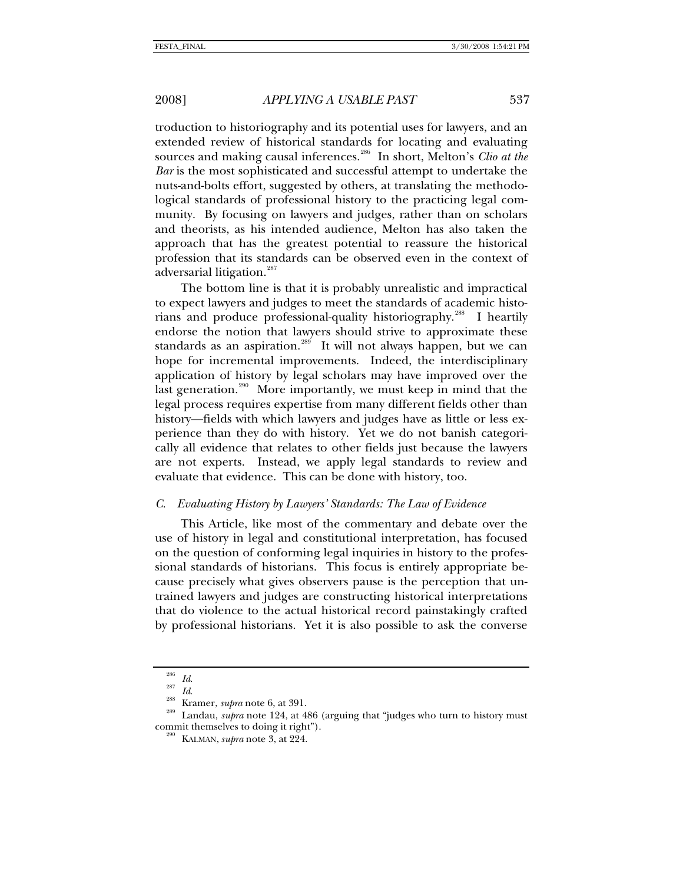troduction to historiography and its potential uses for lawyers, and an extended review of historical standards for locating and evaluating sources and making causal inferences.[286] In short, Melton's *Clio at the Bar* is the most sophisticated and successful attempt to undertake the nuts-and-bolts effort, suggested by others, at translating the methodological standards of professional history to the practicing legal community. By focusing on lawyers and judges, rather than on scholars and theorists, as his intended audience, Melton has also taken the approach that has the greatest potential to reassure the historical profession that its standards can be observed even in the context of adversarial litigation.[287]

The bottom line is that it is probably unrealistic and impractical to expect lawyers and judges to meet the standards of academic historians and produce professional-quality historiography.[288] I heartily endorse the notion that lawyers should strive to approximate these standards as an aspiration.[289] It will not always happen, but we can hope for incremental improvements. Indeed, the interdisciplinary application of history by legal scholars may have improved over the last generation.[290] More importantly, we must keep in mind that the legal process requires expertise from many different fields other than history—fields with which lawyers and judges have as little or less experience than they do with history. Yet we do not banish categorically all evidence that relates to other fields just because the lawyers are not experts. Instead, we apply legal standards to review and evaluate that evidence. This can be done with history, too.

### C. *Evaluating History by Lawyers' Standards: The Law of Evidence*

This Article, like most of the commentary and debate over the use of history in legal and constitutional interpretation, has focused on the question of conforming legal inquiries in history to the professional standards of historians. This focus is entirely appropriate because precisely what gives observers pause is the perception that untrained lawyers and judges are constructing historical interpretations that do violence to the actual historical record painstakingly crafted by professional historians. Yet it is also possible to ask the converse

---

[286] *Id.*

[287] *Id.*

[288] Kramer, *supra* note 6, at 391.

[289] Landau, *supra* note 124, at 486 (arguing that "judges who turn to history must commit themselves to doing it right").

[290] KALMAN, *supra* note 3, at 224.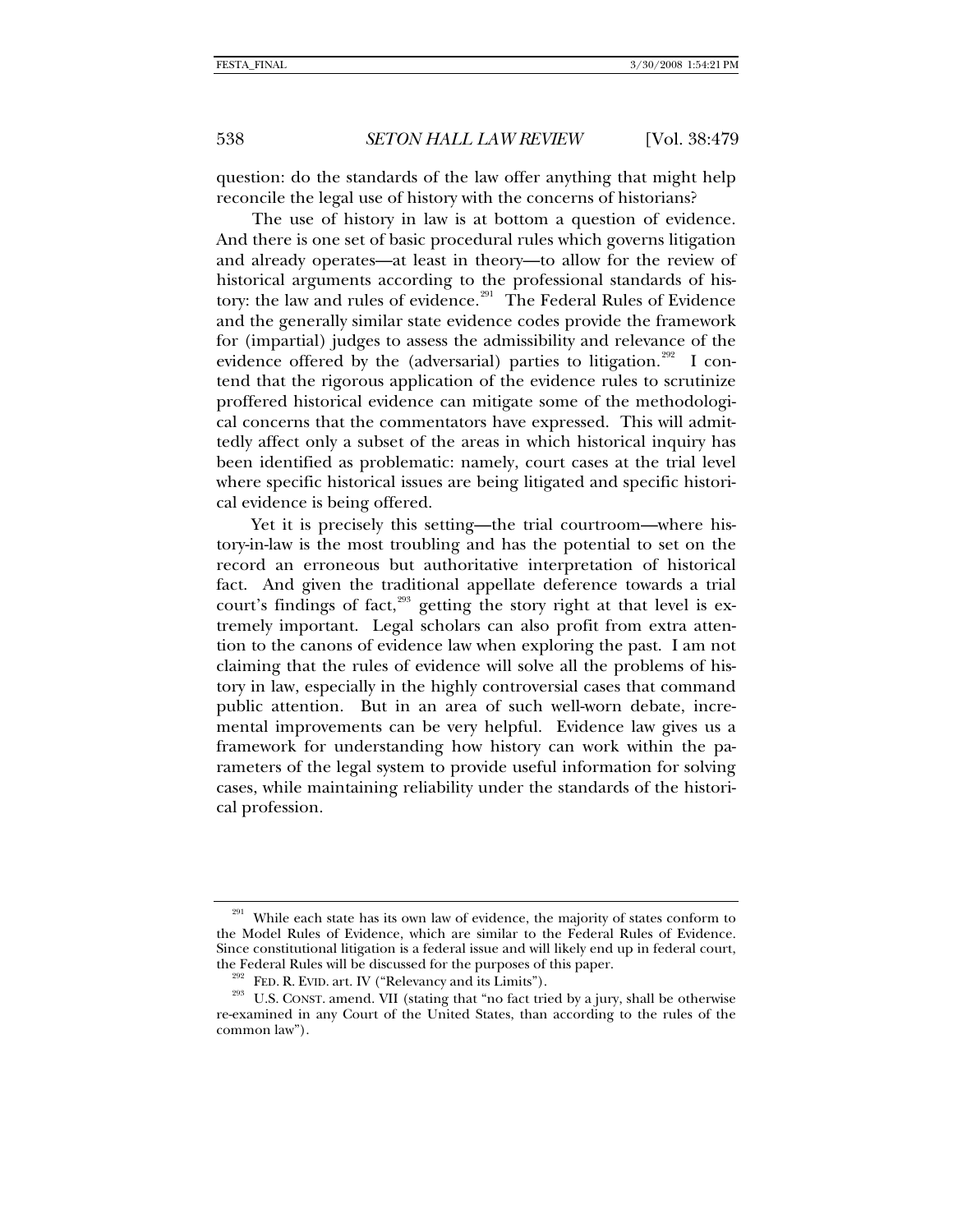question: do the standards of the law offer anything that might help reconcile the legal use of history with the concerns of historians?

The use of history in law is at bottom a question of evidence. And there is one set of basic procedural rules which governs litigation and already operates—at least in theory—to allow for the review of historical arguments according to the professional standards of history: the law and rules of evidence.[291] The Federal Rules of Evidence and the generally similar state evidence codes provide the framework for (impartial) judges to assess the admissibility and relevance of the evidence offered by the (adversarial) parties to litigation.[292] I contend that the rigorous application of the evidence rules to scrutinize proffered historical evidence can mitigate some of the methodological concerns that the commentators have expressed. This will admittedly affect only a subset of the areas in which historical inquiry has been identified as problematic: namely, court cases at the trial level where specific historical issues are being litigated and specific historical evidence is being offered.

Yet it is precisely this setting—the trial courtroom—where history-in-law is the most troubling and has the potential to set on the record an erroneous but authoritative interpretation of historical fact. And given the traditional appellate deference towards a trial court's findings of fact,[293] getting the story right at that level is extremely important. Legal scholars can also profit from extra attention to the canons of evidence law when exploring the past. I am not claiming that the rules of evidence will solve all the problems of history in law, especially in the highly controversial cases that command public attention. But in an area of such well-worn debate, incremental improvements can be very helpful. Evidence law gives us a framework for understanding how history can work within the parameters of the legal system to provide useful information for solving cases, while maintaining reliability under the standards of the historical profession.

---

[291] While each state has its own law of evidence, the majority of states conform to the Model Rules of Evidence, which are similar to the Federal Rules of Evidence. Since constitutional litigation is a federal issue and will likely end up in federal court, the Federal Rules will be discussed for the purposes of this paper.

[292] FED. R. EVID. art. IV ("Relevancy and its Limits").

[293] U.S. CONST. amend. VII (stating that "no fact tried by a jury, shall be otherwise re-examined in any Court of the United States, than according to the rules of the common law").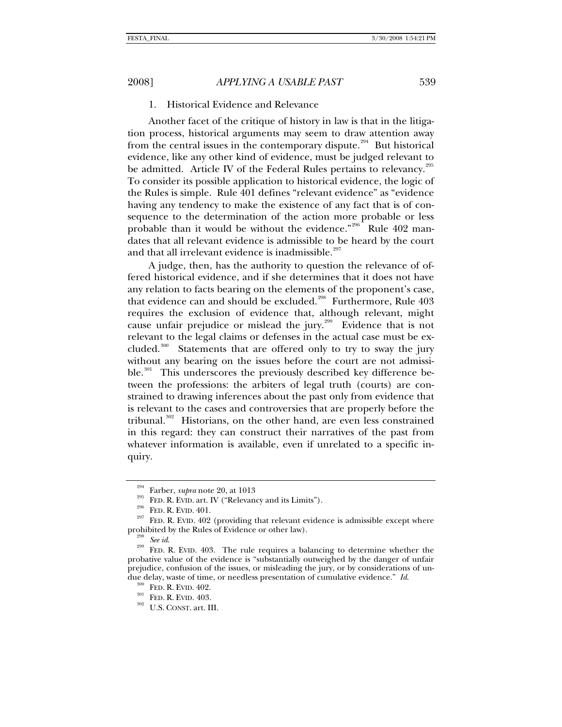### 1. Historical Evidence and Relevance

Another facet of the critique of history in law is that in the litigation process, historical arguments may seem to draw attention away from the central issues in the contemporary dispute.[294] But historical evidence, like any other kind of evidence, must be judged relevant to be admitted. Article IV of the Federal Rules pertains to relevancy.[295] To consider its possible application to historical evidence, the logic of the Rules is simple. Rule 401 defines "relevant evidence" as "evidence having any tendency to make the existence of any fact that is of consequence to the determination of the action more probable or less probable than it would be without the evidence."[296] Rule 402 mandates that all relevant evidence is admissible to be heard by the court and that all irrelevant evidence is inadmissible.[297]

A judge, then, has the authority to question the relevance of offered historical evidence, and if she determines that it does not have any relation to facts bearing on the elements of the proponent's case, that evidence can and should be excluded.[298] Furthermore, Rule 403 requires the exclusion of evidence that, although relevant, might cause unfair prejudice or mislead the jury.[299] Evidence that is not relevant to the legal claims or defenses in the actual case must be excluded.[300] Statements that are offered only to try to sway the jury without any bearing on the issues before the court are not admissible.[301] This underscores the previously described key difference between the professions: the arbiters of legal truth (courts) are constrained to drawing inferences about the past only from evidence that is relevant to the cases and controversies that are properly before the tribunal.[302] Historians, on the other hand, are even less constrained in this regard: they can construct their narratives of the past from whatever information is available, even if unrelated to a specific inquiry.

---

[294] Farber, *supra* note 20, at 1013

[295] FED. R. EVID. art. IV ("Relevancy and its Limits").

[296] FED. R. EVID. 401.

[297] FED. R. EVID. 402 (providing that relevant evidence is admissible except where prohibited by the Rules of Evidence or other law).

[298] *See id.*

[299] FED. R. EVID. 403. The rule requires a balancing to determine whether the probative value of the evidence is "substantially outweighed by the danger of unfair prejudice, confusion of the issues, or misleading the jury, or by considerations of undue delay, waste of time, or needless presentation of cumulative evidence." *Id.*

[300] FED. R. EVID. 402.

[301] FED. R. EVID. 403.

[302] U.S. CONST. art. III.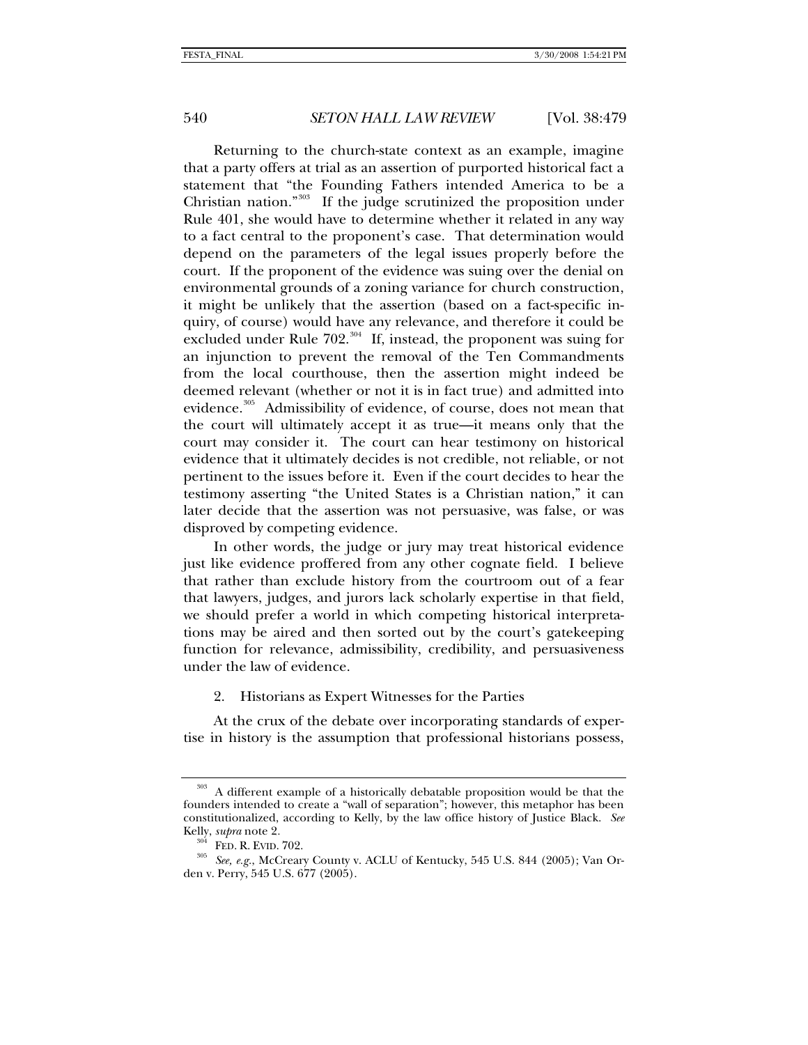Returning to the church-state context as an example, imagine that a party offers at trial as an assertion of purported historical fact a statement that "the Founding Fathers intended America to be a Christian nation."[303] If the judge scrutinized the proposition under Rule 401, she would have to determine whether it related in any way to a fact central to the proponent's case. That determination would depend on the parameters of the legal issues properly before the court. If the proponent of the evidence was suing over the denial on environmental grounds of a zoning variance for church construction, it might be unlikely that the assertion (based on a fact-specific inquiry, of course) would have any relevance, and therefore it could be excluded under Rule 702.[304] If, instead, the proponent was suing for an injunction to prevent the removal of the Ten Commandments from the local courthouse, then the assertion might indeed be deemed relevant (whether or not it is in fact true) and admitted into evidence.[305] Admissibility of evidence, of course, does not mean that the court will ultimately accept it as true—it means only that the court may consider it. The court can hear testimony on historical evidence that it ultimately decides is not credible, not reliable, or not pertinent to the issues before it. Even if the court decides to hear the testimony asserting "the United States is a Christian nation," it can later decide that the assertion was not persuasive, was false, or was disproved by competing evidence.

In other words, the judge or jury may treat historical evidence just like evidence proffered from any other cognate field. I believe that rather than exclude history from the courtroom out of a fear that lawyers, judges, and jurors lack scholarly expertise in that field, we should prefer a world in which competing historical interpretations may be aired and then sorted out by the court's gatekeeping function for relevance, admissibility, credibility, and persuasiveness under the law of evidence.

### 2. Historians as Expert Witnesses for the Parties

At the crux of the debate over incorporating standards of expertise in history is the assumption that professional historians possess,

---

[303] A different example of a historically debatable proposition would be that the founders intended to create a "wall of separation"; however, this metaphor has been constitutionalized, according to Kelly, by the law office history of Justice Black. *See* Kelly, *supra* note 2.

[304] FED. R. EVID. 702.

[305] *See, e.g.*, McCreary County v. ACLU of Kentucky, 545 U.S. 844 (2005); Van Orden v. Perry, 545 U.S. 677 (2005).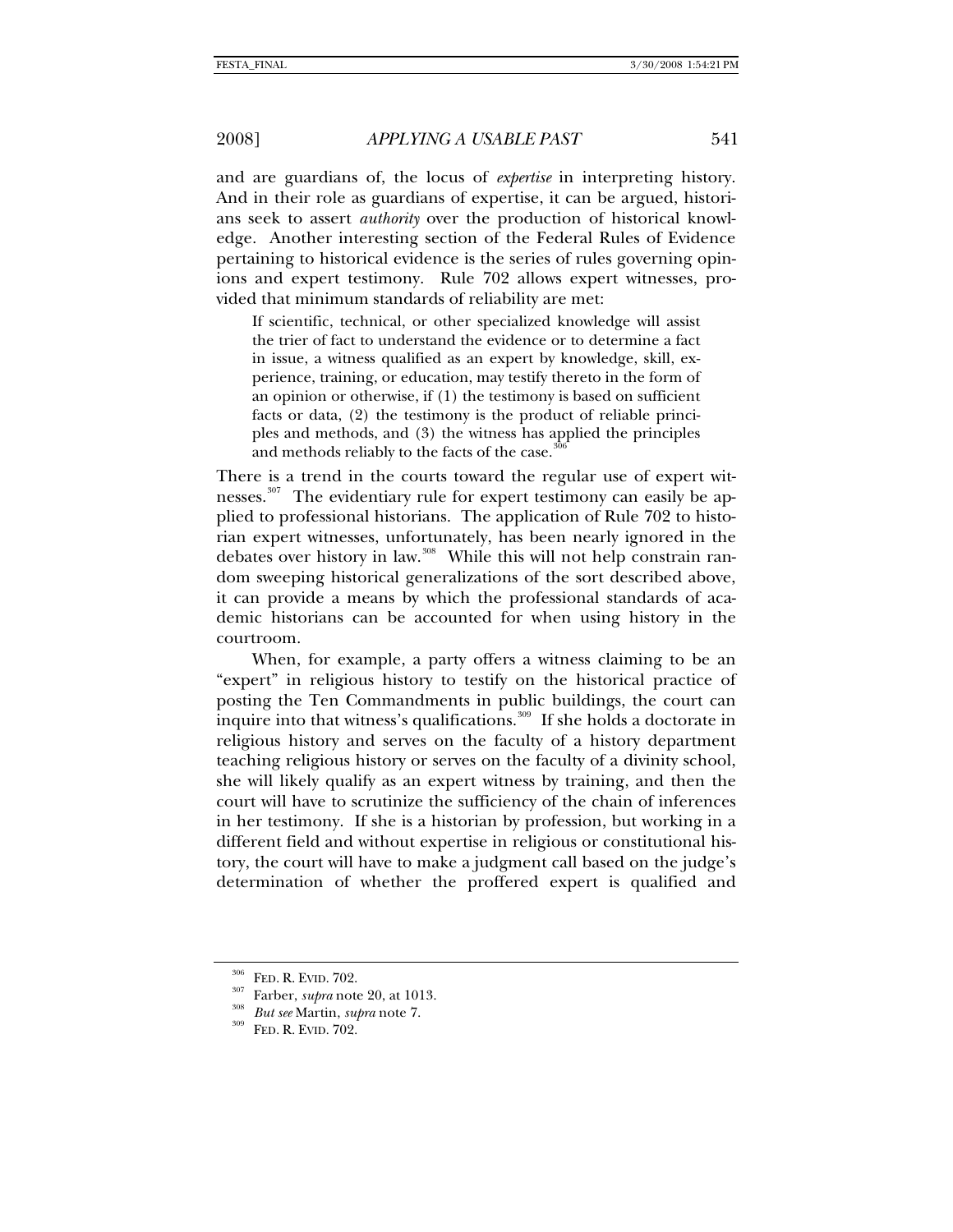and are guardians of, the locus of *expertise* in interpreting history. And in their role as guardians of expertise, it can be argued, historians seek to assert *authority* over the production of historical knowledge. Another interesting section of the Federal Rules of Evidence pertaining to historical evidence is the series of rules governing opinions and expert testimony. Rule 702 allows expert witnesses, provided that minimum standards of reliability are met:

> If scientific, technical, or other specialized knowledge will assist the trier of fact to understand the evidence or to determine a fact in issue, a witness qualified as an expert by knowledge, skill, experience, training, or education, may testify thereto in the form of an opinion or otherwise, if (1) the testimony is based on sufficient facts or data, (2) the testimony is the product of reliable principles and methods, and (3) the witness has applied the principles and methods reliably to the facts of the case.[306]

There is a trend in the courts toward the regular use of expert witnesses.[307] The evidentiary rule for expert testimony can easily be applied to professional historians. The application of Rule 702 to historian expert witnesses, unfortunately, has been nearly ignored in the debates over history in law.[308] While this will not help constrain random sweeping historical generalizations of the sort described above, it can provide a means by which the professional standards of academic historians can be accounted for when using history in the courtroom.

When, for example, a party offers a witness claiming to be an "expert" in religious history to testify on the historical practice of posting the Ten Commandments in public buildings, the court can inquire into that witness's qualifications.[309] If she holds a doctorate in religious history and serves on the faculty of a history department teaching religious history or serves on the faculty of a divinity school, she will likely qualify as an expert witness by training, and then the court will have to scrutinize the sufficiency of the chain of inferences in her testimony. If she is a historian by profession, but working in a different field and without expertise in religious or constitutional history, the court will have to make a judgment call based on the judge's determination of whether the proffered expert is qualified and

---

[306] FED. R. EVID. 702.

[307] Farber, *supra* note 20, at 1013.

[308] *But see* Martin, *supra* note 7.

[309] FED. R. EVID. 702.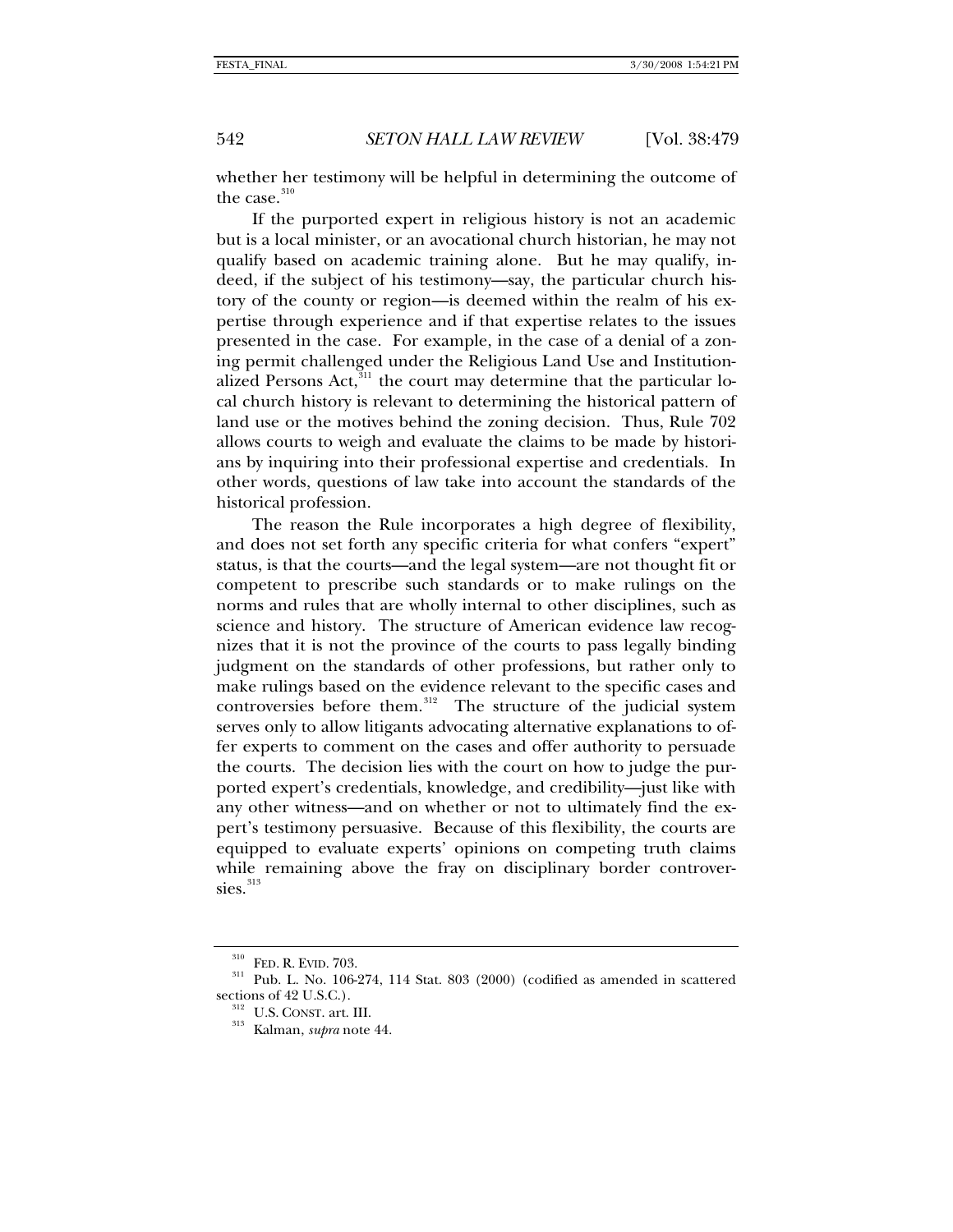whether her testimony will be helpful in determining the outcome of the case.[310]

If the purported expert in religious history is not an academic but is a local minister, or an avocational church historian, he may not qualify based on academic training alone. But he may qualify, indeed, if the subject of his testimony—say, the particular church history of the county or region—is deemed within the realm of his expertise through experience and if that expertise relates to the issues presented in the case. For example, in the case of a denial of a zoning permit challenged under the Religious Land Use and Institutionalized Persons Act,[311] the court may determine that the particular local church history is relevant to determining the historical pattern of land use or the motives behind the zoning decision. Thus, Rule 702 allows courts to weigh and evaluate the claims to be made by historians by inquiring into their professional expertise and credentials. In other words, questions of law take into account the standards of the historical profession.

The reason the Rule incorporates a high degree of flexibility, and does not set forth any specific criteria for what confers "expert" status, is that the courts—and the legal system—are not thought fit or competent to prescribe such standards or to make rulings on the norms and rules that are wholly internal to other disciplines, such as science and history. The structure of American evidence law recognizes that it is not the province of the courts to pass legally binding judgment on the standards of other professions, but rather only to make rulings based on the evidence relevant to the specific cases and controversies before them.[312] The structure of the judicial system serves only to allow litigants advocating alternative explanations to offer experts to comment on the cases and offer authority to persuade the courts. The decision lies with the court on how to judge the purported expert's credentials, knowledge, and credibility—just like with any other witness—and on whether or not to ultimately find the expert's testimony persuasive. Because of this flexibility, the courts are equipped to evaluate experts' opinions on competing truth claims while remaining above the fray on disciplinary border controversies.[313]

---

[310] FED. R. EVID. 703.

[311] Pub. L. No. 106-274, 114 Stat. 803 (2000) (codified as amended in scattered sections of 42 U.S.C.).

[312] U.S. CONST. art. III.

[313] Kalman, *supra* note 44.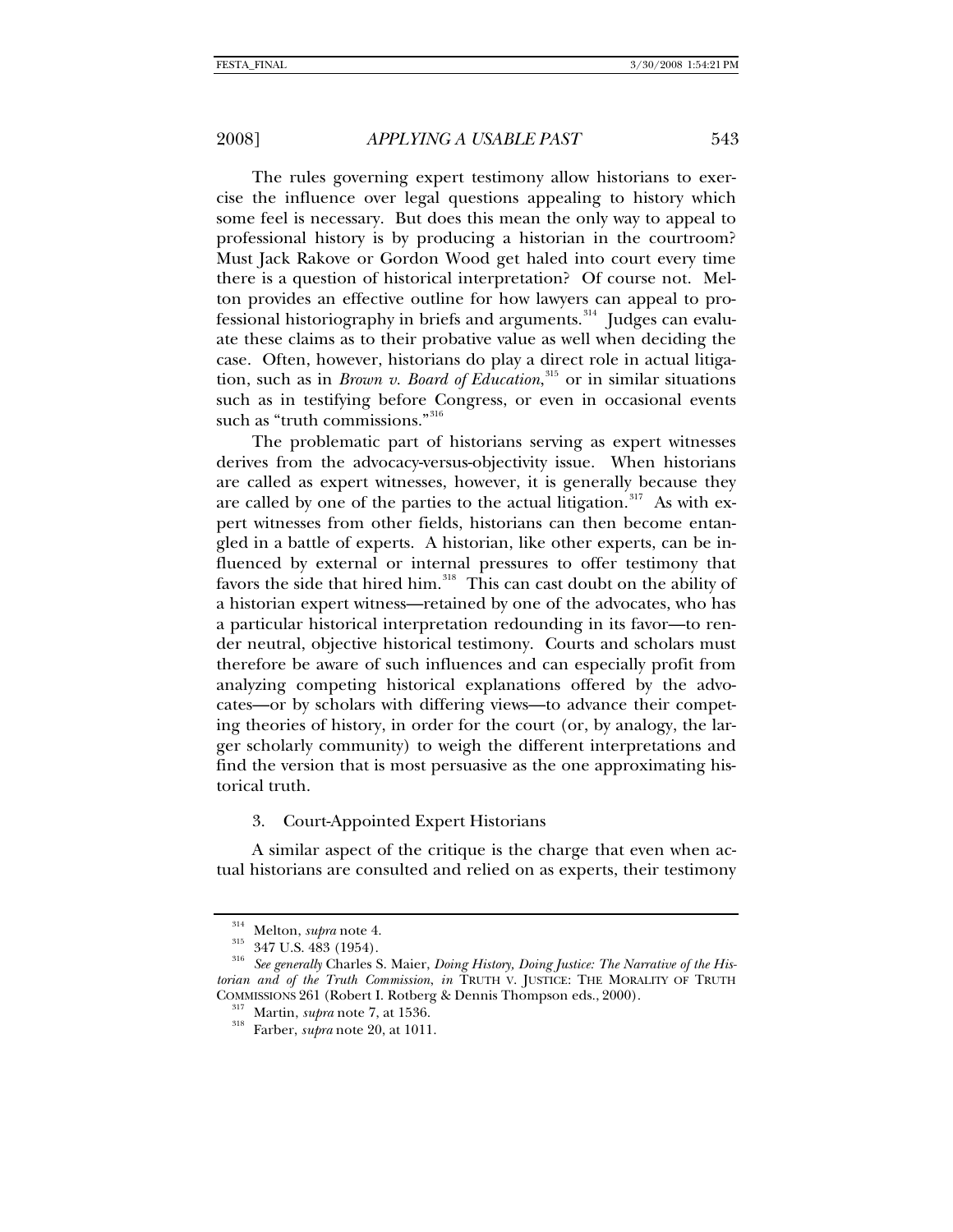The rules governing expert testimony allow historians to exercise the influence over legal questions appealing to history which some feel is necessary. But does this mean the only way to appeal to professional history is by producing a historian in the courtroom? Must Jack Rakove or Gordon Wood get haled into court every time there is a question of historical interpretation? Of course not. Melton provides an effective outline for how lawyers can appeal to professional historiography in briefs and arguments.[314] Judges can evaluate these claims as to their probative value as well when deciding the case. Often, however, historians do play a direct role in actual litigation, such as in *Brown v. Board of Education*,[315] or in similar situations such as in testifying before Congress, or even in occasional events such as "truth commissions."[316]

The problematic part of historians serving as expert witnesses derives from the advocacy-versus-objectivity issue. When historians are called as expert witnesses, however, it is generally because they are called by one of the parties to the actual litigation.[317] As with expert witnesses from other fields, historians can then become entangled in a battle of experts. A historian, like other experts, can be influenced by external or internal pressures to offer testimony that favors the side that hired him.[318] This can cast doubt on the ability of a historian expert witness—retained by one of the advocates, who has a particular historical interpretation redounding in its favor—to render neutral, objective historical testimony. Courts and scholars must therefore be aware of such influences and can especially profit from analyzing competing historical explanations offered by the advocates—or by scholars with differing views—to advance their competing theories of history, in order for the court (or, by analogy, the larger scholarly community) to weigh the different interpretations and find the version that is most persuasive as the one approximating historical truth.

### 3. Court-Appointed Expert Historians

A similar aspect of the critique is the charge that even when actual historians are consulted and relied on as experts, their testimony

---

[314] Melton, *supra* note 4.

[315] 347 U.S. 483 (1954).

[316] *See generally* Charles S. Maier, *Doing History, Doing Justice: The Narrative of the Historian and of the Truth Commission*, *in* TRUTH V. JUSTICE: THE MORALITY OF TRUTH COMMISSIONS 261 (Robert I. Rotberg & Dennis Thompson eds., 2000).

[317] Martin, *supra* note 7, at 1536.

[318] Farber, *supra* note 20, at 1011.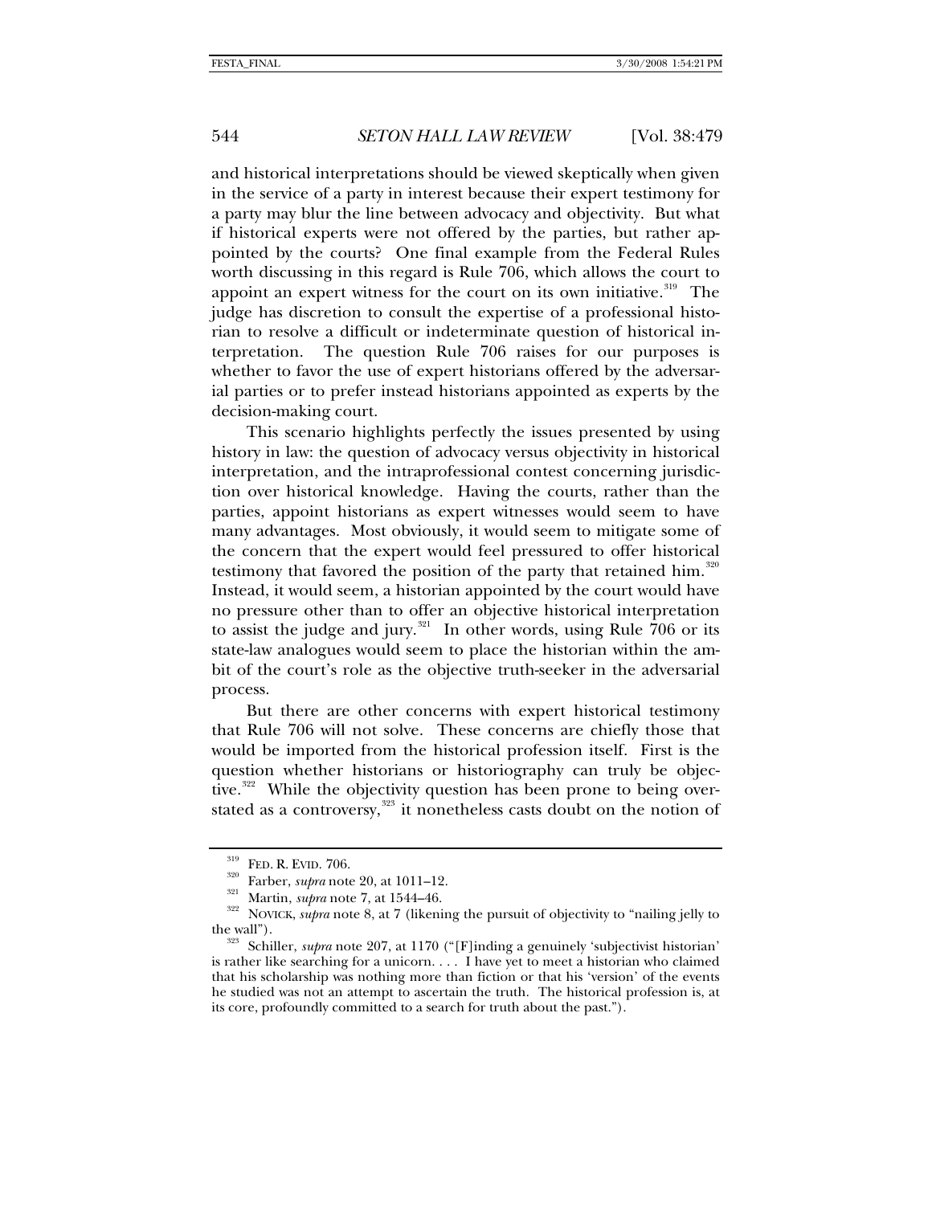and historical interpretations should be viewed skeptically when given in the service of a party in interest because their expert testimony for a party may blur the line between advocacy and objectivity. But what if historical experts were not offered by the parties, but rather appointed by the courts? One final example from the Federal Rules worth discussing in this regard is Rule 706, which allows the court to appoint an expert witness for the court on its own initiative.[319] The judge has discretion to consult the expertise of a professional historian to resolve a difficult or indeterminate question of historical interpretation. The question Rule 706 raises for our purposes is whether to favor the use of expert historians offered by the adversarial parties or to prefer instead historians appointed as experts by the decision-making court.

This scenario highlights perfectly the issues presented by using history in law: the question of advocacy versus objectivity in historical interpretation, and the intraprofessional contest concerning jurisdiction over historical knowledge. Having the courts, rather than the parties, appoint historians as expert witnesses would seem to have many advantages. Most obviously, it would seem to mitigate some of the concern that the expert would feel pressured to offer historical testimony that favored the position of the party that retained him.[320] Instead, it would seem, a historian appointed by the court would have no pressure other than to offer an objective historical interpretation to assist the judge and jury.[321] In other words, using Rule 706 or its state-law analogues would seem to place the historian within the ambit of the court's role as the objective truth-seeker in the adversarial process.

But there are other concerns with expert historical testimony that Rule 706 will not solve. These concerns are chiefly those that would be imported from the historical profession itself. First is the question whether historians or historiography can truly be objective.[322] While the objectivity question has been prone to being overstated as a controversy,[323] it nonetheless casts doubt on the notion of

---

[319] FED. R. EVID. 706.

[320] Farber, *supra* note 20, at 1011–12.

[321] Martin, *supra* note 7, at 1544–46.

[322] NOVICK, *supra* note 8, at 7 (likening the pursuit of objectivity to "nailing jelly to the wall").

[323] Schiller, *supra* note 207, at 1170 ("[F]inding a genuinely 'subjectivist historian' is rather like searching for a unicorn. . . . I have yet to meet a historian who claimed that his scholarship was nothing more than fiction or that his 'version' of the events he studied was not an attempt to ascertain the truth. The historical profession is, at its core, profoundly committed to a search for truth about the past.").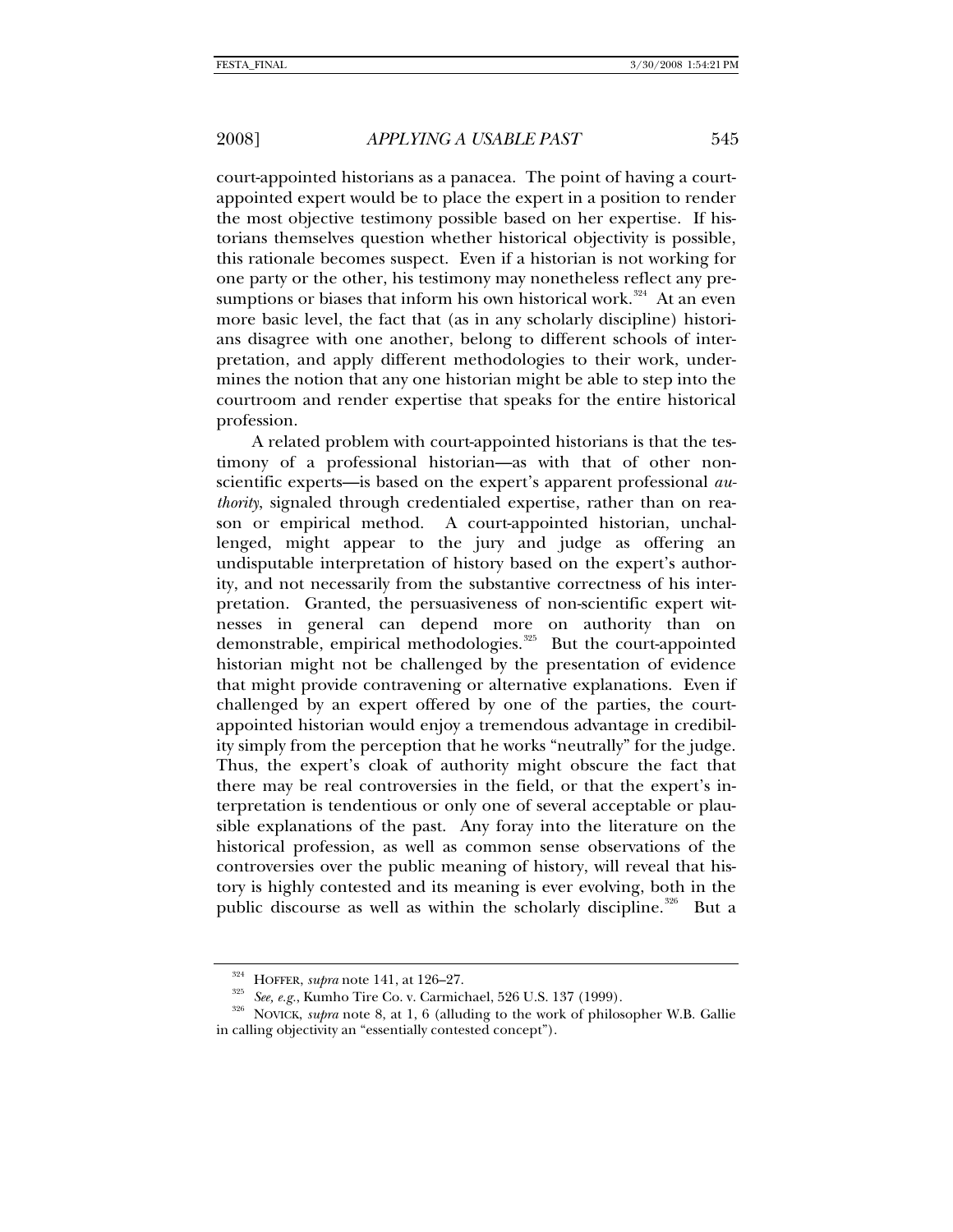court-appointed historians as a panacea. The point of having a court-appointed expert would be to place the expert in a position to render the most objective testimony possible based on her expertise. If historians themselves question whether historical objectivity is possible, this rationale becomes suspect. Even if a historian is not working for one party or the other, his testimony may nonetheless reflect any presumptions or biases that inform his own historical work.[324] At an even more basic level, the fact that (as in any scholarly discipline) historians disagree with one another, belong to different schools of interpretation, and apply different methodologies to their work, undermines the notion that any one historian might be able to step into the courtroom and render expertise that speaks for the entire historical profession.

A related problem with court-appointed historians is that the testimony of a professional historian—as with that of other non-scientific experts—is based on the expert's apparent professional *authority*, signaled through credentialed expertise, rather than on reason or empirical method. A court-appointed historian, unchallenged, might appear to the jury and judge as offering an undisputable interpretation of history based on the expert's authority, and not necessarily from the substantive correctness of his interpretation. Granted, the persuasiveness of non-scientific expert witnesses in general can depend more on authority than on demonstrable, empirical methodologies.[325] But the court-appointed historian might not be challenged by the presentation of evidence that might provide contravening or alternative explanations. Even if challenged by an expert offered by one of the parties, the court-appointed historian would enjoy a tremendous advantage in credibility simply from the perception that he works "neutrally" for the judge. Thus, the expert's cloak of authority might obscure the fact that there may be real controversies in the field, or that the expert's interpretation is tendentious or only one of several acceptable or plausible explanations of the past. Any foray into the literature on the historical profession, as well as common sense observations of the controversies over the public meaning of history, will reveal that history is highly contested and its meaning is ever evolving, both in the public discourse as well as within the scholarly discipline.[326] But a

---

[324] HOFFER, *supra* note 141, at 126–27.

[325] *See, e.g.*, Kumho Tire Co. v. Carmichael, 526 U.S. 137 (1999).

[326] NOVICK, *supra* note 8, at 1, 6 (alluding to the work of philosopher W.B. Gallie in calling objectivity an "essentially contested concept").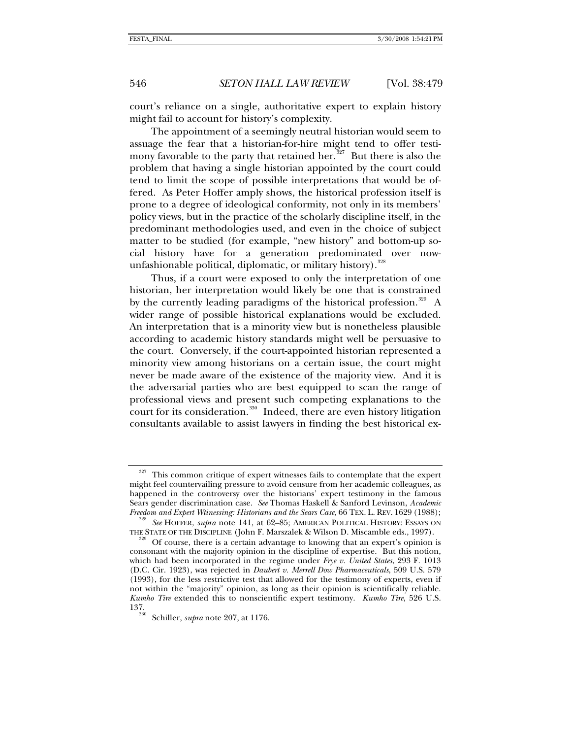court's reliance on a single, authoritative expert to explain history might fail to account for history's complexity.

The appointment of a seemingly neutral historian would seem to assuage the fear that a historian-for-hire might tend to offer testimony favorable to the party that retained her.[327] But there is also the problem that having a single historian appointed by the court could tend to limit the scope of possible interpretations that would be offered. As Peter Hoffer amply shows, the historical profession itself is prone to a degree of ideological conformity, not only in its members' policy views, but in the practice of the scholarly discipline itself, in the predominant methodologies used, and even in the choice of subject matter to be studied (for example, "new history" and bottom-up social history have for a generation predominated over now-unfashionable political, diplomatic, or military history).[328]

Thus, if a court were exposed to only the interpretation of one historian, her interpretation would likely be one that is constrained by the currently leading paradigms of the historical profession.[329] A wider range of possible historical explanations would be excluded. An interpretation that is a minority view but is nonetheless plausible according to academic history standards might well be persuasive to the court. Conversely, if the court-appointed historian represented a minority view among historians on a certain issue, the court might never be made aware of the existence of the majority view. And it is the adversarial parties who are best equipped to scan the range of professional views and present such competing explanations to the court for its consideration.[330] Indeed, there are even history litigation consultants available to assist lawyers in finding the best historical ex-

---

[327] This common critique of expert witnesses fails to contemplate that the expert might feel countervailing pressure to avoid censure from her academic colleagues, as happened in the controversy over the historians' expert testimony in the famous Sears gender discrimination case. *See* Thomas Haskell & Sanford Levinson, *Academic Freedom and Expert Wtinessing: Historians and the Sears Case*, 66 TEX. L. REV. 1629 (1988);

[328] *See* HOFFER, *supra* note 141, at 62–85; AMERICAN POLITICAL HISTORY: ESSAYS ON THE STATE OF THE DISCIPLINE (John F. Marszalek & Wilson D. Miscamble eds., 1997).

[329] Of course, there is a certain advantage to knowing that an expert's opinion is consonant with the majority opinion in the discipline of expertise. But this notion, which had been incorporated in the regime under *Frye v. United States*, 293 F. 1013 (D.C. Cir. 1923), was rejected in *Daubert v. Merrell Dow Pharmaceuticals*, 509 U.S. 579 (1993), for the less restrictive test that allowed for the testimony of experts, even if not within the "majority" opinion, as long as their opinion is scientifically reliable. *Kumho Tire* extended this to nonscientific expert testimony. *Kumho Tire*, 526 U.S. 137.

[330] Schiller, *supra* note 207, at 1176.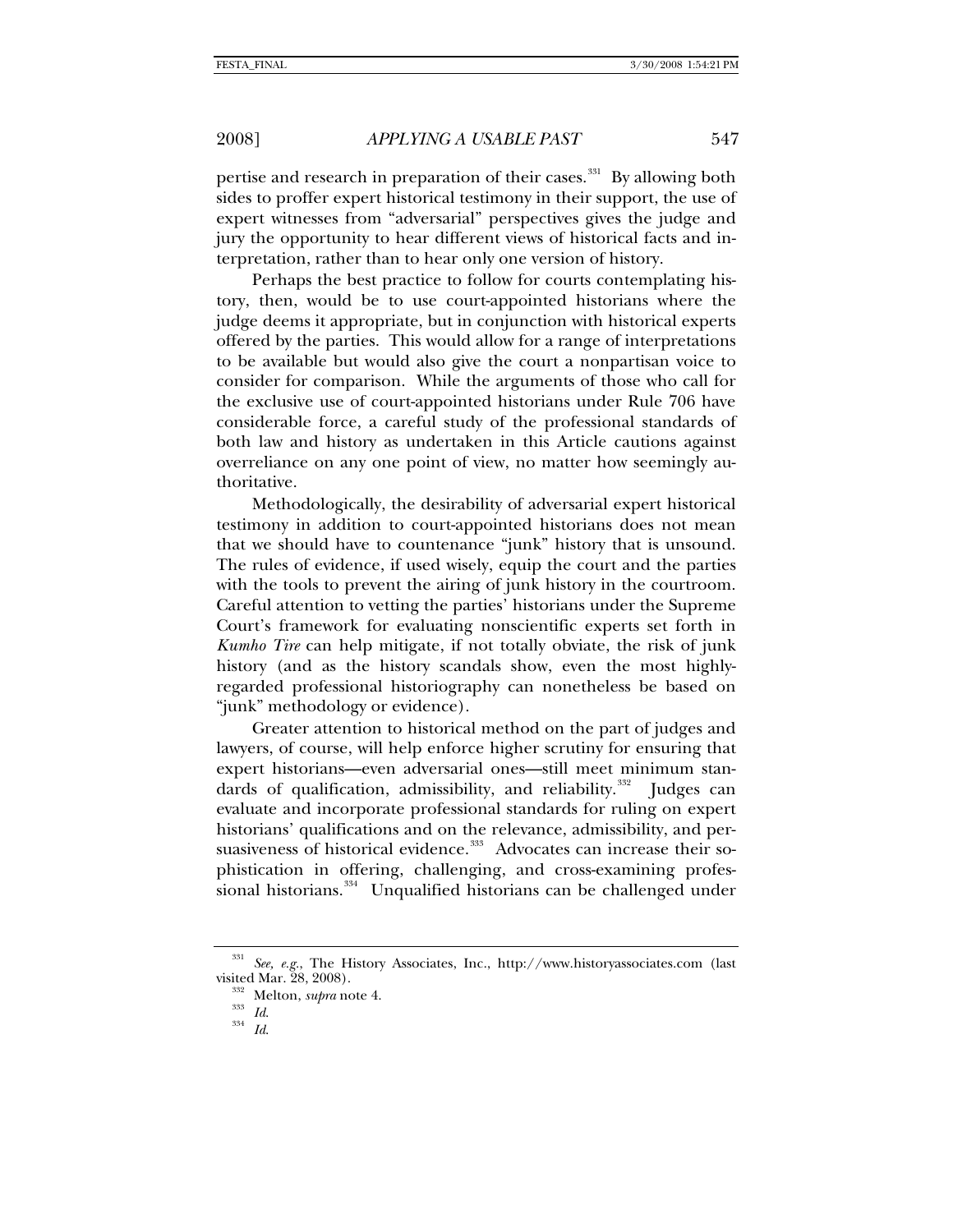pertise and research in preparation of their cases.[331] By allowing both sides to proffer expert historical testimony in their support, the use of expert witnesses from "adversarial" perspectives gives the judge and jury the opportunity to hear different views of historical facts and interpretation, rather than to hear only one version of history.

Perhaps the best practice to follow for courts contemplating history, then, would be to use court-appointed historians where the judge deems it appropriate, but in conjunction with historical experts offered by the parties. This would allow for a range of interpretations to be available but would also give the court a nonpartisan voice to consider for comparison. While the arguments of those who call for the exclusive use of court-appointed historians under Rule 706 have considerable force, a careful study of the professional standards of both law and history as undertaken in this Article cautions against overreliance on any one point of view, no matter how seemingly authoritative.

Methodologically, the desirability of adversarial expert historical testimony in addition to court-appointed historians does not mean that we should have to countenance "junk" history that is unsound. The rules of evidence, if used wisely, equip the court and the parties with the tools to prevent the airing of junk history in the courtroom. Careful attention to vetting the parties' historians under the Supreme Court's framework for evaluating nonscientific experts set forth in *Kumho Tire* can help mitigate, if not totally obviate, the risk of junk history (and as the history scandals show, even the most highly-regarded professional historiography can nonetheless be based on "junk" methodology or evidence).

Greater attention to historical method on the part of judges and lawyers, of course, will help enforce higher scrutiny for ensuring that expert historians—even adversarial ones—still meet minimum standards of qualification, admissibility, and reliability.[332] Judges can evaluate and incorporate professional standards for ruling on expert historians' qualifications and on the relevance, admissibility, and persuasiveness of historical evidence.[333] Advocates can increase their sophistication in offering, challenging, and cross-examining professional historians.[334] Unqualified historians can be challenged under

---

[331] *See, e.g.*, The History Associates, Inc., http://www.historyassociates.com (last visited Mar. 28, 2008).

[332] Melton, *supra* note 4.

[333] *Id.*

[334] *Id.*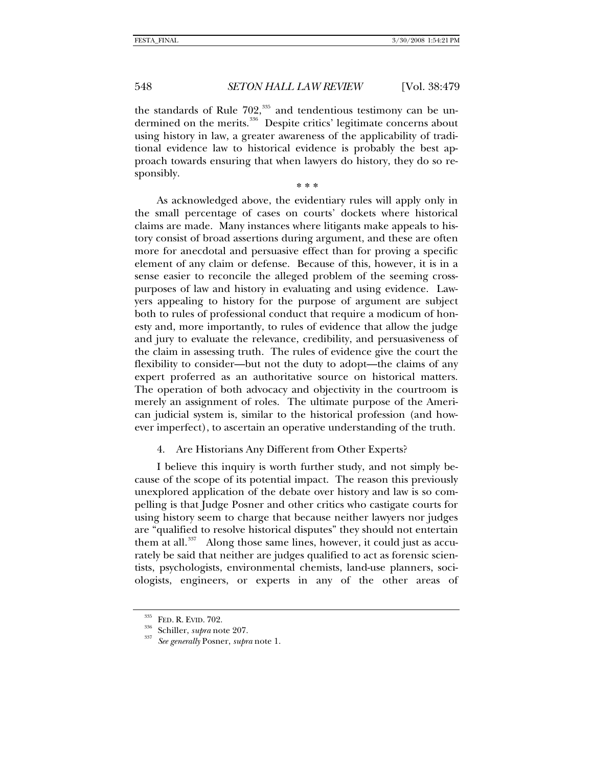the standards of Rule 702,[335] and tendentious testimony can be undermined on the merits.[336] Despite critics' legitimate concerns about using history in law, a greater awareness of the applicability of traditional evidence law to historical evidence is probably the best approach towards ensuring that when lawyers do history, they do so responsibly.

\* \* \*

As acknowledged above, the evidentiary rules will apply only in the small percentage of cases on courts' dockets where historical claims are made. Many instances where litigants make appeals to history consist of broad assertions during argument, and these are often more for anecdotal and persuasive effect than for proving a specific element of any claim or defense. Because of this, however, it is in a sense easier to reconcile the alleged problem of the seeming cross-purposes of law and history in evaluating and using evidence. Lawyers appealing to history for the purpose of argument are subject both to rules of professional conduct that require a modicum of honesty and, more importantly, to rules of evidence that allow the judge and jury to evaluate the relevance, credibility, and persuasiveness of the claim in assessing truth. The rules of evidence give the court the flexibility to consider—but not the duty to adopt—the claims of any expert proferred as an authoritative source on historical matters. The operation of both advocacy and objectivity in the courtroom is merely an assignment of roles. The ultimate purpose of the American judicial system is, similar to the historical profession (and however imperfect), to ascertain an operative understanding of the truth.

#### 4. Are Historians Any Different from Other Experts?

I believe this inquiry is worth further study, and not simply because of the scope of its potential impact. The reason this previously unexplored application of the debate over history and law is so compelling is that Judge Posner and other critics who castigate courts for using history seem to charge that because neither lawyers nor judges are "qualified to resolve historical disputes" they should not entertain them at all.[337] Along those same lines, however, it could just as accurately be said that neither are judges qualified to act as forensic scientists, psychologists, environmental chemists, land-use planners, sociologists, engineers, or experts in any of the other areas of

---

[335] FED. R. EVID. 702.

[336] Schiller, *supra* note 207.

[337] *See generally* Posner, *supra* note 1.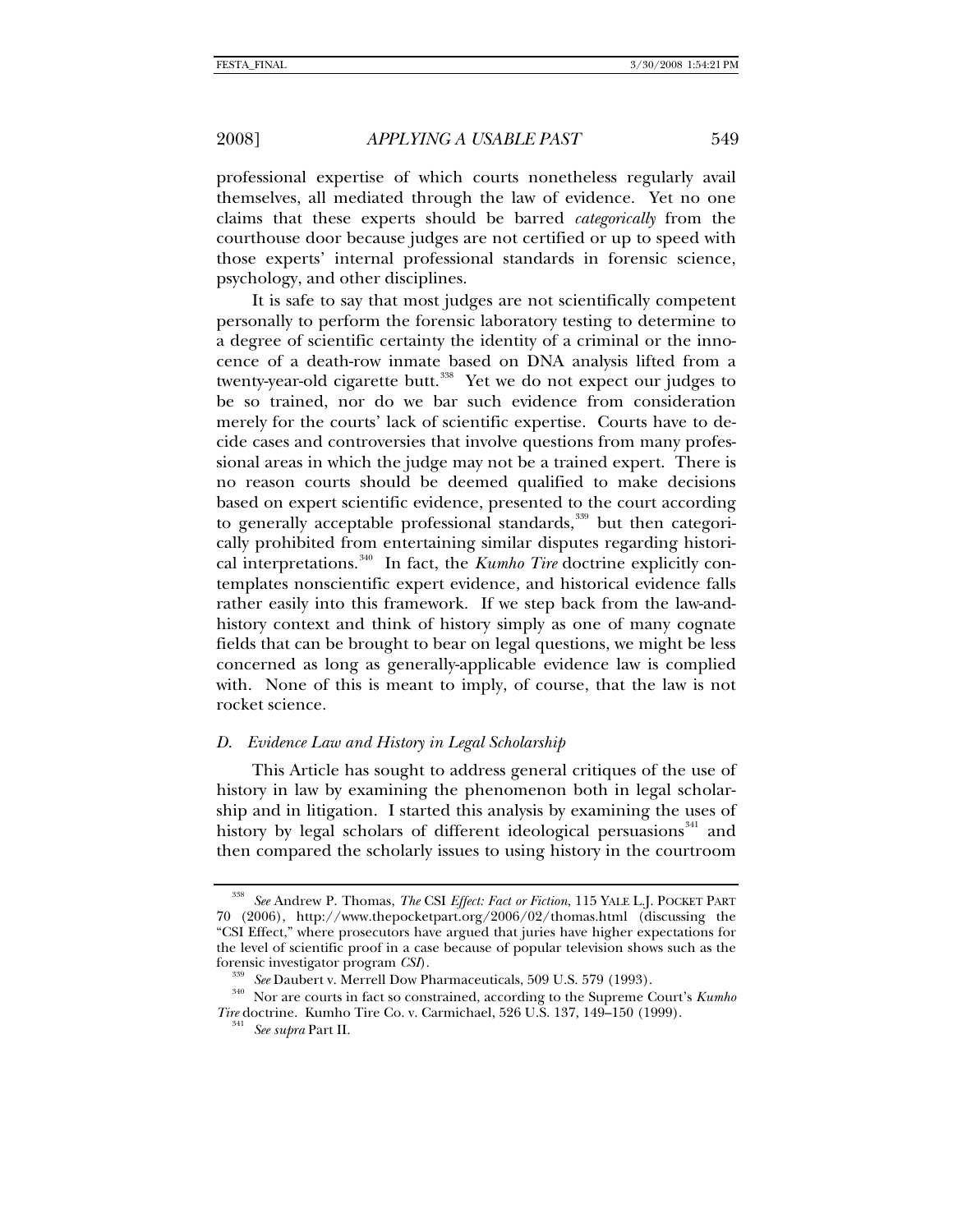professional expertise of which courts nonetheless regularly avail themselves, all mediated through the law of evidence. Yet no one claims that these experts should be barred *categorically* from the courthouse door because judges are not certified or up to speed with those experts' internal professional standards in forensic science, psychology, and other disciplines.

It is safe to say that most judges are not scientifically competent personally to perform the forensic laboratory testing to determine to a degree of scientific certainty the identity of a criminal or the innocence of a death-row inmate based on DNA analysis lifted from a twenty-year-old cigarette butt.[338] Yet we do not expect our judges to be so trained, nor do we bar such evidence from consideration merely for the courts' lack of scientific expertise. Courts have to decide cases and controversies that involve questions from many professional areas in which the judge may not be a trained expert. There is no reason courts should be deemed qualified to make decisions based on expert scientific evidence, presented to the court according to generally acceptable professional standards,[339] but then categorically prohibited from entertaining similar disputes regarding historical interpretations.[340] In fact, the *Kumho Tire* doctrine explicitly contemplates nonscientific expert evidence, and historical evidence falls rather easily into this framework. If we step back from the law-and-history context and think of history simply as one of many cognate fields that can be brought to bear on legal questions, we might be less concerned as long as generally-applicable evidence law is complied with. None of this is meant to imply, of course, that the law is not rocket science.

### D. Evidence Law and History in Legal Scholarship

This Article has sought to address general critiques of the use of history in law by examining the phenomenon both in legal scholarship and in litigation. I started this analysis by examining the uses of history by legal scholars of different ideological persuasions[341] and then compared the scholarly issues to using history in the courtroom

---

[338] *See* Andrew P. Thomas, *The* CSI *Effect: Fact or Fiction*, 115 YALE L.J. POCKET PART 70 (2006), http://www.thepocketpart.org/2006/02/thomas.html (discussing the "CSI Effect," where prosecutors have argued that juries have higher expectations for the level of scientific proof in a case because of popular television shows such as the forensic investigator program *CSI*).

[339] *See* Daubert v. Merrell Dow Pharmaceuticals, 509 U.S. 579 (1993).

[340] Nor are courts in fact so constrained, according to the Supreme Court's *Kumho Tire* doctrine. Kumho Tire Co. v. Carmichael, 526 U.S. 137, 149–150 (1999).

[341] *See supra* Part II.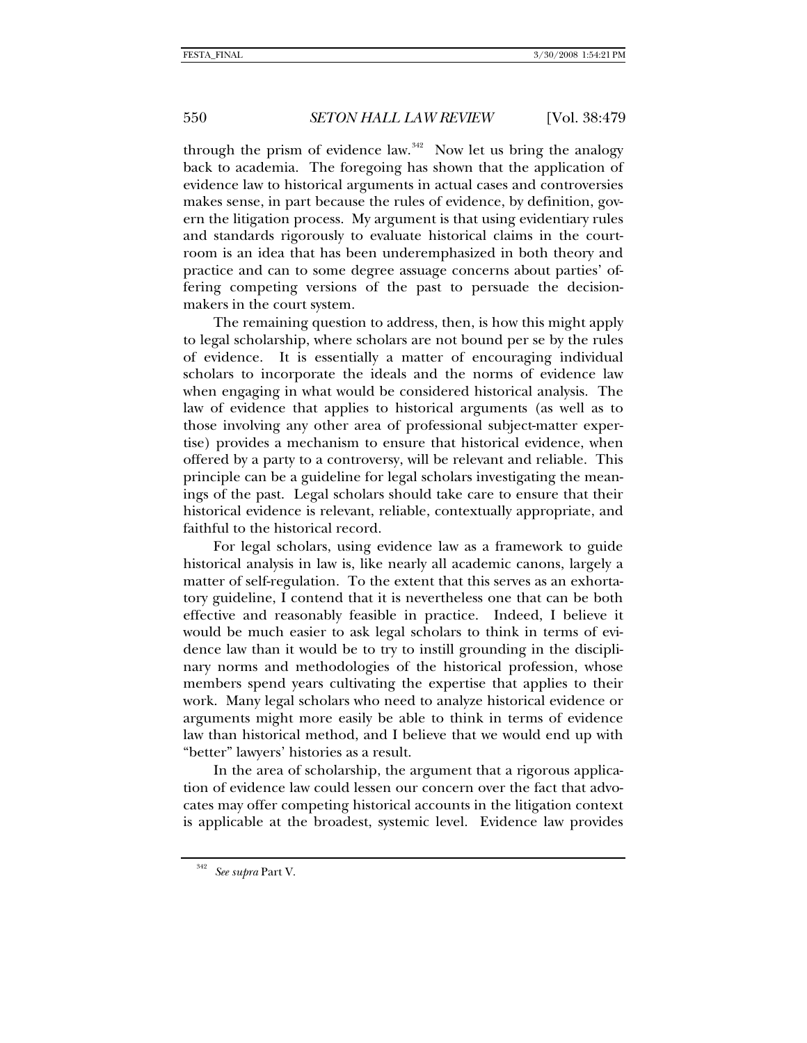through the prism of evidence law.[342] Now let us bring the analogy back to academia. The foregoing has shown that the application of evidence law to historical arguments in actual cases and controversies makes sense, in part because the rules of evidence, by definition, govern the litigation process. My argument is that using evidentiary rules and standards rigorously to evaluate historical claims in the courtroom is an idea that has been underemphasized in both theory and practice and can to some degree assuage concerns about parties' offering competing versions of the past to persuade the decisionmakers in the court system.

The remaining question to address, then, is how this might apply to legal scholarship, where scholars are not bound per se by the rules of evidence. It is essentially a matter of encouraging individual scholars to incorporate the ideals and the norms of evidence law when engaging in what would be considered historical analysis. The law of evidence that applies to historical arguments (as well as to those involving any other area of professional subject-matter expertise) provides a mechanism to ensure that historical evidence, when offered by a party to a controversy, will be relevant and reliable. This principle can be a guideline for legal scholars investigating the meanings of the past. Legal scholars should take care to ensure that their historical evidence is relevant, reliable, contextually appropriate, and faithful to the historical record.

For legal scholars, using evidence law as a framework to guide historical analysis in law is, like nearly all academic canons, largely a matter of self-regulation. To the extent that this serves as an exhortatory guideline, I contend that it is nevertheless one that can be both effective and reasonably feasible in practice. Indeed, I believe it would be much easier to ask legal scholars to think in terms of evidence law than it would be to try to instill grounding in the disciplinary norms and methodologies of the historical profession, whose members spend years cultivating the expertise that applies to their work. Many legal scholars who need to analyze historical evidence or arguments might more easily be able to think in terms of evidence law than historical method, and I believe that we would end up with "better" lawyers' histories as a result.

In the area of scholarship, the argument that a rigorous application of evidence law could lessen our concern over the fact that advocates may offer competing historical accounts in the litigation context is applicable at the broadest, systemic level. Evidence law provides

[342] *See supra* Part V.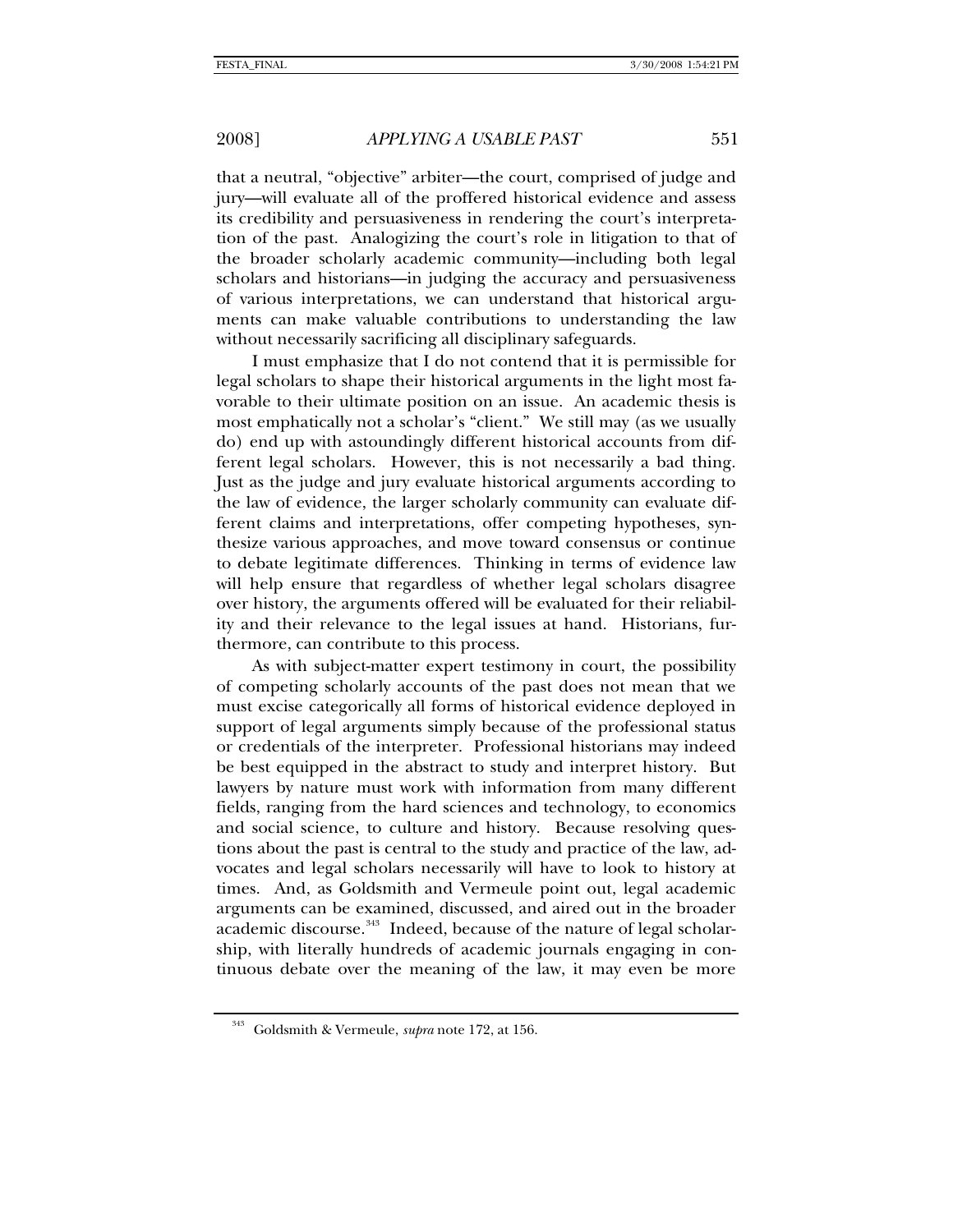that a neutral, "objective" arbiter—the court, comprised of judge and jury—will evaluate all of the proffered historical evidence and assess its credibility and persuasiveness in rendering the court's interpretation of the past. Analogizing the court's role in litigation to that of the broader scholarly academic community—including both legal scholars and historians—in judging the accuracy and persuasiveness of various interpretations, we can understand that historical arguments can make valuable contributions to understanding the law without necessarily sacrificing all disciplinary safeguards.

I must emphasize that I do not contend that it is permissible for legal scholars to shape their historical arguments in the light most favorable to their ultimate position on an issue. An academic thesis is most emphatically not a scholar's "client." We still may (as we usually do) end up with astoundingly different historical accounts from different legal scholars. However, this is not necessarily a bad thing. Just as the judge and jury evaluate historical arguments according to the law of evidence, the larger scholarly community can evaluate different claims and interpretations, offer competing hypotheses, synthesize various approaches, and move toward consensus or continue to debate legitimate differences. Thinking in terms of evidence law will help ensure that regardless of whether legal scholars disagree over history, the arguments offered will be evaluated for their reliability and their relevance to the legal issues at hand. Historians, furthermore, can contribute to this process.

As with subject-matter expert testimony in court, the possibility of competing scholarly accounts of the past does not mean that we must excise categorically all forms of historical evidence deployed in support of legal arguments simply because of the professional status or credentials of the interpreter. Professional historians may indeed be best equipped in the abstract to study and interpret history. But lawyers by nature must work with information from many different fields, ranging from the hard sciences and technology, to economics and social science, to culture and history. Because resolving questions about the past is central to the study and practice of the law, advocates and legal scholars necessarily will have to look to history at times. And, as Goldsmith and Vermeule point out, legal academic arguments can be examined, discussed, and aired out in the broader academic discourse.[343] Indeed, because of the nature of legal scholarship, with literally hundreds of academic journals engaging in continuous debate over the meaning of the law, it may even be more

[343] Goldsmith & Vermeule, *supra* note 172, at 156.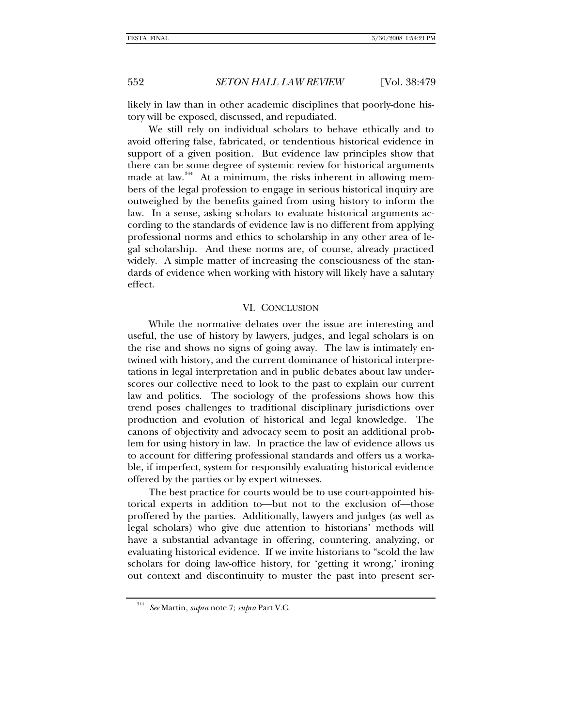likely in law than in other academic disciplines that poorly-done history will be exposed, discussed, and repudiated.

We still rely on individual scholars to behave ethically and to avoid offering false, fabricated, or tendentious historical evidence in support of a given position. But evidence law principles show that there can be some degree of systemic review for historical arguments made at law.[344] At a minimum, the risks inherent in allowing members of the legal profession to engage in serious historical inquiry are outweighed by the benefits gained from using history to inform the law. In a sense, asking scholars to evaluate historical arguments according to the standards of evidence law is no different from applying professional norms and ethics to scholarship in any other area of legal scholarship. And these norms are, of course, already practiced widely. A simple matter of increasing the consciousness of the standards of evidence when working with history will likely have a salutary effect.

## VI. CONCLUSION

While the normative debates over the issue are interesting and useful, the use of history by lawyers, judges, and legal scholars is on the rise and shows no signs of going away. The law is intimately entwined with history, and the current dominance of historical interpretations in legal interpretation and in public debates about law underscores our collective need to look to the past to explain our current law and politics. The sociology of the professions shows how this trend poses challenges to traditional disciplinary jurisdictions over production and evolution of historical and legal knowledge. The canons of objectivity and advocacy seem to posit an additional problem for using history in law. In practice the law of evidence allows us to account for differing professional standards and offers us a workable, if imperfect, system for responsibly evaluating historical evidence offered by the parties or by expert witnesses.

The best practice for courts would be to use court-appointed historical experts in addition to—but not to the exclusion of—those proffered by the parties. Additionally, lawyers and judges (as well as legal scholars) who give due attention to historians' methods will have a substantial advantage in offering, countering, analyzing, or evaluating historical evidence. If we invite historians to "scold the law scholars for doing law-office history, for 'getting it wrong,' ironing out context and discontinuity to muster the past into present ser-

---

[344] *See* Martin, *supra* note 7; *supra* Part V.C.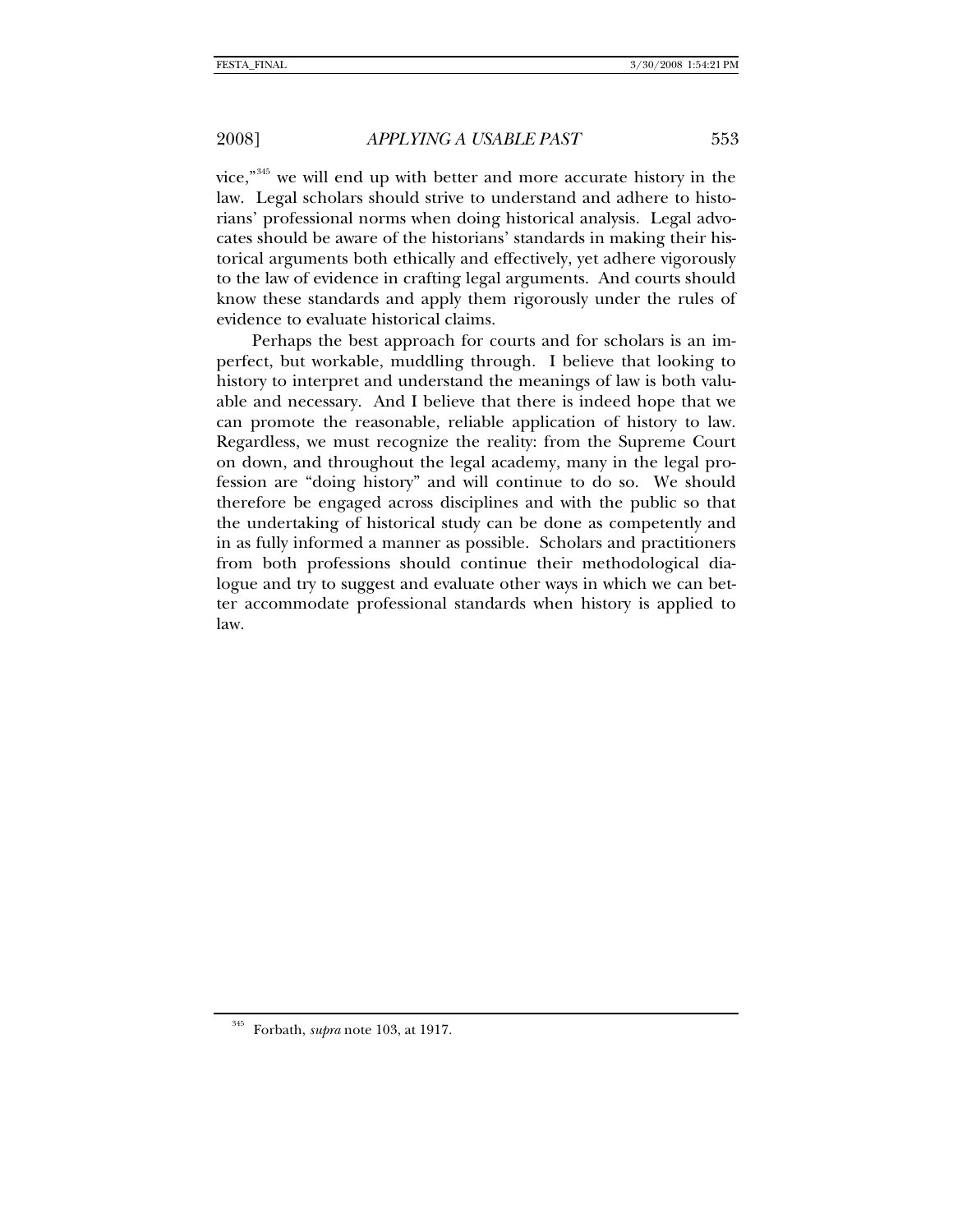vice,"[345] we will end up with better and more accurate history in the law. Legal scholars should strive to understand and adhere to historians' professional norms when doing historical analysis. Legal advocates should be aware of the historians' standards in making their historical arguments both ethically and effectively, yet adhere vigorously to the law of evidence in crafting legal arguments. And courts should know these standards and apply them rigorously under the rules of evidence to evaluate historical claims.

Perhaps the best approach for courts and for scholars is an imperfect, but workable, muddling through. I believe that looking to history to interpret and understand the meanings of law is both valuable and necessary. And I believe that there is indeed hope that we can promote the reasonable, reliable application of history to law. Regardless, we must recognize the reality: from the Supreme Court on down, and throughout the legal academy, many in the legal profession are "doing history" and will continue to do so. We should therefore be engaged across disciplines and with the public so that the undertaking of historical study can be done as competently and in as fully informed a manner as possible. Scholars and practitioners from both professions should continue their methodological dialogue and try to suggest and evaluate other ways in which we can better accommodate professional standards when history is applied to law.

---

[345] Forbath, *supra* note 103, at 1917.